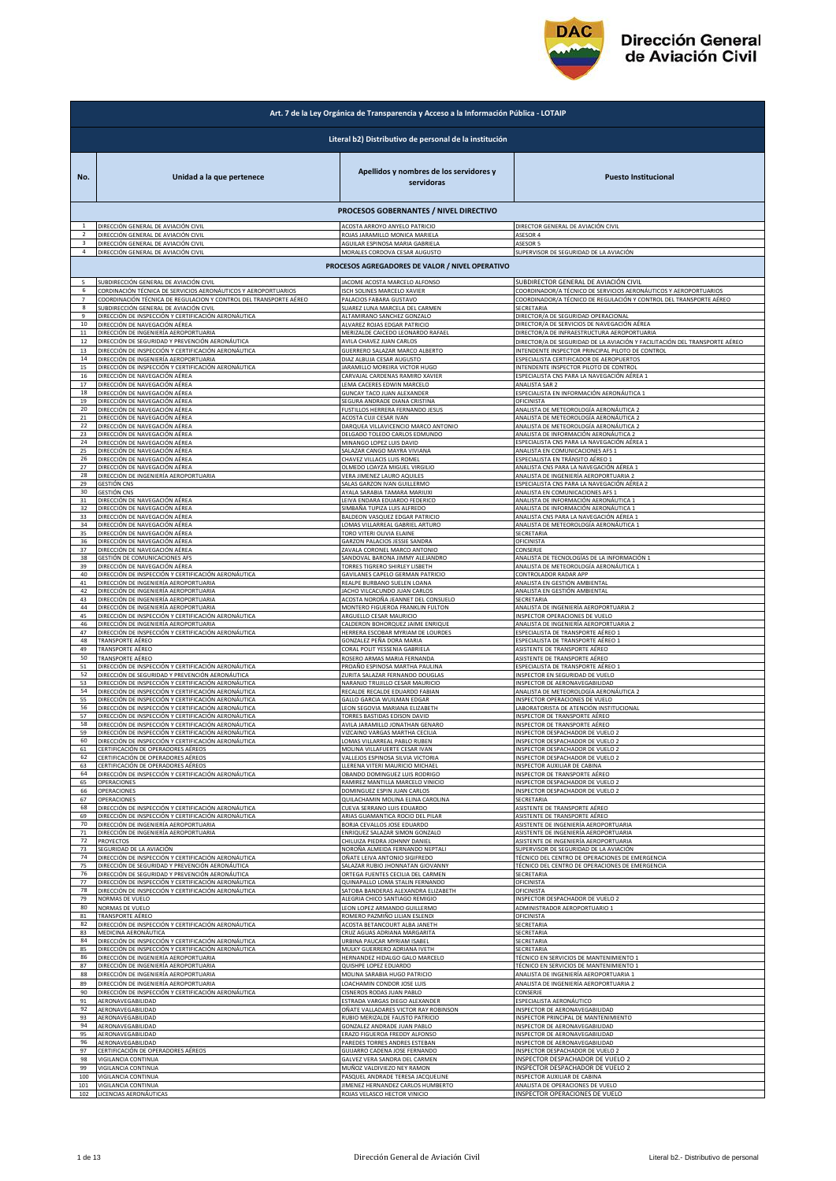# Dirección General de Aviación Civil

| Art. 7 de la Ley Orgánica de Transparencia y Acceso a la Información Pública - LOTAIP | | | |
|---|---|---|---|
| Literal b2) Distributivo de personal de la institución | | | |
| **No.** | **Unidad a la que pertenece** | **Apellidos y nombres de los servidores y servidoras** | **Puesto Institucional** |
| **PROCESOS GOBERNANTES / NIVEL DIRECTIVO** | | | |
| 1 | DIRECCIÓN GENERAL DE AVIACIÓN CIVIL | ACOSTA ARROYO ANYELO PATRICIO | DIRECTOR GENERAL DE AVIACIÓN CIVIL |
| 2 | DIRECCIÓN GENERAL DE AVIACIÓN CIVIL | ROJAS JARAMILLO MONICA MARIELA | ASESOR 4 |
| 3 | DIRECCIÓN GENERAL DE AVIACIÓN CIVIL | AGUILAR ESPINOSA MARIA GABRIELA | ASESOR 5 |
| 4 | DIRECCIÓN GENERAL DE AVIACIÓN CIVIL | MORALES CORDOVA CESAR AUGUSTO | SUPERVISOR DE SEGURIDAD DE LA AVIACIÓN |
| **PROCESOS AGREGADORES DE VALOR / NIVEL OPERATIVO** | | | |
| 5 | SUBDIRECCIÓN GENERAL DE AVIACIÓN CIVIL | JACOME ACOSTA MARCELO ALFONSO | SUBDIRECTOR GENERAL DE AVIACIÓN CIVIL |
| 6 | CORDINACIÓN TÉCNICA DE SERVICIOS AERONÁUTICOS Y AEROPORTUARIOS | ISCH SOLINES MARCELO XAVIER | COORDINADOR/A TÉCNICO DE SERVICIOS AERONÁUTICOS Y AEROPORTUARIOS |
| 7 | COORDINACIÓN TÉCNICA DE REGULACION Y CONTROL DEL TRANSPORTE AÉREO | PALACIOS FABARA GUSTAVO | COORDINADOR/A TÉCNICO DE REGULACIÓN Y CONTROL DEL TRANSPORTE AÉREO |
| 8 | SUBDIRECCIÓN GENERAL DE AVIACIÓN CIVIL | SUAREZ LUNA MARCELA DEL CARMEN | SECRETARIA |
| 9 | DIRECCIÓN DE INSPECCIÓN Y CERTIFICACIÓN AERONÁUTICA | ALTAMIRANO SANCHEZ GONZALO | DIRECTOR/A DE SEGURIDAD OPERACIONAL |
| 10 | DIRECCIÓN DE NAVEGACIÓN AÉREA | ALVAREZ ROJAS EDGAR PATRICIO | DIRECTOR/A DE SERVICIOS DE NAVEGACIÓN AÉREA |
| 11 | DIRECCIÓN DE INGENIERÍA AEROPORTUARIA | MERIZALDE CAICEDO LEONARDO RAFAEL | DIRECTOR/A DE INFRAESTRUCTURA AEROPORTUARIA |
| 12 | DIRECCIÓN DE SEGURIDAD Y PREVENCIÓN AERONÁUTICA | AVILA CHAVEZ JUAN CARLOS | DIRECTOR/A DE SEGURIDAD DE LA AVIACIÓN Y FACILITACIÓN DEL TRANSPORTE AÉREO |
| 13 | DIRECCIÓN DE INSPECCIÓN Y CERTIFICACIÓN AERONÁUTICA | GUERRERO SALAZAR MARCO ALBERTO | INTENDENTE INSPECTOR PRINCIPAL PILOTO DE CONTROL |
| 14 | DIRECCIÓN DE INGENIERÍA AEROPORTUARIA | DIAZ ALBUJA CESAR AUGUSTO | ESPECIALISTA CERTIFICADOR DE AEROPUERTOS |
| 15 | DIRECCIÓN DE INSPECCIÓN Y CERTIFICACIÓN AERONÁUTICA | JARAMILLO MOREIRA VICTOR HUGO | INTENDENTE INSPECTOR PILOTO DE CONTROL |
| 16 | DIRECCIÓN DE NAVEGACIÓN AÉREA | CARVAJAL CARDENAS RAMIRO XAVIER | ESPECIALISTA CNS PARA LA NAVEGACIÓN AÉREA 1 |
| 17 | DIRECCIÓN DE NAVEGACIÓN AÉREA | LEMA CACERES EDWIN MARCELO | ANALISTA SAR 2 |
| 18 | DIRECCIÓN DE NAVEGACIÓN AÉREA | GUNCAY TACO JUAN ALEXANDER | ESPECIALISTA EN INFORMACIÓN AERONÁUTICA 1 |
| 19 | DIRECCIÓN DE NAVEGACIÓN AÉREA | SEGURA ANDRADE DIANA CRISTINA | OFICINISTA |
| 20 | DIRECCIÓN DE NAVEGACIÓN AÉREA | FUSTILLOS HERRERA FERNANDO JESUS | ANALISTA DE METEOROLOGÍA AERONÁUTICA 2 |
| 21 | DIRECCIÓN DE NAVEGACIÓN AÉREA | ACOSTA CUJI CESAR IVAN | ANALISTA DE METEOROLOGÍA AERONÁUTICA 2 |
| 22 | DIRECCIÓN DE NAVEGACIÓN AÉREA | DARQUEA VILLAVICENCIO MARCO ANTONIO | ANALISTA DE METEOROLOGÍA AERONÁUTICA 2 |
| 23 | DIRECCIÓN DE NAVEGACIÓN AÉREA | DELGADO TOLEDO CARLOS EDMUNDO | ANALISTA DE INFORMACIÓN AERONÁUTICA 2 |
| 24 | DIRECCIÓN DE NAVEGACIÓN AÉREA | MINANGO LOPEZ LUIS DAVID | ESPECIALISTA CNS PARA LA NAVEGACIÓN AÉREA 1 |
| 25 | DIRECCIÓN DE NAVEGACIÓN AÉREA | SALAZAR CANGO MAYRA VIVIANA | ANALISTA EN COMUNICACIONES AFS 1 |
| 26 | DIRECCIÓN DE NAVEGACIÓN AÉREA | CHAVEZ VILLACIS LUIS ROMEL | ESPECIALISTA EN TRÁNSITO AÉREO 1 |
| 27 | DIRECCIÓN DE NAVEGACIÓN AÉREA | OLMEDO LOAYZA MIGUEL VIRGILIO | ANALISTA CNS PARA LA NAVEGACIÓN AÉREA 1 |
| 28 | DIRECCIÓN DE INGENIERÍA AEROPORTUARIA | VERA JIMENEZ LAURO AQUILES | ANALISTA DE INGENIERÍA AEROPORTUARIA 2 |
| 29 | GESTIÓN CNS | SALAS GARZON IVAN GUILLERMO | ESPECIALISTA CNS PARA LA NAVEGACIÓN AÉREA 2 |
| 30 | GESTIÓN CNS | AYALA SARABIA TAMARA MARIUXI | ANALISTA EN COMUNICACIONES AFS 1 |
| 31 | DIRECCIÓN DE NAVEGACIÓN AÉREA | LEIVA ENDARA EDUARDO FEDERICO | ANALISTA DE INFORMACIÓN AERONÁUTICA 1 |
| 32 | DIRECCIÓN DE NAVEGACIÓN AÉREA | SIMBAÑA TUPIZA LUIS ALFREDO | ANALISTA DE INFORMACIÓN AERONÁUTICA 1 |
| 33 | DIRECCIÓN DE NAVEGACIÓN AÉREA | BALDEON VASQUEZ EDGAR PATRICIO | ANALISTA CNS PARA LA NAVEGACIÓN AÉREA 1 |
| 34 | DIRECCIÓN DE NAVEGACIÓN AÉREA | LOMAS VILLARREAL GABRIEL ARTURO | ANALISTA DE METEOROLOGÍA AERONÁUTICA 1 |
| 35 | DIRECCIÓN DE NAVEGACIÓN AÉREA | TORO VITERI OLIVIA ELAINE | SECRETARIA |
| 36 | DIRECCIÓN DE NAVEGACIÓN AÉREA | GARZON PALACIOS JESSIE SANDRA | OFICINISTA |
| 37 | DIRECCIÓN DE NAVEGACIÓN AÉREA | ZAVALA CORONEL MARCO ANTONIO | CONSERJE |
| 38 | GESTIÓN DE COMUNICACIONES AFS | SANDOVAL BARONA JIMMY ALEJANDRO | ANALISTA DE TECNOLOGÍAS DE LA INFORMACIÓN 1 |
| 39 | DIRECCIÓN DE NAVEGACIÓN AÉREA | TORRES TIGRERO SHIRLEY LISBETH | ANALISTA DE METEOROLOGÍA AERONÁUTICA 1 |
| 40 | DIRECCIÓN DE INSPECCIÓN Y CERTIFICACIÓN AERONÁUTICA | GAVILANES CAPELO GERMAN PATRICIO | CONTROLADOR RADAR APP |
| 41 | DIRECCIÓN DE INGENIERÍA AEROPORTUARIA | REALPE BURBANO SUELEN LOANA | ANALISTA EN GESTIÓN AMBIENTAL |
| 42 | DIRECCIÓN DE INGENIERÍA AEROPORTUARIA | JACHO VILCACUNDO JUAN CARLOS | ANALISTA EN GESTIÓN AMBIENTAL |
| 43 | DIRECCIÓN DE INGENIERÍA AEROPORTUARIA | ACOSTA NOROÑA JEANNET DEL CONSUELO | SECRETARIA |
| 44 | DIRECCIÓN DE INGENIERÍA AEROPORTUARIA | MONTERO FIGUEROA FRANKLIN FULTON | ANALISTA DE INGENIERÍA AEROPORTUARIA 2 |
| 45 | DIRECCIÓN DE INSPECCIÓN Y CERTIFICACIÓN AERONÁUTICA | ARGUELLO CESAR MAURICIO | INSPECTOR OPERACIONES DE VUELO |
| 46 | DIRECCIÓN DE INGENIERÍA AEROPORTUARIA | CALDERON BOHORQUEZ JAIME ENRIQUE | ANALISTA DE INGENIERÍA AEROPORTUARIA 2 |
| 47 | DIRECCIÓN DE INSPECCIÓN Y CERTIFICACIÓN AERONÁUTICA | HERRERA ESCOBAR MYRIAM DE LOURDES | ESPECIALISTA DE TRANSPORTE AÉREO 1 |
| 48 | TRANSPORTE AÉREO | GONZALEZ PEÑA DORA MARIA | ESPECIALISTA DE TRANSPORTE AÉREO 1 |
| 49 | TRANSPORTE AÉREO | CORAL POLIT YESSENIA GABRIELA | ASISTENTE DE TRANSPORTE AÉREO |
| 50 | TRANSPORTE AÉREO | ROSERO ARMAS MARIA FERNANDA | ASISTENTE DE TRANSPORTE AÉREO |
| 51 | DIRECCIÓN DE INSPECCIÓN Y CERTIFICACIÓN AERONÁUTICA | PROAÑO ESPINOSA MARTHA PAULINA | ESPECIALISTA DE TRANSPORTE AÉREO 1 |
| 52 | DIRECCIÓN DE SEGURIDAD Y PREVENCIÓN AERONÁUTICA | ZURITA SALAZAR FERNANDO DOUGLAS | INSPECTOR EN SEGURIDAD DE VUELO |
| 53 | DIRECCIÓN DE INSPECCIÓN Y CERTIFICACIÓN AERONÁUTICA | NARANJO TRUJILLO CESAR MAURICIO | INSPECTOR DE AERONAVEGABILIDAD |
| 54 | DIRECCIÓN DE INSPECCIÓN Y CERTIFICACIÓN AERONÁUTICA | RECALDE RECALDE EDUARDO FABIAN | ANALISTA DE METEOROLOGÍA AERONÁUTICA 2 |
| 55 | DIRECCIÓN DE INSPECCIÓN Y CERTIFICACIÓN AERONÁUTICA | GALLO GARCIA WUILMAN EDGAR | INSPECTOR OPERACIONES DE VUELO |
| 56 | DIRECCIÓN DE INSPECCIÓN Y CERTIFICACIÓN AERONÁUTICA | LEON SEGOVIA MARIANA ELIZABETH | LABORATORISTA DE ATENCIÓN INSTITUCIONAL |
| 57 | DIRECCIÓN DE INSPECCIÓN Y CERTIFICACIÓN AERONÁUTICA | TORRES BASTIDAS EDISON DAVID | INSPECTOR DE TRANSPORTE AÉREO |
| 58 | DIRECCIÓN DE INSPECCIÓN Y CERTIFICACIÓN AERONÁUTICA | AVILA JARAMILLO JONATHAN GENARO | INSPECTOR DE TRANSPORTE AÉREO |
| 59 | DIRECCIÓN DE INSPECCIÓN Y CERTIFICACIÓN AERONÁUTICA | VIZCAINO VARGAS MARTHA CECILIA | INSPECTOR DESPACHADOR DE VUELO 2 |
| 60 | DIRECCIÓN DE INSPECCIÓN Y CERTIFICACIÓN AERONÁUTICA | LOMAS VILLARREAL PABLO RUBEN | INSPECTOR DESPACHADOR DE VUELO 2 |
| 61 | CERTIFICACIÓN DE OPERADORES AÉREOS | MOLINA VILLAFUERTE CESAR IVAN | INSPECTOR DESPACHADOR DE VUELO 2 |
| 62 | CERTIFICACIÓN DE OPERADORES AÉREOS | VALLEJOS ESPINOSA SILVIA VICTORIA | INSPECTOR DESPACHADOR DE VUELO 2 |
| 63 | CERTIFICACIÓN DE OPERADORES AÉREOS | LLERENA VITERI MAURICIO MICHAEL | INSPECTOR AUXILIAR DE CABINA |
| 64 | DIRECCIÓN DE INSPECCIÓN Y CERTIFICACIÓN AERONÁUTICA | OBANDO DOMINGUEZ LUIS RODRIGO | INSPECTOR DE TRANSPORTE AÉREO |
| 65 | OPERACIONES | RAMIREZ MANTILLA MARCELO VINICIO | INSPECTOR DESPACHADOR DE VUELO 2 |
| 66 | OPERACIONES | DOMINGUEZ ESPIN JUAN CARLOS | INSPECTOR DESPACHADOR DE VUELO 2 |
| 67 | OPERACIONES | QUILACHAMIN MOLINA ELINA CAROLINA | SECRETARIA |
| 68 | DIRECCIÓN DE INSPECCIÓN Y CERTIFICACIÓN AERONÁUTICA | CUEVA SERRANO LUIS EDUARDO | ASISTENTE DE TRANSPORTE AÉREO |
| 69 | DIRECCIÓN DE INSPECCIÓN Y CERTIFICACIÓN AERONÁUTICA | ARIAS GUAMANTICA ROCIO DEL PILAR | ASISTENTE DE TRANSPORTE AÉREO |
| 70 | DIRECCIÓN DE INGENIERÍA AEROPORTUARIA | BORJA CEVALLOS JOSE EDUARDO | ASISTENTE DE INGENIERÍA AEROPORTUARIA |
| 71 | DIRECCIÓN DE INGENIERÍA AEROPORTUARIA | ENRIQUEZ SALAZAR SIMON GONZALO | ASISTENTE DE INGENIERÍA AEROPORTUARIA |
| 72 | PROYECTOS | CHILUIZA PIEDRA JOHNNY DANIEL | ASISTENTE DE INGENIERÍA AEROPORTUARIA |
| 73 | SEGURIDAD DE LA AVIACIÓN | NOROÑA ALMEIDA FERNANDO NEPTALI | SUPERVISOR DE SEGURIDAD DE LA AVIACIÓN |
| 74 | DIRECCIÓN DE INSPECCIÓN Y CERTIFICACIÓN AERONÁUTICA | OÑATE LEIVA ANTONIO SIGIFREDO | TÉCNICO DEL CENTRO DE OPERACIONES DE EMERGENCIA |
| 75 | DIRECCIÓN DE SEGURIDAD Y PREVENCIÓN AERONÁUTICA | SALAZAR RUBIO JHONNATAN GIOVANNY | TÉCNICO DEL CENTRO DE OPERACIONES DE EMERGENCIA |
| 76 | DIRECCIÓN DE SEGURIDAD Y PREVENCIÓN AERONÁUTICA | ORTEGA FUENTES CECILIA DEL CARMEN | SECRETARIA |
| 77 | DIRECCIÓN DE INSPECCIÓN Y CERTIFICACIÓN AERONÁUTICA | QUINAPALLO LOMA STALIN FERNANDO | OFICINISTA |
| 78 | DIRECCIÓN DE INSPECCIÓN Y CERTIFICACIÓN AERONÁUTICA | SATOBA BANDERAS ALEXANDRA ELIZABETH | OFICINISTA |
| 79 | NORMAS DE VUELO | ALEGRIA CHICO SANTIAGO REMIGIO | INSPECTOR DESPACHADOR DE VUELO 2 |
| 80 | NORMAS DE VUELO | LEON LOPEZ ARMANDO GUILLERMO | ADMINISTRADOR AEROPORTUARIO 1 |
| 81 | TRANSPORTE AÉREO | ROMERO PAZMIÑO LILIAN ESLENDI | OFICINISTA |
| 82 | DIRECCIÓN DE INSPECCIÓN Y CERTIFICACIÓN AERONÁUTICA | ACOSTA BETANCOURT ALBA JANETH | SECRETARIA |
| 83 | MEDICINA AERONÁUTICA | CRUZ AGUAS ADRIANA MARGARITA | SECRETARIA |
| 84 | DIRECCIÓN DE INSPECCIÓN Y CERTIFICACIÓN AERONÁUTICA | URBINA PAUCAR MYRIAM ISABEL | SECRETARIA |
| 85 | DIRECCIÓN DE INSPECCIÓN Y CERTIFICACIÓN AERONÁUTICA | MULKY GUERRERO ADRIANA IVETH | SECRETARIA |
| 86 | DIRECCIÓN DE INGENIERÍA AEROPORTUARIA | HERNANDEZ HIDALGO GALO MARCELO | TÉCNICO EN SERVICIOS DE MANTENIMIENTO 1 |
| 87 | DIRECCIÓN DE INGENIERÍA AEROPORTUARIA | QUISHPE LOPEZ EDUARDO | TÉCNICO EN SERVICIOS DE MANTENIMIENTO 1 |
| 88 | DIRECCIÓN DE INGENIERÍA AEROPORTUARIA | MOLINA SARABIA HUGO PATRICIO | ANALISTA DE INGENIERÍA AEROPORTUARIA 1 |
| 89 | DIRECCIÓN DE INGENIERÍA AEROPORTUARIA | LOACHAMIN CONDOR JOSE LUIS | ANALISTA DE INGENIERÍA AEROPORTUARIA 2 |
| 90 | DIRECCIÓN DE INSPECCIÓN Y CERTIFICACIÓN AERONÁUTICA | CISNEROS RODAS JUAN PABLO | CONSERJE |
| 91 | AERONAVEGABILIDAD | ESTRADA VARGAS DIEGO ALEXANDER | ESPECIALISTA AERONÁUTICO |
| 92 | AERONAVEGABILIDAD | OÑATE VALLADARES VICTOR RAY ROBINSON | INSPECTOR DE AERONAVEGABILIDAD |
| 93 | AERONAVEGABILIDAD | RUBIO MERIZALDE FAUSTO PATRICIO | INSPECTOR PRINCIPAL DE MANTENIMIENTO |
| 94 | AERONAVEGABILIDAD | GONZALEZ ANDRADE JUAN PABLO | INSPECTOR DE AERONAVEGABILIDAD |
| 95 | AERONAVEGABILIDAD | ERAZO FIGUEROA FREDDY ALFONSO | INSPECTOR DE AERONAVEGABILIDAD |
| 96 | AERONAVEGABILIDAD | PAREDES TORRES ANDRES ESTEBAN | INSPECTOR DE AERONAVEGABILIDAD |
| 97 | CERTIFICACIÓN DE OPERADORES AÉREOS | GUIJARRO CADENA JOSE FERNANDO | INSPECTOR DESPACHADOR DE VUELO 2 |
| 98 | VIGILANCIA CONTINUA | GALVEZ VERA SANDRA DEL CARMEN | INSPECTOR DESPACHADOR DE VUELO 2 |
| 99 | VIGILANCIA CONTINUA | MUÑOZ VALDIVIEZO NEY RAMON | INSPECTOR DESPACHADOR DE VUELO 2 |
| 100 | VIGILANCIA CONTINUA | PASQUEL ANDRADE TERESA JACQUELINE | INSPECTOR AUXILIAR DE CABINA |
| 101 | VIGILANCIA CONTINUA | JIMENEZ HERNANDEZ CARLOS HUMBERTO | ANALISTA DE OPERACIONES DE VUELO |
| 102 | LICENCIAS AERONÁUTICAS | ROJAS VELASCO HECTOR VINICIO | INSPECTOR OPERACIONES DE VUELO |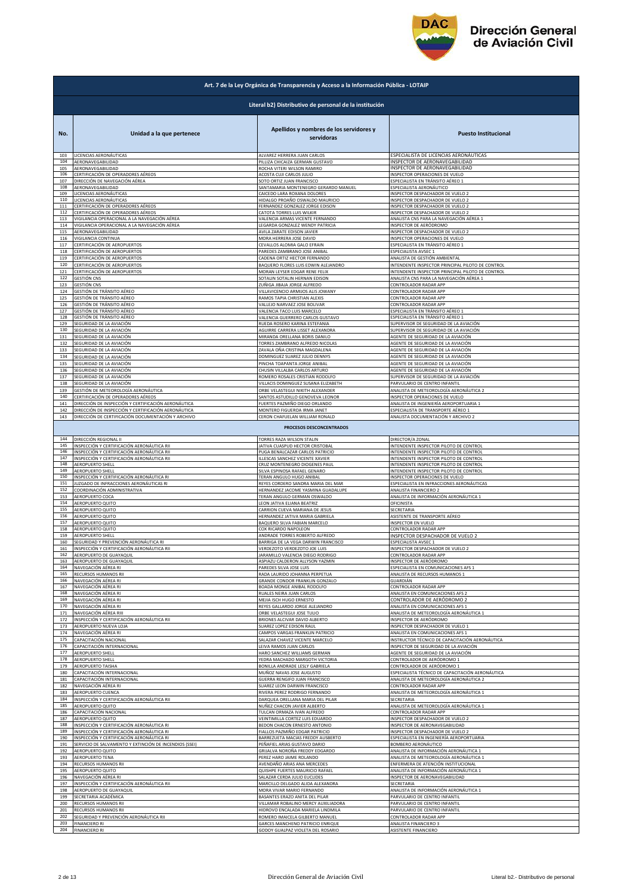# Dirección General de Aviación Civil

## Art. 7 de la Ley Orgánica de Transparencia y Acceso a la Información Pública - LOTAIP

### Literal b2) Distributivo de personal de la institución

| No. | Unidad a la que pertenece | Apellidos y nombres de los servidores y servidoras | Puesto Institucional |
|---|---|---|---|
| 103 | LICENCIAS AERONÁUTICAS | ALVAREZ HERRERA JUAN CARLOS | ESPECIALISTA DE LICENCIAS AERONÁUTICAS |
| 104 | AERONAVEGABILIDAD | PILLIZA CHICAIZA GERMAN GUSTAVO | INSPECTOR DE AERONAVEGABILIDAD |
| 105 | AERONAVEGABILIDAD | ROCHA VITERI WILSON RAMIRO | INSPECTOR DE AERONAVEGABILIDAD |
| 106 | CERTIFICACIÓN DE OPERADORES AÉREOS | ACOSTA CUJI CARLOS JULIO | INSPECTOR OPERACIONES DE VUELO |
| 107 | DIRECCIÓN DE NAVEGACIÓN AÉREA | SOTO ORTIZ JUAN FRANCISCO | ESPECIALISTA EN TRÁNSITO AÉREO 1 |
| 108 | AERONAVEGABILIDAD | SANTAMARIA MONTENEGRO GERARDO MANUEL | ESPECIALISTA AERONÁUTICO |
| 109 | LICENCIAS AERONÁUTICAS | CAICEDO LARA ROXANA DOLORES | INSPECTOR DESPACHADOR DE VUELO 2 |
| 110 | LICENCIAS AERONÁUTICAS | HIDALGO PROAÑO OSWALDO MAURICIO | INSPECTOR DESPACHADOR DE VUELO 2 |
| 111 | CERTIFICACIÓN DE OPERADORES AÉREOS | FERNANDEZ GONZALEZ JORGE EDISON | INSPECTOR DESPACHADOR DE VUELO 2 |
| 112 | CERTIFICACIÓN DE OPERADORES AÉREOS | CATOTA TORRES LUIS WILKIR | INSPECTOR DESPACHADOR DE VUELO 2 |
| 113 | VIGILANCIA OPERACIONAL A LA NAVEGACIÓN AÉREA | VALENCIA ARMAS VICENTE FERNANDO | ANALISTA CNS PARA LA NAVEGACIÓN AÉREA 1 |
| 114 | VIGILANCIA OPERACIONAL A LA NAVEGACIÓN AÉREA | LEGARDA GONZALEZ WENDY PATRICIA | INSPECTOR DE AERÓDROMO |
| 115 | AERONAVEGABILIDAD | AVILA ZARATE EDISON JAVIER | INSPECTOR DESPACHADOR DE VUELO 2 |
| 116 | VIGILANCIA CONTINUA | MORA HERRERA JOSE DAVID | INSPECTOR OPERACIONES DE VUELO |
| 117 | CERTIFICACIÓN DE AEROPUERTOS | CEVALLOS ALOMIA GALO EFRAIN | ESPECIALISTA EN TRÁNSITO AÉREO 1 |
| 118 | CERTIFICACIÓN DE AEROPUERTOS | PAREDES ZAMBRANO JOSE ANIBAL | ESPECIALISTA AVSEC 1 |
| 119 | CERTIFICACIÓN DE AEROPUERTOS | CADENA ORTIZ HECTOR FERNANDO | ANALISTA DE GESTIÓN AMBIENTAL |
| 120 | CERTIFICACIÓN DE AEROPUERTOS | BAQUERO FLORES LUIS EDWIN ALEJANDRO | INTENDENTE INSPECTOR PRINCIPAL PILOTO DE CONTROL |
| 121 | CERTIFICACIÓN DE AEROPUERTOS | MORAN LEYSER EDGAR RENE FELIX | INTENDENTE INSPECTOR PRINCIPAL PILOTO DE CONTROL |
| 122 | GESTIÓN CNS | SOTALIN SOTALIN HERNAN EDISON | ANALISTA CNS PARA LA NAVEGACIÓN AÉREA 1 |
| 123 | GESTIÓN CNS | ZUÑIGA JIBAJA JORGE ALFREDO | CONTROLADOR RADAR APP |
| 124 | GESTIÓN DE TRÁNSITO AÉREO | VILLAVICENCIO ARMIJOS ALIS JOWANY | CONTROLADOR RADAR APP |
| 125 | GESTIÓN DE TRÁNSITO AÉREO | RAMOS TAPIA CHRISTIAN ALEXIS | CONTROLADOR RADAR APP |
| 126 | GESTIÓN DE TRÁNSITO AÉREO | VALLEJO NARVAEZ JOSE BOLIVAR | CONTROLADOR RADAR APP |
| 127 | GESTIÓN DE TRÁNSITO AÉREO | VALENCIA TACO LUIS MARCELO | ESPECIALISTA EN TRÁNSITO AÉREO 1 |
| 128 | GESTIÓN DE TRÁNSITO AÉREO | VALENCIA GUERRERO CARLOS GUSTAVO | ESPECIALISTA EN TRÁNSITO AÉREO 1 |
| 129 | SEGURIDAD DE LA AVIACIÓN | RUEDA ROSERO KARINA ESTEFANIA | SUPERVISOR DE SEGURIDAD DE LA AVIACIÓN |
| 130 | SEGURIDAD DE LA AVIACIÓN | AGUIRRE CARRERA LISSET ALEXANDRA | SUPERVISOR DE SEGURIDAD DE LA AVIACIÓN |
| 131 | SEGURIDAD DE LA AVIACIÓN | MIRANDA ORELLANA BORIS DANILO | AGENTE DE SEGURIDAD DE LA AVIACIÓN |
| 132 | SEGURIDAD DE LA AVIACIÓN | TORRES ZAMBRANO ALFREDO NICOLAS | AGENTE DE SEGURIDAD DE LA AVIACIÓN |
| 133 | SEGURIDAD DE LA AVIACIÓN | ZAVALA OÑA CRISTINA MAGDALENA | AGENTE DE SEGURIDAD DE LA AVIACIÓN |
| 134 | SEGURIDAD DE LA AVIACIÓN | DOMINGUEZ SUAREZ JULIO DENNYS | AGENTE DE SEGURIDAD DE LA AVIACIÓN |
| 135 | SEGURIDAD DE LA AVIACIÓN | PINCHA TOAPANTA JORGE ANIBAL | AGENTE DE SEGURIDAD DE LA AVIACIÓN |
| 136 | SEGURIDAD DE LA AVIACIÓN | CHUSIN VILLALBA CARLOS ARTURO | AGENTE DE SEGURIDAD DE LA AVIACIÓN |
| 137 | SEGURIDAD DE LA AVIACIÓN | ROMERO ROSALES CRISTIAN RODOLFO | SUPERVISOR DE SEGURIDAD DE LA AVIACIÓN |
| 138 | SEGURIDAD DE LA AVIACIÓN | VILLACIS DOMINGUEZ SUSANA ELIZABETH | PARVULARIO DE CENTRO INFANTIL |
| 139 | GESTIÓN DE METEOROLOGÍA AERONÁUTICA | ORBE VELASTEGUI NIKITH ALEXANDER | ANALISTA DE METEOROLOGÍA AERONÁUTICA 2 |
| 140 | CERTIFICACIÓN DE OPERADORES AÉREOS | SANTOS ASTUDILLO GENOVEVA LEONOR | INSPECTOR OPERACIONES DE VUELO |
| 141 | DIRECCIÓN DE INSPECCIÓN Y CERTIFICACIÓN AERONÁUTICA | FUERTES PAZMIÑO DIEGO ORLANDO | ANALISTA DE INGENIERÍA AEROPORTUARIA 1 |
| 142 | DIRECCIÓN DE INSPECCIÓN Y CERTIFICACIÓN AERONÁUTICA | MONTERO FIGUEROA IRMA JANET | ESPECIALISTA DE TRANSPORTE AÉREO 1 |
| 143 | DIRECCIÓN DE CERTIFICACIÓN DOCUMENTACIÓN Y ARCHIVO | CERON CHAFUELAN WILLIAM RONALD | ANALISTA DOCUMENTACIÓN Y ARCHIVO 2 |
| | **PROCESOS DESCONCENTRADOS** | | |
| 144 | DIRECCIÓN REGIONAL II | TORRES RAZA WILSON STALIN | DIRECTOR/A ZONAL |
| 145 | INSPECCIÓN Y CERTIFICACIÓN AERONÁUTICA RII | JATIVA CUASPUD HECTOR CRISTOBAL | INTENDENTE INSPECTOR PILOTO DE CONTROL |
| 146 | INSPECCIÓN Y CERTIFICACIÓN AERONÁUTICA RII | PUGA BENALCAZAR CARLOS PATRICIO | INTENDENTE INSPECTOR PILOTO DE CONTROL |
| 147 | INSPECCIÓN Y CERTIFICACIÓN AERONÁUTICA RII | ILLESCAS SANCHEZ VICENTE XAVIER | INTENDENTE INSPECTOR PILOTO DE CONTROL |
| 148 | AEROPUERTO SHELL | CRUZ MONTENEGRO DIOGENES PAUL | INTENDENTE INSPECTOR PILOTO DE CONTROL |
| 149 | AEROPUERTO SHELL | SILVA ESPINOSA RAFAEL GENARO | INTENDENTE INSPECTOR PILOTO DE CONTROL |
| 150 | INSPECCIÓN Y CERTIFICACIÓN AERONÁUTICA RI | TERAN ANGULO HUGO ANIBAL | INSPECTOR OPERACIONES DE VUELO |
| 151 | JUZGADO DE INFRACCIONES AERONÁUTICAS RI | REYES CORDERO SANDRA MARIA DEL MAR | ESPECIALISTA EN INFRACCIONES AERONÁUTICAS |
| 152 | COORDINACIÓN ADMINISTRATIVA | HERNANDEZ JACOME YASMINA GUADALUPE | ANALISTA FINANCIERO 2 |
| 153 | AEROPUERTO COCA | TERAN ANGULO GERMAN OSWALDO | ANALISTA DE INFORMACIÓN AERONÁUTICA 1 |
| 154 | AEROPUERTO QUITO | LEON JATIVA ELIANA BEATRIZ | OFICINISTA |
| 155 | AEROPUERTO QUITO | CARRION CUEVA MARIANA DE JESUS | SECRETARIA |
| 156 | AEROPUERTO QUITO | HERNANDEZ JATIVA MARIA GABRIELA | ASISTENTE DE TRANSPORTE AÉREO |
| 157 | AEROPUERTO QUITO | BAQUERO SILVA FABIAN MARCELO | INSPECTOR EN VUELO |
| 158 | AEROPUERTO QUITO | COX RICARDO NAPOLEON | CONTROLADOR RADAR APP |
| 159 | AEROPUERTO SHELL | ANDRADE TORRES ROBERTO ALFREDO | INSPECTOR DESPACHADOR DE VUELO 2 |
| 160 | SEGURIDAD Y PREVENCIÓN AERONÁUTICA RI | BARRIGA DE LA VEGA DARWIN FRANCISCO | ESPECIALISTA AVSEC 1 |
| 161 | INSPECCIÓN Y CERTIFICACIÓN AERONÁUTICA RII | VERDEZOTO VERDEZOTO JOE LUIS | INSPECTOR DESPACHADOR DE VUELO 2 |
| 162 | AEROPUERTO DE GUAYAQUIL | JARAMILLO VALENCIA DIEGO RODRIGO | CONTROLADOR RADAR APP |
| 163 | AEROPUERTO DE GUAYAQUIL | ASPIAZU CALDERON ALLYSON YAZMIN | INSPECTOR DE AERÓDROMO |
| 164 | NAVEGACIÓN AÉREA RI | PAREDES SILVA JOSE LUIS | ESPECIALISTA EN COMUNICACIONES AFS 1 |
| 165 | RECURSOS HUMANOS RII | RADA LAURIDO JOHANNA PERPETUA | ANALISTA DE RECURSOS HUMANOS 1 |
| 166 | NAVEGACIÓN AÉREA RI | GRANDE CONDOR FRANKLIN GONZALO | GUARDIÁN |
| 167 | NAVEGACIÓN AÉREA RI | BOADA MONGE ANIBAL RODOLFO | CONTROLADOR RADAR APP |
| 168 | NAVEGACIÓN AÉREA RI | RUALES NEIRA JUAN CARLOS | ANALISTA EN COMUNICACIONES AFS 2 |
| 169 | NAVEGACIÓN AÉREA RI | MEJIA ISCH HUGO ERNESTO | CONTROLADOR DE AERÓDROMO 2 |
| 170 | NAVEGACIÓN AÉREA RI | REYES GALLARDO JORGE ALEJANDRO | ANALISTA EN COMUNICACIONES AFS 1 |
| 171 | NAVEGACIÓN AÉREA RIII | ORBE VELASTEGUI JOSE TULIO | ANALISTA DE METEOROLOGÍA AERONÁUTICA 1 |
| 172 | INSPECCIÓN Y CERTIFICACIÓN AERONÁUTICA RII | BRIONES ALCIVAR DAVID ALBERTO | INSPECTOR DE AERÓDROMO |
| 173 | AEROPUERTO NUEVA LOJA | SUAREZ LOPEZ EDISON RAUL | INSPECTOR DESPACHADOR DE VUELO 1 |
| 174 | NAVEGACIÓN AÉREA RI | CAMPOS VARGAS FRANKLIN PATRICIO | ANALISTA EN COMUNICACIONES AFS 1 |
| 175 | CAPACITACIÓN NACIONAL | SALAZAR CHAVEZ VICENTE MARCELO | INSTRUCTOR TÉCNICO DE CAPACITACIÓN AERONÁUTICA |
| 176 | CAPACITACIÓN INTERNACIONAL | LEIVA RAMOS JUAN CARLOS | INSPECTOR DE SEGURIDAD DE LA AVIACIÓN |
| 177 | AEROPUERTO SHELL | HARO SANCHEZ WILLIAMS GERMAN | AGENTE DE SEGURIDAD DE LA AVIACIÓN |
| 178 | AEROPUERTO SHELL | YEDRA MACHADO MARGOTH VICTORIA | CONTROLADOR DE AERÓDROMO 1 |
| 179 | AEROPUERTO TAISHA | BONILLA ANDRADE LESLY GABRIELA | CONTROLADOR DE AERÓDROMO 1 |
| 180 | CAPACITACIÓN INTERNACIONAL | MUÑOZ NAVAS JOSE AUGUSTO | ESPECIALISTA TÉCNICO DE CAPACITACIÓN AERONÁUTICA |
| 181 | CAPACITACIÓN INTERNACIONAL | GUERRA RENGIFO JUAN FRANCISCO | ANALISTA DE METEOROLOGÍA AERONÁUTICA 2 |
| 182 | NAVEGACIÓN AÉREA RI | SUAREZ LEON DARWIN FRANCISCO | CONTROLADOR RADAR APP |
| 183 | AEROPUERTO CUENCA | RIVERA PEREZ RODRIGO FERNANDO | ANALISTA DE METEOROLOGÍA AERONÁUTICA 1 |
| 184 | INSPECCIÓN Y CERTIFICACIÓN AERONÁUTICA RII | DARQUEA ORELLANA MARIA DEL PILAR | SECRETARIA |
| 185 | AEROPUERTO QUITO | NUÑEZ CHACON JAVIER ALBERTO | ANALISTA DE INFORMACIÓN AERONÁUTICA 1 |
| 186 | CAPACITACIÓN NACIONAL | TULCAN ORMAZA IVAN ALFREDO | CONTROLADOR RADAR APP |
| 187 | AEROPUERTO QUITO | VEINTIMILLA CORTEZ LUIS EDUARDO | INSPECTOR DESPACHADOR DE VUELO 2 |
| 188 | INSPECCIÓN Y CERTIFICACIÓN AERONÁUTICA RI | BEDON CHACON ERNESTO ANTONIO | INSPECTOR DE AERONAVEGABILIDAD |
| 189 | INSPECCIÓN Y CERTIFICACIÓN AERONÁUTICA RI | FIALLOS PAZMIÑO EDGAR PATRICIO | INSPECTOR DESPACHADOR DE VUELO 2 |
| 190 | INSPECCIÓN Y CERTIFICACIÓN AERONÁUTICA RI | BARREZUETA MACIAS FREDDY AUSBERTO | ESPECIALISTA EN INGENIERÍA AEROPORTUARIA |
| 191 | SERVICIO DE SALVAMENTO Y EXTINCIÓN DE INCENDIOS (SSEI) | PEÑAFIEL ARIAS GUSTAVO DARIO | BOMBERO AERONÁUTICO |
| 192 | AEROPUERTO QUITO | GRIJALVA NOROÑA FREDDY EDGARDO | ANALISTA DE INFORMACIÓN AERONÁUTICA 1 |
| 193 | AEROPUERTO TENA | PEREZ HARO JAIME ROLANDO | ANALISTA DE METEOROLOGÍA AERONÁUTICA 1 |
| 194 | RECURSOS HUMANOS RII | AVENDAÑO ARIAS ANA MERCEDES | ENFERMERA DE ATENCIÓN INSTITUCIONAL |
| 195 | AEROPUERTO QUITO | QUISHPE FUERTES MAURICIO RAFAEL | ANALISTA DE INFORMACIÓN AERONÁUTICA 1 |
| 196 | NAVEGACIÓN AÉREA RI | SALAZAR CERDA JULIO EUCLIDES | INSPECTOR DE AERONAVEGABILIDAD |
| 197 | INSPECCIÓN Y CERTIFICACIÓN AERONÁUTICA RII | MARCILLO DELGADO ALIDA ALEXANDRA | SECRETARIA |
| 198 | AEROPUERTO DE GUAYAQUIL | MORA VIVAR MARIO FERNANDO | ANALISTA DE INFORMACIÓN AERONÁUTICA 1 |
| 199 | SECRETARIA ACADÉMICA | BASANTES ERAZO ANITA DEL PILAR | PARVULARIO DE CENTRO INFANTIL |
| 200 | RECURSOS HUMANOS RII | VILLAMAR ROBALINO MERCY AUXILIADORA | PARVULARIO DE CENTRO INFANTIL |
| 201 | RECURSOS HUMANOS RII | HIDROVO ENCALADA MARIELA LINDMILA | PARVULARIO DE CENTRO INFANTIL |
| 202 | SEGURIDAD Y PREVENCIÓN AERONÁUTICA RII | ROMERO IMAICELA GILBERTO MANUEL | CONTROLADOR RADAR APP |
| 203 | FINANCIERO RI | GARCES MANCHENO PATRICIO ENRIQUE | ANALISTA FINANCIERO 3 |
| 204 | FINANCIERO RI | GODOY GUALPAZ VIOLETA DEL ROSARIO | ASISTENTE FINANCIERO |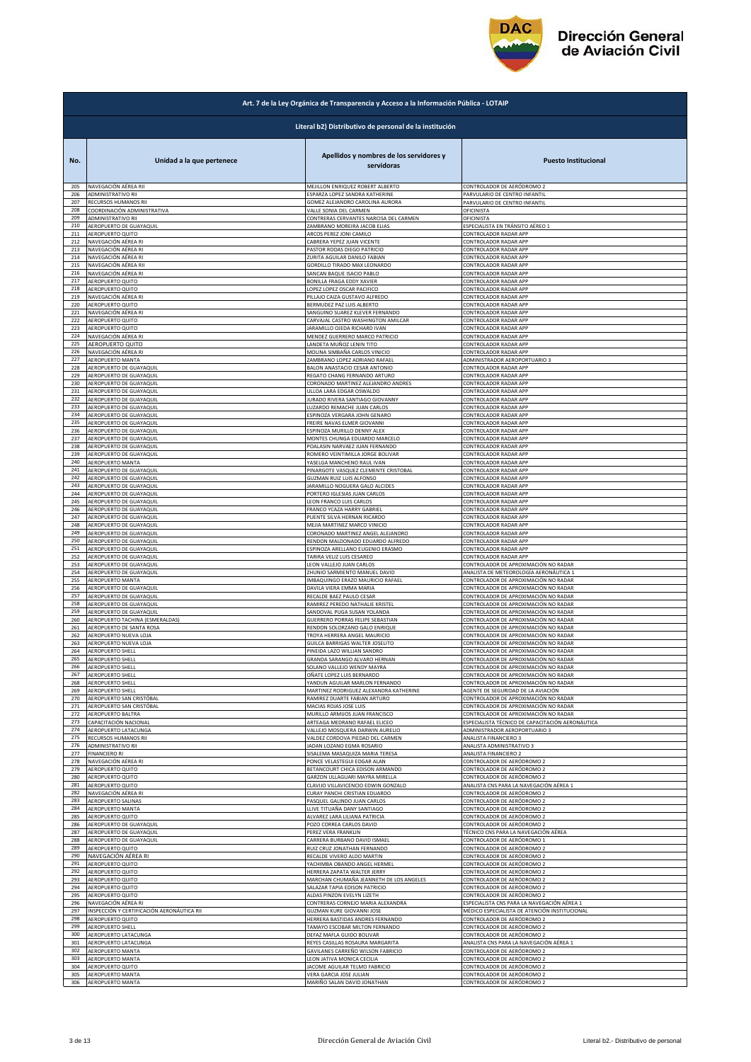# Dirección General de Aviación Civil

## Art. 7 de la Ley Orgánica de Transparencia y Acceso a la Información Pública - LOTAIP

### Literal b2) Distributivo de personal de la institución

| No. | Unidad a la que pertenece | Apellidos y nombres de los servidores y servidoras | Puesto Institucional |
|---|---|---|---|
| 205 | NAVEGACIÓN AÉREA RII | MEJILLON ENRIQUEZ ROBERT ALBERTO | CONTROLADOR DE AERÓDROMO 2 |
| 206 | ADMINISTRATIVO RII | ESPARZA LOPEZ SANDRA KATHERINE | PARVULARIO DE CENTRO INFANTIL |
| 207 | RECURSOS HUMANOS RII | GOMEZ ALEJANDRO CAROLINA AURORA | PARVULARIO DE CENTRO INFANTIL |
| 208 | COORDINACIÓN ADMINISTRATIVA | VALLE SONIA DEL CARMEN | OFICINISTA |
| 209 | ADMINISTRATIVO RII | CONTRERAS CERVANTES NARCISA DEL CARMEN | OFICINISTA |
| 210 | AEROPUERTO DE GUAYAQUIL | ZAMBRANO MOREIRA JACOB ELIAS | ESPECIALISTA EN TRÁNSITO AÉREO 1 |
| 211 | AEROPUERTO QUITO | ARCOS PEREZ JONI CAMILO | CONTROLADOR RADAR APP |
| 212 | NAVEGACIÓN AÉREA RI | CABRERA YEPEZ JUAN VICENTE | CONTROLADOR RADAR APP |
| 213 | NAVEGACIÓN AÉREA RI | PASTOR RODAS DIEGO PATRICIO | CONTROLADOR RADAR APP |
| 214 | NAVEGACIÓN AÉREA RI | ZURITA AGUILAR DANILO FABIAN | CONTROLADOR RADAR APP |
| 215 | NAVEGACIÓN AÉREA RII | GORDILLO TIRADO MAX LEONARDO | CONTROLADOR RADAR APP |
| 216 | NAVEGACIÓN AÉREA RI | SANCAN BAQUE ISACIO PABLO | CONTROLADOR RADAR APP |
| 217 | AEROPUERTO QUITO | BONILLA FRAGA EDDY XAVIER | CONTROLADOR RADAR APP |
| 218 | AEROPUERTO QUITO | LOPEZ LOPEZ OSCAR PACIFICO | CONTROLADOR RADAR APP |
| 219 | NAVEGACIÓN AÉREA RI | PILLAJO CAIZA GUSTAVO ALFREDO | CONTROLADOR RADAR APP |
| 220 | AEROPUERTO QUITO | BERMUDEZ PAZ LUIS ALBERTO | CONTROLADOR RADAR APP |
| 221 | NAVEGACIÓN AÉREA RI | SANGUINO SUAREZ KLEVER FERNANDO | CONTROLADOR RADAR APP |
| 222 | AEROPUERTO QUITO | CARVAJAL CASTRO WASHINGTON AMILCAR | CONTROLADOR RADAR APP |
| 223 | AEROPUERTO QUITO | JARAMILLO OJEDA RICHARD IVAN | CONTROLADOR RADAR APP |
| 224 | NAVEGACIÓN AÉREA RI | MENDEZ GUERRERO MARCO PATRICIO | CONTROLADOR RADAR APP |
| 225 | AEROPUERTO QUITO | LANDETA MUÑOZ LENIN TITO | CONTROLADOR RADAR APP |
| 226 | NAVEGACIÓN AÉREA RI | MOLINA SIMBAÑA CARLOS VINICIO | CONTROLADOR RADAR APP |
| 227 | AEROPUERTO MANTA | ZAMBRANO LOPEZ ADRIANO RAFAEL | ADMINISTRADOR AEROPORTUARIO 3 |
| 228 | AEROPUERTO DE GUAYAQUIL | BALON ANASTACIO CESAR ANTONIO | CONTROLADOR RADAR APP |
| 229 | AEROPUERTO DE GUAYAQUIL | REGATO CHANG FERNANDO ARTURO | CONTROLADOR RADAR APP |
| 230 | AEROPUERTO DE GUAYAQUIL | CORONADO MARTINEZ ALEJANDRO ANDRES | CONTROLADOR RADAR APP |
| 231 | AEROPUERTO DE GUAYAQUIL | ULLOA LARA EDGAR OSWALDO | CONTROLADOR RADAR APP |
| 232 | AEROPUERTO DE GUAYAQUIL | JURADO RIVERA SANTIAGO GIOVANNY | CONTROLADOR RADAR APP |
| 233 | AEROPUERTO DE GUAYAQUIL | LUZARDO REMACHE JUAN CARLOS | CONTROLADOR RADAR APP |
| 234 | AEROPUERTO DE GUAYAQUIL | ESPINOZA VERGARA JOHN GENARO | CONTROLADOR RADAR APP |
| 235 | AEROPUERTO DE GUAYAQUIL | FREIRE NAVAS ELMER GIOVANNI | CONTROLADOR RADAR APP |
| 236 | AEROPUERTO DE GUAYAQUIL | ESPINOZA MURILLO DENNY ALEX | CONTROLADOR RADAR APP |
| 237 | AEROPUERTO DE GUAYAQUIL | MONTES CHUNGA EDUARDO MARCELO | CONTROLADOR RADAR APP |
| 238 | AEROPUERTO DE GUAYAQUIL | POALASIN NARVAEZ JUAN FERNANDO | CONTROLADOR RADAR APP |
| 239 | AEROPUERTO DE GUAYAQUIL | ROMERO VEINTIMILLA JORGE BOLIVAR | CONTROLADOR RADAR APP |
| 240 | AEROPUERTO MANTA | YASELGA MANCHENO RAUL IVAN | CONTROLADOR RADAR APP |
| 241 | AEROPUERTO DE GUAYAQUIL | PINARGOTE VASQUEZ CLEMENTE CRISTOBAL | CONTROLADOR RADAR APP |
| 242 | AEROPUERTO DE GUAYAQUIL | GUZMAN RUIZ LUIS ALFONSO | CONTROLADOR RADAR APP |
| 243 | AEROPUERTO DE GUAYAQUIL | JARAMILLO NOGUERA GALO ALCIDES | CONTROLADOR RADAR APP |
| 244 | AEROPUERTO DE GUAYAQUIL | PORTERO IGLESIAS JUAN CARLOS | CONTROLADOR RADAR APP |
| 245 | AEROPUERTO DE GUAYAQUIL | LEON FRANCO LUIS CARLOS | CONTROLADOR RADAR APP |
| 246 | AEROPUERTO DE GUAYAQUIL | FRANCO YCAZA HARRY GABRIEL | CONTROLADOR RADAR APP |
| 247 | AEROPUERTO DE GUAYAQUIL | PUENTE SILVA HERNAN RICARDO | CONTROLADOR RADAR APP |
| 248 | AEROPUERTO DE GUAYAQUIL | MEJIA MARTINEZ MARCO VINICIO | CONTROLADOR RADAR APP |
| 249 | AEROPUERTO DE GUAYAQUIL | CORONADO MARTINEZ ANGEL ALEJANDRO | CONTROLADOR RADAR APP |
| 250 | AEROPUERTO DE GUAYAQUIL | RENDON MALDONADO EDUARDO ALFREDO | CONTROLADOR RADAR APP |
| 251 | AEROPUERTO DE GUAYAQUIL | ESPINOZA ARELLANO EUGENIO ERASMO | CONTROLADOR RADAR APP |
| 252 | AEROPUERTO DE GUAYAQUIL | TARIRA VELIZ LUIS CESAREO | CONTROLADOR RADAR APP |
| 253 | AEROPUERTO DE GUAYAQUIL | LEON VALLEJO JUAN CARLOS | CONTROLADOR DE APROXIMACIÓN NO RADAR |
| 254 | AEROPUERTO DE GUAYAQUIL | ZHUNIO SARMIENTO MANUEL DAVID | ANALISTA DE METEOROLOGÍA AERONÁUTICA 1 |
| 255 | AEROPUERTO MANTA | IMBAQUINGO ERAZO MAURICIO RAFAEL | CONTROLADOR DE APROXIMACIÓN NO RADAR |
| 256 | AEROPUERTO DE GUAYAQUIL | DAVILA VIERA EMMA MARIA | CONTROLADOR DE APROXIMACIÓN NO RADAR |
| 257 | AEROPUERTO DE GUAYAQUIL | RECALDE BAEZ PAULO CESAR | CONTROLADOR DE APROXIMACIÓN NO RADAR |
| 258 | AEROPUERTO DE GUAYAQUIL | RAMIREZ PEREDO NATHALIE KRISTEL | CONTROLADOR DE APROXIMACIÓN NO RADAR |
| 259 | AEROPUERTO DE GUAYAQUIL | SANDOVAL PUGA SUSAN YOLANDA | CONTROLADOR DE APROXIMACIÓN NO RADAR |
| 260 | AEROPUERTO TACHINA (ESMERALDAS) | GUERRERO PORRAS FELIPE SEBASTIAN | CONTROLADOR DE APROXIMACIÓN NO RADAR |
| 261 | AEROPUERTO DE SANTA ROSA | RENDON SOLORZANO GALO ENRIQUE | CONTROLADOR DE APROXIMACIÓN NO RADAR |
| 262 | AEROPUERTO NUEVA LOJA | TROYA HERRERA ANGEL MAURICIO | CONTROLADOR DE APROXIMACIÓN NO RADAR |
| 263 | AEROPUERTO NUEVA LOJA | GUILCA BARRIGAS WALTER JOSELITO | CONTROLADOR DE APROXIMACIÓN NO RADAR |
| 264 | AEROPUERTO SHELL | PINEIDA LAZO WILLIAN SANDRO | CONTROLADOR DE APROXIMACIÓN NO RADAR |
| 265 | AEROPUERTO SHELL | GRANDA SARANGO ALVARO HERNAN | CONTROLADOR DE APROXIMACIÓN NO RADAR |
| 266 | AEROPUERTO SHELL | SOLANO VALLEJO WENDY MAYRA | CONTROLADOR DE APROXIMACIÓN NO RADAR |
| 267 | AEROPUERTO SHELL | OÑATE LOPEZ LUIS BERNARDO | CONTROLADOR DE APROXIMACIÓN NO RADAR |
| 268 | AEROPUERTO SHELL | YANDUN AGUILAR MARLON FERNANDO | CONTROLADOR DE APROXIMACIÓN NO RADAR |
| 269 | AEROPUERTO SHELL | MARTINEZ RODRIGUEZ ALEXANDRA KATHERINE | AGENTE DE SEGURIDAD DE LA AVIACIÓN |
| 270 | AEROPUERTO SAN CRISTÓBAL | RAMIREZ DUARTE FABIAN ARTURO | CONTROLADOR DE APROXIMACIÓN NO RADAR |
| 271 | AEROPUERTO SAN CRISTÓBAL | MACIAS ROJAS JOSE LUIS | CONTROLADOR DE APROXIMACIÓN NO RADAR |
| 272 | AEROPUERTO BALTRA | MURILLO ARMIJOS JUAN FRANCISCO | CONTROLADOR DE APROXIMACIÓN NO RADAR |
| 273 | CAPACITACIÓN NACIONAL | ARTEAGA MEDRANO RAFAEL ELICEO | ESPECIALISTA TÉCNICO DE CAPACITACIÓN AERONÁUTICA |
| 274 | AEROPUERTO LATACUNGA | VALLEJO MOSQUERA DARWIN AURELIO | ADMINISTRADOR AEROPORTUARIO 3 |
| 275 | RECURSOS HUMANOS RII | VALDEZ CORDOVA PIEDAD DEL CARMEN | ANALISTA FINANCIERO 3 |
| 276 | ADMINISTRATIVO RII | JADAN LOZANO EGMA ROSARIO | ANALISTA ADMINISTRATIVO 3 |
| 277 | FINANCIERO RI | SISALEMA MASAQUIZA MARIA TERESA | ANALISTA FINANCIERO 2 |
| 278 | NAVEGACIÓN AÉREA RI | PONCE VELASTEGUI EDGAR ALAN | CONTROLADOR DE AERÓDROMO 2 |
| 279 | AEROPUERTO QUITO | BETANCOURT CHICA EDISON ARMANDO | CONTROLADOR DE AERÓDROMO 2 |
| 280 | AEROPUERTO QUITO | GARZON ULLAGUARI MAYRA MIRELLA | CONTROLADOR DE AERÓDROMO 2 |
| 281 | AEROPUERTO QUITO | CLAVIJO VILLAVICENCIO EDWIN GONZALO | ANALISTA CNS PARA LA NAVEGACIÓN AÉREA 1 |
| 282 | NAVEGACIÓN AÉREA RI | CURAY PANCHI CRISTIAN EDUARDO | CONTROLADOR DE AERÓDROMO 2 |
| 283 | AEROPUERTO SALINAS | PASQUEL GALINDO JUAN CARLOS | CONTROLADOR DE AERÓDROMO 2 |
| 284 | AEROPUERTO MANTA | LLIVE TITUAÑA DANY SANTIAGO | CONTROLADOR DE AERÓDROMO 2 |
| 285 | AEROPUERTO QUITO | ALVAREZ LARA LILIANA PATRICIA | CONTROLADOR DE AERÓDROMO 2 |
| 286 | AEROPUERTO DE GUAYAQUIL | POZO CORREA CARLOS DAVID | CONTROLADOR DE AERÓDROMO 2 |
| 287 | AEROPUERTO DE GUAYAQUIL | PEREZ VERA FRANKLIN | TÉCNICO CNS PARA LA NAVEGACIÓN AÉREA |
| 288 | AEROPUERTO DE GUAYAQUIL | CARRERA BURBANO DAVID ISMAEL | CONTROLADOR DE AERÓDROMO 1 |
| 289 | AEROPUERTO QUITO | RUIZ CRUZ JONATHAN FERNANDO | CONTROLADOR DE AERÓDROMO 2 |
| 290 | NAVEGACIÓN AÉREA RI | RECALDE VIVERO ALDO MARTIN | CONTROLADOR DE AERÓDROMO 2 |
| 291 | AEROPUERTO QUITO | YACHIMBA OBANDO ANGEL HERMEL | CONTROLADOR DE AERÓDROMO 2 |
| 292 | AEROPUERTO QUITO | HERRERA ZAPATA WALTER JERRY | CONTROLADOR DE AERÓDROMO 2 |
| 293 | AEROPUERTO QUITO | MARCHAN CHUMAÑA JEANNETH DE LOS ANGELES | CONTROLADOR DE AERÓDROMO 2 |
| 294 | AEROPUERTO QUITO | SALAZAR TAPIA EDISON PATRICIO | CONTROLADOR DE AERÓDROMO 2 |
| 295 | AEROPUERTO QUITO | ALDAS PINZON EVELYN LIZETH | CONTROLADOR DE AERÓDROMO 2 |
| 296 | NAVEGACIÓN AÉREA RI | CONTRERAS CORNEJO MARIA ALEXANDRA | ESPECIALISTA CNS PARA LA NAVEGACIÓN AÉREA 1 |
| 297 | INSPECCIÓN Y CERTIFICACIÓN AERONÁUTICA RII | GUZMAN KURE GIOVANNI JOSE | MÉDICO ESPECIALISTA DE ATENCIÓN INSTITUCIONAL |
| 298 | AEROPUERTO QUITO | HERRERA BASTIDAS ANDRES FERNANDO | CONTROLADOR DE AERÓDROMO 2 |
| 299 | AEROPUERTO SHELL | TAMAYO ESCOBAR MILTON FERNANDO | CONTROLADOR DE AERÓDROMO 2 |
| 300 | AEROPUERTO LATACUNGA | DEFAZ MAFLA GUIDO BOLIVAR | CONTROLADOR DE AERÓDROMO 2 |
| 301 | AEROPUERTO LATACUNGA | REYES CASILLAS ROSAURA MARGARITA | ANALISTA CNS PARA LA NAVEGACIÓN AÉREA 1 |
| 302 | AEROPUERTO MANTA | GAVILANES CARREÑO WILSON FABRICIO | CONTROLADOR DE AERÓDROMO 2 |
| 303 | AEROPUERTO MANTA | LEON JATIVA MONICA CECILIA | CONTROLADOR DE AERÓDROMO 2 |
| 304 | AEROPUERTO QUITO | JACOME AGUILAR TELMO FABRICIO | CONTROLADOR DE AERÓDROMO 2 |
| 305 | AEROPUERTO MANTA | VERA GARCIA JOSE JULIAN | CONTROLADOR DE AERÓDROMO 2 |
| 306 | AEROPUERTO MANTA | MARIÑO SALAN DAVID JONATHAN | CONTROLADOR DE AERÓDROMO 2 |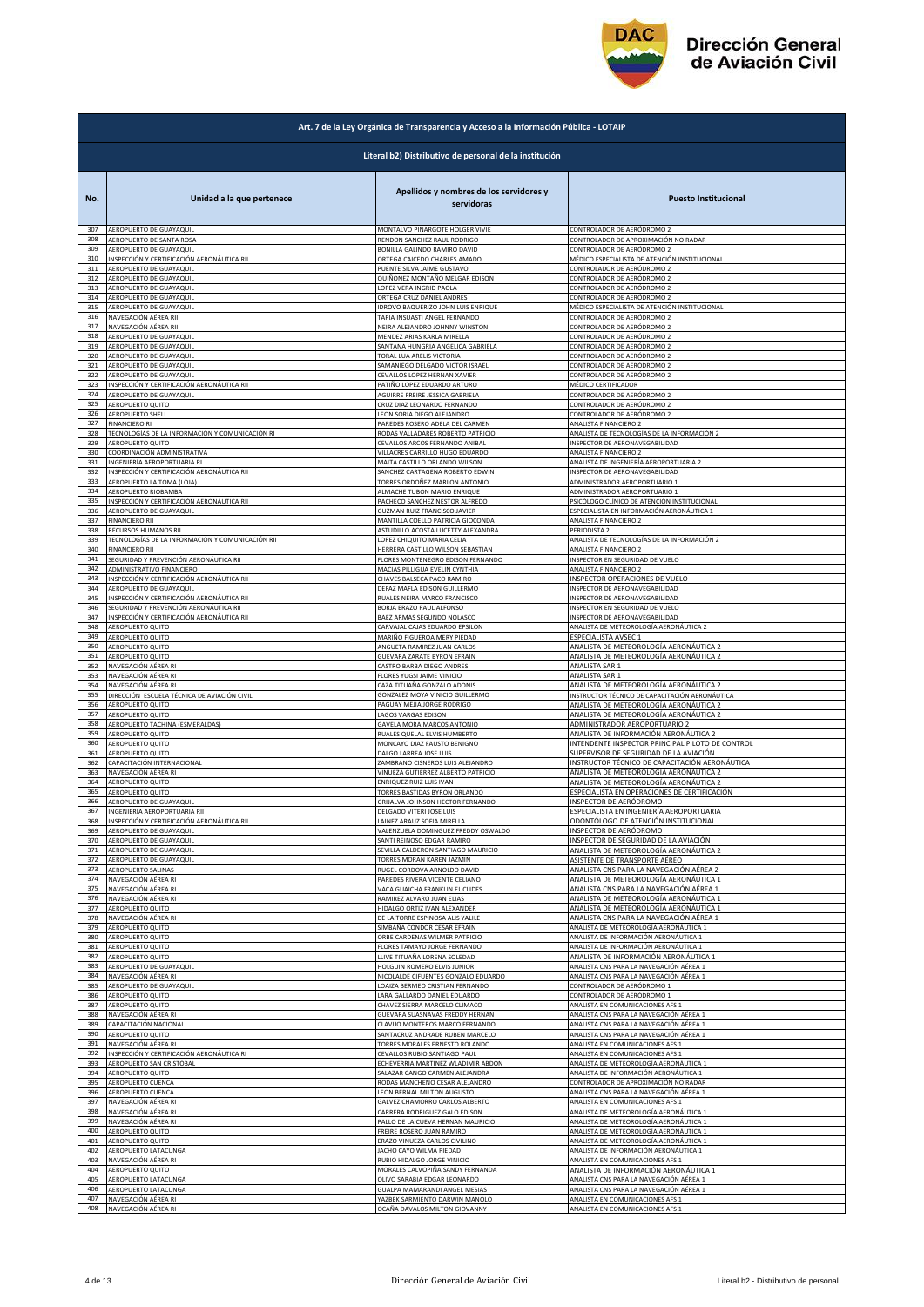**Art. 7 de la Ley Orgánica de Transparencia y Acceso a la Información Pública - LOTAIP**

**Literal b2) Distributivo de personal de la institución**

| No. | Unidad a la que pertenece | Apellidos y nombres de los servidores y servidoras | Puesto Institucional |
|---|---|---|---|
| 307 | AEROPUERTO DE GUAYAQUIL | MONTALVO PINARGOTE HOLGER VIVIE | CONTROLADOR DE AERÓDROMO 2 |
| 308 | AEROPUERTO DE SANTA ROSA | RENDON SANCHEZ RAUL RODRIGO | CONTROLADOR DE APROXIMACIÓN NO RADAR |
| 309 | AEROPUERTO DE GUAYAQUIL | BONILLA GALINDO RAMIRO DAVID | CONTROLADOR DE AERÓDROMO 2 |
| 310 | INSPECCIÓN Y CERTIFICACIÓN AERONÁUTICA RII | ORTEGA CAICEDO CHARLES AMADO | MÉDICO ESPECIALISTA DE ATENCIÓN INSTITUCIONAL |
| 311 | AEROPUERTO DE GUAYAQUIL | PUENTE SILVA JAIME GUSTAVO | CONTROLADOR DE AERÓDROMO 2 |
| 312 | AEROPUERTO DE GUAYAQUIL | QUIÑONEZ MONTAÑO MELGAR EDISON | CONTROLADOR DE AERÓDROMO 2 |
| 313 | AEROPUERTO DE GUAYAQUIL | LOPEZ VERA INGRID PAOLA | CONTROLADOR DE AERÓDROMO 2 |
| 314 | AEROPUERTO DE GUAYAQUIL | ORTEGA CRUZ DANIEL ANDRES | CONTROLADOR DE AERÓDROMO 2 |
| 315 | AEROPUERTO DE GUAYAQUIL | IDROVO BAQUERIZO JOHN LUIS ENRIQUE | MÉDICO ESPECIALISTA DE ATENCIÓN INSTITUCIONAL |
| 316 | NAVEGACIÓN AÉREA RII | TAPIA INSUASTI ANGEL FERNANDO | CONTROLADOR DE AERÓDROMO 2 |
| 317 | NAVEGACIÓN AÉREA RII | NEIRA ALEJANDRO JOHNNY WINSTON | CONTROLADOR DE AERÓDROMO 2 |
| 318 | AEROPUERTO DE GUAYAQUIL | MENDEZ ARIAS KARLA MIRELLA | CONTROLADOR DE AERÓDROMO 2 |
| 319 | AEROPUERTO DE GUAYAQUIL | SANTANA HUNGRIA ANGELICA GABRIELA | CONTROLADOR DE AERÓDROMO 2 |
| 320 | AEROPUERTO DE GUAYAQUIL | TORAL LUA ARELIS VICTORIA | CONTROLADOR DE AERÓDROMO 2 |
| 321 | AEROPUERTO DE GUAYAQUIL | SAMANIEGO DELGADO VICTOR ISRAEL | CONTROLADOR DE AERÓDROMO 2 |
| 322 | AEROPUERTO DE GUAYAQUIL | CEVALLOS LOPEZ HERNAN XAVIER | CONTROLADOR DE AERÓDROMO 2 |
| 323 | INSPECCIÓN Y CERTIFICACIÓN AERONÁUTICA RII | PATIÑO LOPEZ EDUARDO ARTURO | MÉDICO CERTIFICADOR |
| 324 | AEROPUERTO DE GUAYAQUIL | AGUIRRE FREIRE JESSICA GABRIELA | CONTROLADOR DE AERÓDROMO 2 |
| 325 | AEROPUERTO QUITO | CRUZ DIAZ LEONARDO FERNANDO | CONTROLADOR DE AERÓDROMO 2 |
| 326 | AEROPUERTO SHELL | LEON SORIA DIEGO ALEJANDRO | CONTROLADOR DE AERÓDROMO 2 |
| 327 | FINANCIERO RI | PAREDES ROSERO ADELA DEL CARMEN | ANALISTA FINANCIERO 2 |
| 328 | TECNOLOGÍAS DE LA INFORMACIÓN Y COMUNICACIÓN RI | RODAS VALLADARES ROBERTO PATRICIO | ANALISTA DE TECNOLOGÍAS DE LA INFORMACIÓN 2 |
| 329 | AEROPUERTO QUITO | CEVALLOS ARCOS FERNANDO ANIBAL | INSPECTOR DE AERONAVEGABILIDAD |
| 330 | COORDINACIÓN ADMINISTRATIVA | VILLACRES CARRILLO HUGO EDUARDO | ANALISTA FINANCIERO 2 |
| 331 | INGENIERÍA AEROPORTUARIA RI | MAITA CASTILLO ORLANDO WILSON | ANALISTA DE INGENIERÍA AEROPORTUARIA 2 |
| 332 | INSPECCIÓN Y CERTIFICACIÓN AERONÁUTICA RII | SANCHEZ CARTAGENA ROBERTO EDWIN | INSPECTOR DE AERONAVEGABILIDAD |
| 333 | AEROPUERTO LA TOMA (LOJA) | TORRES ORDOÑEZ MARLON ANTONIO | ADMINISTRADOR AEROPORTUARIO 1 |
| 334 | AEROPUERTO RIOBAMBA | ALMACHE TUBON MARIO ENRIQUE | ADMINISTRADOR AEROPORTUARIO 1 |
| 335 | INSPECCIÓN Y CERTIFICACIÓN AERONÁUTICA RII | PACHECO SANCHEZ NESTOR ALFREDO | PSICÓLOGO CLÍNICO DE ATENCIÓN INSTITUCIONAL |
| 336 | AEROPUERTO DE GUAYAQUIL | GUZMAN RUIZ FRANCISCO JAVIER | ESPECIALISTA EN INFORMACIÓN AERONÁUTICA 1 |
| 337 | FINANCIERO RII | MANTILLA COELLO PATRICIA GIOCONDA | ANALISTA FINANCIERO 2 |
| 338 | RECURSOS HUMANOS RII | ASTUDILLO ACOSTA LUCETTY ALEXANDRA | PERIODISTA 2 |
| 339 | TECNOLOGÍAS DE LA INFORMACIÓN Y COMUNICACIÓN RII | LOPEZ CHIQUITO MARIA CELIA | ANALISTA DE TECNOLOGÍAS DE LA INFORMACIÓN 2 |
| 340 | FINANCIERO RII | HERRERA CASTILLO WILSON SEBASTIAN | ANALISTA FINANCIERO 2 |
| 341 | SEGURIDAD Y PREVENCIÓN AERONÁUTICA RII | FLORES MONTENEGRO EDISON FERNANDO | INSPECTOR EN SEGURIDAD DE VUELO |
| 342 | ADMINISTRATIVO FINANCIERO | MACIAS PILLIGUA EVELIN CYNTHIA | ANALISTA FINANCIERO 2 |
| 343 | INSPECCIÓN Y CERTIFICACIÓN AERONÁUTICA RII | CHAVES BALSECA PACO RAMIRO | INSPECTOR OPERACIONES DE VUELO |
| 344 | AEROPUERTO DE GUAYAQUIL | DEFAZ MAFLA EDISON GUILLERMO | INSPECTOR DE AERONAVEGABILIDAD |
| 345 | INSPECCIÓN Y CERTIFICACIÓN AERONÁUTICA RII | RUALES NEIRA MARCO FRANCISCO | INSPECTOR DE AERONAVEGABILIDAD |
| 346 | SEGURIDAD Y PREVENCIÓN AERONÁUTICA RII | BORJA ERAZO PAUL ALFONSO | INSPECTOR EN SEGURIDAD DE VUELO |
| 347 | INSPECCIÓN Y CERTIFICACIÓN AERONÁUTICA RII | BAEZ ARMAS SEGUNDO NOLASCO | INSPECTOR DE AERONAVEGABILIDAD |
| 348 | AEROPUERTO QUITO | CARVAJAL CAJAS EDUARDO EPSILON | ANALISTA DE METEOROLOGÍA AERONÁUTICA 2 |
| 349 | AEROPUERTO QUITO | MARIÑO FIGUEROA MERY PIEDAD | ESPECIALISTA AVSEC 1 |
| 350 | AEROPUERTO QUITO | ANGUETA RAMIREZ JUAN CARLOS | ANALISTA DE METEOROLOGÍA AERONÁUTICA 2 |
| 351 | AEROPUERTO QUITO | GUEVARA ZARATE BYRON EFRAIN | ANALISTA DE METEOROLOGÍA AERONÁUTICA 2 |
| 352 | NAVEGACIÓN AÉREA RI | CASTRO BARBA DIEGO ANDRES | ANALISTA SAR 1 |
| 353 | NAVEGACIÓN AÉREA RI | FLORES YUGSI JAIME VINICIO | ANALISTA SAR 1 |
| 354 | NAVEGACIÓN AÉREA RI | CAZA TITUAÑA GONZALO ADONIS | ANALISTA DE METEOROLOGÍA AERONÁUTICA 2 |
| 355 | DIRECCIÓN ESCUELA TÉCNICA DE AVIACIÓN CIVIL | GONZALEZ MOYA VINICIO GUILLERMO | INSTRUCTOR TÉCNICO DE CAPACITACIÓN AERONÁUTICA |
| 356 | AEROPUERTO QUITO | PAGUAY MEJIA JORGE RODRIGO | ANALISTA DE METEOROLOGÍA AERONÁUTICA 2 |
| 357 | AEROPUERTO QUITO | LAGOS VARGAS EDISON | ANALISTA DE METEOROLOGÍA AERONÁUTICA 2 |
| 358 | AEROPUERTO TACHINA (ESMERALDAS) | GAVELA MORA MARCOS ANTONIO | ADMINISTRADOR AEROPORTUARIO 2 |
| 359 | AEROPUERTO QUITO | RUALES QUELAL ELVIS HUMBERTO | ANALISTA DE INFORMACIÓN AERONÁUTICA 2 |
| 360 | AEROPUERTO QUITO | MONCAYO DIAZ FAUSTO BENIGNO | INTENDENTE INSPECTOR PRINCIPAL PILOTO DE CONTROL |
| 361 | AEROPUERTO QUITO | DALGO LARREA JOSE LUIS | SUPERVISOR DE SEGURIDAD DE LA AVIACIÓN |
| 362 | CAPACITACIÓN INTERNACIONAL | ZAMBRANO CISNEROS LUIS ALEJANDRO | INSTRUCTOR TÉCNICO DE CAPACITACIÓN AERONÁUTICA |
| 363 | NAVEGACIÓN AÉREA RI | VINUEZA GUTIERREZ ALBERTO PATRICIO | ANALISTA DE METEOROLOGÍA AERONÁUTICA 2 |
| 364 | AEROPUERTO QUITO | ENRIQUEZ RUIZ LUIS IVAN | ANALISTA DE METEOROLOGÍA AERONÁUTICA 2 |
| 365 | AEROPUERTO QUITO | TORRES BASTIDAS BYRON ORLANDO | ESPECIALISTA EN OPERACIONES DE CERTIFICACIÓN |
| 366 | AEROPUERTO DE GUAYAQUIL | GRIJALVA JOHNSON HECTOR FERNANDO | INSPECTOR DE AERÓDROMO |
| 367 | INGENIERÍA AEROPORTUARIA RII | DELGADO VITERI JOSE LUIS | ESPECIALISTA EN INGENIERÍA AEROPORTUARIA |
| 368 | INSPECCIÓN Y CERTIFICACIÓN AERONÁUTICA RII | LAINEZ ARAUZ SOFIA MIRELLA | ODONTÓLOGO DE ATENCIÓN INSTITUCIONAL |
| 369 | AEROPUERTO DE GUAYAQUIL | VALENZUELA DOMINGUEZ FREDDY OSWALDO | INSPECTOR DE AERÓDROMO |
| 370 | AEROPUERTO DE GUAYAQUIL | SANTI REINOSO EDGAR RAMIRO | INSPECTOR DE SEGURIDAD DE LA AVIACIÓN |
| 371 | AEROPUERTO DE GUAYAQUIL | SEVILLA CALDERON SANTIAGO MAURICIO | ANALISTA DE METEOROLOGÍA AERONÁUTICA 2 |
| 372 | AEROPUERTO DE GUAYAQUIL | TORRES MORAN KAREN JAZMIN | ASISTENTE DE TRANSPORTE AÉREO |
| 373 | AEROPUERTO SALINAS | RUGEL CORDOVA ARNOLDO DAVID | ANALISTA CNS PARA LA NAVEGACIÓN AÉREA 2 |
| 374 | NAVEGACIÓN AÉREA RI | PAREDES RIVERA VICENTE CELIANO | ANALISTA DE METEOROLOGÍA AERONÁUTICA 1 |
| 375 | NAVEGACIÓN AÉREA RI | VACA GUAICHA FRANKLIN EUCLIDES | ANALISTA CNS PARA LA NAVEGACIÓN AÉREA 1 |
| 376 | NAVEGACIÓN AÉREA RI | RAMIREZ ALVARO JUAN ELIAS | ANALISTA DE METEOROLOGÍA AERONÁUTICA 1 |
| 377 | AEROPUERTO QUITO | HIDALGO ORTIZ IVAN ALEXANDER | ANALISTA DE METEOROLOGÍA AERONÁUTICA 1 |
| 378 | NAVEGACIÓN AÉREA RI | DE LA TORRE ESPINOSA ALIS YALILE | ANALISTA CNS PARA LA NAVEGACIÓN AÉREA 1 |
| 379 | AEROPUERTO QUITO | SIMBAÑA CONDOR CESAR EFRAIN | ANALISTA DE METEOROLOGÍA AERONÁUTICA 1 |
| 380 | AEROPUERTO QUITO | ORBE CARDENAS WILMER PATRICIO | ANALISTA DE INFORMACIÓN AERONÁUTICA 1 |
| 381 | AEROPUERTO QUITO | FLORES TAMAYO JORGE FERNANDO | ANALISTA DE INFORMACIÓN AERONÁUTICA 1 |
| 382 | AEROPUERTO QUITO | LLIVE TITUAÑA LORENA SOLEDAD | ANALISTA DE INFORMACIÓN AERONÁUTICA 1 |
| 383 | AEROPUERTO DE GUAYAQUIL | HOLGUIN ROMERO ELVIS JUNIOR | ANALISTA CNS PARA LA NAVEGACIÓN AÉREA 1 |
| 384 | NAVEGACIÓN AÉREA RI | NICOLALDE CIFUENTES GONZALO EDUARDO | ANALISTA CNS PARA LA NAVEGACIÓN AÉREA 1 |
| 385 | AEROPUERTO DE GUAYAQUIL | LOAIZA BERMEO CRISTIAN FERNANDO | CONTROLADOR DE AERÓDROMO 1 |
| 386 | AEROPUERTO QUITO | LARA GALLARDO DANIEL EDUARDO | CONTROLADOR DE AERÓDROMO 1 |
| 387 | AEROPUERTO QUITO | CHAVEZ SIERRA MARCELO CLIMACO | ANALISTA EN COMUNICACIONES AFS 1 |
| 388 | NAVEGACIÓN AÉREA RI | GUEVARA SUASNAVAS FREDDY HERNAN | ANALISTA CNS PARA LA NAVEGACIÓN AÉREA 1 |
| 389 | CAPACITACIÓN NACIONAL | CLAVIJO MONTEROS MARCO FERNANDO | ANALISTA CNS PARA LA NAVEGACIÓN AÉREA 1 |
| 390 | AEROPUERTO QUITO | SANTACRUZ ANDRADE RUBEN MARCELO | ANALISTA CNS PARA LA NAVEGACIÓN AÉREA 1 |
| 391 | NAVEGACIÓN AÉREA RI | TORRES MORALES ERNESTO ROLANDO | ANALISTA EN COMUNICACIONES AFS 1 |
| 392 | INSPECCIÓN Y CERTIFICACIÓN AERONÁUTICA RI | CEVALLOS RUBIO SANTIAGO PAUL | ANALISTA EN COMUNICACIONES AFS 1 |
| 393 | AEROPUERTO SAN CRISTÓBAL | ECHEVERRIA MARTINEZ WLADIMIR ABDON | ANALISTA DE METEOROLOGÍA AERONÁUTICA 1 |
| 394 | AEROPUERTO QUITO | SALAZAR CANGO CARMEN ALEJANDRA | ANALISTA DE INFORMACIÓN AERONÁUTICA 1 |
| 395 | AEROPUERTO CUENCA | RODAS MANCHENO CESAR ALEJANDRO | CONTROLADOR DE APROXIMACIÓN NO RADAR |
| 396 | AEROPUERTO CUENCA | LEON BERNAL MILTON AUGUSTO | ANALISTA CNS PARA LA NAVEGACIÓN AÉREA 1 |
| 397 | NAVEGACIÓN AÉREA RI | GALVEZ CHAMORRO CARLOS ALBERTO | ANALISTA EN COMUNICACIONES AFS 1 |
| 398 | NAVEGACIÓN AÉREA RI | CARRERA RODRIGUEZ GALO EDISON | ANALISTA DE METEOROLOGÍA AERONÁUTICA 1 |
| 399 | NAVEGACIÓN AÉREA RI | PALLO DE LA CUEVA HERNAN MAURICIO | ANALISTA DE METEOROLOGÍA AERONÁUTICA 1 |
| 400 | AEROPUERTO QUITO | FREIRE ROSERO JUAN RAMIRO | ANALISTA DE METEOROLOGÍA AERONÁUTICA 1 |
| 401 | AEROPUERTO QUITO | ERAZO VINUEZA CARLOS CIVILINO | ANALISTA DE METEOROLOGÍA AERONÁUTICA 1 |
| 402 | AEROPUERTO LATACUNGA | JACHO CAYO WILMA PIEDAD | ANALISTA DE INFORMACIÓN AERONÁUTICA 1 |
| 403 | NAVEGACIÓN AÉREA RI | RUBIO HIDALGO JORGE VINICIO | ANALISTA EN COMUNICACIONES AFS 1 |
| 404 | AEROPUERTO QUITO | MORALES CALVOPIÑA SANDY FERNANDA | ANALISTA DE INFORMACIÓN AERONÁUTICA 1 |
| 405 | AEROPUERTO LATACUNGA | OLIVO SARABIA EDGAR LEONARDO | ANALISTA CNS PARA LA NAVEGACIÓN AÉREA 1 |
| 406 | AEROPUERTO LATACUNGA | GUALPA MAMARANDI ANGEL MESIAS | ANALISTA CNS PARA LA NAVEGACIÓN AÉREA 1 |
| 407 | NAVEGACIÓN AÉREA RI | YAZBEK SARMIENTO DARWIN MANOLO | ANALISTA EN COMUNICACIONES AFS 1 |
| 408 | NAVEGACIÓN AÉREA RI | OCAÑA DAVALOS MILTON GIOVANNY | ANALISTA EN COMUNICACIONES AFS 1 |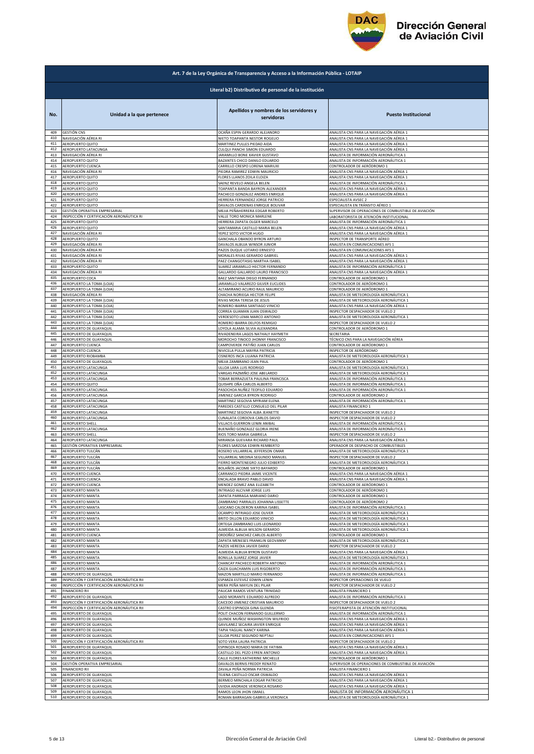# Dirección General de Aviación Civil

## Art. 7 de la Ley Orgánica de Transparencia y Acceso a la Información Pública - LOTAIP

### Literal b2) Distributivo de personal de la institución

| No. | Unidad a la que pertenece | Apellidos y nombres de los servidores y servidoras | Puesto Institucional |
|---|---|---|---|
| 409 | GESTIÓN CNS | OCAÑA ESPIN GERARDO ALEJANDRO | ANALISTA CNS PARA LA NAVEGACIÓN AÉREA 1 |
| 410 | NAVEGACIÓN AÉREA RI | NIETO TOAPANTA NESTOR ROGELIO | ANALISTA CNS PARA LA NAVEGACIÓN AÉREA 1 |
| 411 | AEROPUERTO QUITO | MARTINEZ PULLES PIEDAD AIDA | ANALISTA CNS PARA LA NAVEGACIÓN AÉREA 1 |
| 412 | AEROPUERTO LATACUNGA | CULQUI PANCHI SIMON EDUARDO | ANALISTA CNS PARA LA NAVEGACIÓN AÉREA 1 |
| 413 | NAVEGACIÓN AÉREA RI | JARAMILLO BONE XAVIER GUSTAVO | ANALISTA DE INFORMACIÓN AERONÁUTICA 1 |
| 414 | AEROPUERTO QUITO | BAZANTES CHICO DANILO EDUARDO | ANALISTA DE INFORMACIÓN AERONÁUTICA 1 |
| 415 | AEROPUERTO CUENCA | CARRILLO CRESPO LORENA MARIUXI | CONTROLADOR DE AERÓDROMO 1 |
| 416 | NAVEGACIÓN AÉREA RI | PIEDRA RAMIREZ EDWIN MAURICIO | ANALISTA CNS PARA LA NAVEGACIÓN AÉREA 1 |
| 417 | AEROPUERTO QUITO | FLORES LLANOS ZOILA ELOIZA | ANALISTA CNS PARA LA NAVEGACIÓN AÉREA 1 |
| 418 | AEROPUERTO QUITO | SAENZ REVELO ANGELA BELEN | ANALISTA DE INFORMACIÓN AERONÁUTICA 1 |
| 419 | AEROPUERTO QUITO | TOAPANTA BANDA BAYRON ALEXANDER | ANALISTA CNS PARA LA NAVEGACIÓN AÉREA 1 |
| 420 | AEROPUERTO QUITO | PACHECO GONZALEZ ANDRES ENRIQUE | ANALISTA CNS PARA LA NAVEGACIÓN AÉREA 1 |
| 421 | AEROPUERTO QUITO | HERRERA FERNANDEZ JORGE PATRICIO | ESPECIALISTA AVSEC 2 |
| 422 | AEROPUERTO QUITO | DAVALOS CARDENAS ENRIQUE BOLIVAR | ESPECIALISTA EN TRÁNSITO AÉREO 1 |
| 423 | GESTIÓN OPERATIVA EMPRESARIAL | MEJIA PEÑAHERRERA EDGAR ROBERTO | SUPERVISOR DE OPERACIONES DE COMBUSTIBLE DE AVIACIÓN |
| 424 | INSPECCIÓN Y CERTIFICACIÓN AERONÁUTICA RI | VALLE TORO MONICA MARLENE | LABORATORISTA DE ATENCIÓN INSTITUCIONAL |
| 425 | AEROPUERTO QUITO | HERRERA ZAPATA OLGER MARCELO | ANALISTA DE INFORMACIÓN AERONÁUTICA 1 |
| 426 | AEROPUERTO QUITO | SANTAMARIA CASTILLO MARIA BELEN | ANALISTA CNS PARA LA NAVEGACIÓN AÉREA 1 |
| 427 | NAVEGACIÓN AÉREA RI | YEPEZ SOTO VICTOR HUGO | ANALISTA CNS PARA LA NAVEGACIÓN AÉREA 1 |
| 428 | AEROPUERTO QUITO | GANCHALA OBANDO BYRON ARTURO | INSPECTOR DE TRANSPORTE AÉREO |
| 429 | NAVEGACIÓN AÉREA RI | DAVALOS ALBUJA WINSOR JUNIOR | ANALISTA EN COMUNICACIONES AFS 1 |
| 430 | NAVEGACIÓN AÉREA RI | PAZOS DUQUE LOTARIO ERNESTO | ANALISTA EN COMUNICACIONES AFS 1 |
| 431 | NAVEGACIÓN AÉREA RI | MORALES RIVAS GERARDO GABRIEL | ANALISTA CNS PARA LA NAVEGACIÓN AÉREA 1 |
| 432 | NAVEGACIÓN AÉREA RI | PAEZ CHANGOTASIG MARTHA ISABEL | ANALISTA CNS PARA LA NAVEGACIÓN AÉREA 1 |
| 433 | AEROPUERTO QUITO | SUAREZ JARAMILLO HECTOR FERNANDO | ANALISTA DE INFORMACIÓN AERONÁUTICA 1 |
| 434 | NAVEGACIÓN AÉREA RI | GALLARDO GALLARDO LAURO FRANCISCO | ANALISTA CNS PARA LA NAVEGACIÓN AÉREA 1 |
| 435 | AEROPUERTO COCA | BAEZ SANTIANA DIEGO FERNANDO | CONTROLADOR DE AERÓDROMO 1 |
| 436 | AEROPUERTO LA TOMA (LOJA) | JARAMILLO VALAREZO GILVER EUCLIDES | CONTROLADOR DE AERÓDROMO 1 |
| 437 | AEROPUERTO LA TOMA (LOJA) | ALTAMIRANO ACURIO RAUL MAURICIO | CONTROLADOR DE AERÓDROMO 1 |
| 438 | NAVEGACIÓN AÉREA RI | CHACHA NORIEGA HECTOR FELIPE | ANALISTA DE METEOROLOGÍA AERONÁUTICA 1 |
| 439 | AEROPUERTO LA TOMA (LOJA) | RIVAS MORA TERESA DE JESUS | ANALISTA DE METEOROLOGÍA AERONÁUTICA 1 |
| 440 | AEROPUERTO LA TOMA (LOJA) | ROMERO IBARRA SANTIAGO VINICIO | ANALISTA CNS PARA LA NAVEGACIÓN AÉREA 1 |
| 441 | AEROPUERTO LA TOMA (LOJA) | CORREA GUAMAN JUAN OSWALDO | INSPECTOR DESPACHADOR DE VUELO 2 |
| 442 | AEROPUERTO LA TOMA (LOJA) | VERDESOTO LEMA MARCO ANTONIO | ANALISTA DE METEOROLOGÍA AERONÁUTICA 1 |
| 443 | AEROPUERTO LA TOMA (LOJA) | ROMERO IBARRA DELFOS REMIGIO | INSPECTOR DESPACHADOR DE VUELO 2 |
| 444 | AEROPUERTO DE GUAYAQUIL | LOYOLA ALAMA SILVIA ALEXANDRA | CONTROLADOR DE AERÓDROMO 1 |
| 445 | AEROPUERTO DE GUAYAQUIL | RIVADENEIRA LAGOS NATHALY HAYMETH | SECRETARIA |
| 446 | AEROPUERTO DE GUAYAQUIL | MOROCHO TINOCO JHONNY FRANCISCO | TÉCNICO CNS PARA LA NAVEGACIÓN AÉREA |
| 447 | AEROPUERTO CUENCA | CAMPOVERDE PATIÑO JUAN CARLOS | CONTROLADOR DE AERÓDROMO 1 |
| 448 | AEROPUERTO CUENCA | NIVICELA PULLA MAYRA PATRICIA | INSPECTOR DE AERÓDROMO |
| 449 | AEROPUERTO RIOBAMBA | CISNEROS INCA LILIANA PATRICIA | ANALISTA DE METEOROLOGÍA AERONÁUTICA 1 |
| 450 | AEROPUERTO DE GUAYAQUIL | MEJIA ZAMBRANO JEAN PAUL | CONTROLADOR DE AERÓDROMO 1 |
| 451 | AEROPUERTO LATACUNGA | ULLOA LARA LUIS RODRIGO | ANALISTA DE METEOROLOGÍA AERONÁUTICA 1 |
| 452 | AEROPUERTO LATACUNGA | VARGAS PAZMIÑO JOSE ABELARDO | ANALISTA DE METEOROLOGÍA AERONÁUTICA 1 |
| 453 | AEROPUERTO LATACUNGA | TOBAR BERRAZUETA PAULINA FRANCISCA | ANALISTA DE INFORMACIÓN AERONÁUTICA 1 |
| 454 | AEROPUERTO QUITO | QUISHPE OÑA CARLOS ALBERTO | ANALISTA DE INFORMACIÓN AERONÁUTICA 1 |
| 455 | AEROPUERTO LATACUNGA | PASOCHOA NUÑEZ TEOFILO EDUARDO | ANALISTA DE INFORMACIÓN AERONÁUTICA 1 |
| 456 | AEROPUERTO LATACUNGA | JIMENEZ GARCIA BYRON RODRIGO | CONTROLADOR DE AERÓDROMO 2 |
| 457 | AEROPUERTO LATACUNGA | MARTINEZ SEGOVIA MYRIAM ELENA | ANALISTA DE INFORMACIÓN AERONÁUTICA 1 |
| 458 | AEROPUERTO LATACUNGA | PAREDES CASTILLO CONSUELO DEL PILAR | ANALISTA FINANCIERO 1 |
| 459 | AEROPUERTO LATACUNGA | MARTINEZ SEGOVIA ALBA JEANETTE | INSPECTOR DESPACHADOR DE VUELO 2 |
| 460 | AEROPUERTO LATACUNGA | CUNALATA CORDOVA CARLOS DAVID | INSPECTOR DESPACHADOR DE VUELO 2 |
| 461 | AEROPUERTO SHELL | VILLACIS GUERRON LENIN ANIBAL | ANALISTA DE INFORMACIÓN AERONÁUTICA 1 |
| 462 | AEROPUERTO LATACUNGA | BUENAÑO GONZALEZ GLORIA IRENE | ANALISTA DE INFORMACIÓN AERONÁUTICA 1 |
| 463 | AEROPUERTO SHELL | RIOS TORO MARIA GABRIELA | INSPECTOR DESPACHADOR DE VUELO 2 |
| 464 | AEROPUERTO LATACUNGA | MIRANDA GUEVARA RICHARD PAUL | ANALISTA CNS PARA LA NAVEGACIÓN AÉREA 1 |
| 465 | GESTIÓN OPERATIVA EMPRESARIAL | FLORES SARZOSA EDWIN REMBERTO | OPERADOR DE DESPACHO DE COMBUSTIBLES |
| 466 | AEROPUERTO TULCÁN | ROSERO VILLARREAL JEFFERSON OMAR | ANALISTA DE METEOROLOGÍA AERONÁUTICA 1 |
| 467 | AEROPUERTO TULCÁN | VILLARREAL MEDINA SEGUNDO MANUEL | INSPECTOR DESPACHADOR DE VUELO 2 |
| 468 | AEROPUERTO TULCÁN | FIERRO MONTENEGRO JULIO EDIBERTO | ANALISTA DE METEOROLOGÍA AERONÁUTICA 1 |
| 469 | AEROPUERTO TULCÁN | BOLAÑOS JACOME SIXTO BAYARDO | CONTROLADOR DE AERÓDROMO 1 |
| 470 | AEROPUERTO CUENCA | CARRANCO PIEDRA JAIME VICENTE | ANALISTA CNS PARA LA NAVEGACIÓN AÉREA 1 |
| 471 | AEROPUERTO CUENCA | ENCALADA BRAVO PABLO DAVID | ANALISTA CNS PARA LA NAVEGACIÓN AÉREA 1 |
| 472 | AEROPUERTO CUENCA | MENDEZ GOMEZ ANA ELIZABETH | CONTROLADOR DE AERÓDROMO 1 |
| 473 | AEROPUERTO MANTA | INTRIAGO ALCIVAR JORGE LUIS | CONTROLADOR DE AERÓDROMO 1 |
| 474 | AEROPUERTO MANTA | ZAPATA PARRAGA MARIANO DARIO | CONTROLADOR DE AERÓDROMO 1 |
| 475 | AEROPUERTO MANTA | ZAMBRANO PARRALES JOHANNA LISSETTE | CONTROLADOR DE AERÓDROMO 2 |
| 476 | AEROPUERTO MANTA | LASCANO CALDERON KARINA ISABEL | ANALISTA DE INFORMACIÓN AERONÁUTICA 1 |
| 477 | AEROPUERTO MANTA | OCAMPO INTRIAGO JOSE OLIVER | ANALISTA DE METEOROLOGÍA AERONÁUTICA 1 |
| 478 | AEROPUERTO MANTA | BRITO DILLON EDUARDO VINICIO | ANALISTA DE METEOROLOGÍA AERONÁUTICA 1 |
| 479 | AEROPUERTO MANTA | ORTEGA ZAMBRANO LUIS LEONARDO | ANALISTA DE METEOROLOGÍA AERONÁUTICA 1 |
| 480 | AEROPUERTO MANTA | ALMEIDA ALBUJA WILSON GERARDO | ANALISTA DE METEOROLOGÍA AERONÁUTICA 1 |
| 481 | AEROPUERTO CUENCA | ORDOÑEZ SANCHEZ CARLOS ALBERTO | CONTROLADOR DE AERÓDROMO 1 |
| 482 | AEROPUERTO MANTA | ZAPATA MENESES FRANKLIN GEOVANNY | ANALISTA DE METEOROLOGÍA AERONÁUTICA 1 |
| 483 | AEROPUERTO MANTA | PAZOS HEREDIA JAVIER DARIO | INSPECTOR DESPACHADOR DE VUELO 2 |
| 484 | AEROPUERTO MANTA | ALMEIDA ALBUJA BYRON GUSTAVO | ANALISTA CNS PARA LA NAVEGACIÓN AÉREA 1 |
| 485 | AEROPUERTO MANTA | BONILLA SUAREZ JORGE JAVIER | ANALISTA DE METEOROLOGÍA AERONÁUTICA 1 |
| 486 | AEROPUERTO MANTA | CHANCAY PACHECO ROBERTH ANTONIO | ANALISTA DE INFORMACIÓN AERONÁUTICA 1 |
| 487 | AEROPUERTO MANTA | CAIZA GUACHAMIN LUIS RIGOBERTO | ANALISTA DE INFORMACIÓN AERONÁUTICA 1 |
| 488 | AEROPUERTO DE GUAYAQUIL | MAZON MARTILLO MARIO FERNANDO | ANALISTA DE INFORMACIÓN AERONÁUTICA 1 |
| 489 | INSPECCIÓN Y CERTIFICACIÓN AERONÁUTICA RII | ESPARZA ESTEVEZ EDWIN LENIN | INSPECTOR OPERACIONES DE VUELO |
| 490 | INSPECCIÓN Y CERTIFICACIÓN AERONÁUTICA RII | MERA PEÑA MAYLIN DEL PILAR | INSPECTOR DESPACHADOR DE VUELO 2 |
| 491 | FINANCIERO RII | PAUCAR RAMOS VENTURA TRINIDAD | ANALISTA FINANCIERO 1 |
| 492 | AEROPUERTO DE GUAYAQUIL | LADD MORANTE EDUARDO ALFREDO | ANALISTA DE INFORMACIÓN AERONÁUTICA 1 |
| 493 | INSPECCIÓN Y CERTIFICACIÓN AERONÁUTICA RII | CAICEDO JIMENEZ CRISTIAN MAURICIO | INSPECTOR DESPACHADOR DE VUELO 2 |
| 494 | INSPECCIÓN Y CERTIFICACIÓN AERONÁUTICA RII | CASTRO ESPINOZA GINA GLENDA | FISIOTERAPISTA DE ATENCIÓN INSTITUCIONAL |
| 495 | AEROPUERTO DE GUAYAQUIL | POLIT CHACON FERNANDO GUILLERMO | ANALISTA DE INFORMACIÓN AERONÁUTICA 1 |
| 496 | AEROPUERTO DE GUAYAQUIL | QUINDE MUÑOZ WASHINGTON WILFRIDO | ANALISTA CNS PARA LA NAVEGACIÓN AÉREA 1 |
| 497 | AEROPUERTO DE GUAYAQUIL | GAVILANEZ SECAIRA JAVIER ENRIQUE | ANALISTA CNS PARA LA NAVEGACIÓN AÉREA 1 |
| 498 | AEROPUERTO DE GUAYAQUIL | TAPIA YAGUAL NANCY KARINA | ANALISTA CNS PARA LA NAVEGACIÓN AÉREA 1 |
| 499 | AEROPUERTO DE GUAYAQUIL | ULLOA PEREZ SEGUNDO NEPTALI | ANALISTA EN COMUNICACIONES AFS 1 |
| 500 | INSPECCIÓN Y CERTIFICACIÓN AERONÁUTICA RII | SOTO VERA LAURA PATRICIA | INSPECTOR DESPACHADOR DE VUELO 2 |
| 501 | AEROPUERTO DE GUAYAQUIL | ESPINOZA ROSADO MARIA DE FATIMA | ANALISTA CNS PARA LA NAVEGACIÓN AÉREA 1 |
| 502 | AEROPUERTO DE GUAYAQUIL | CASTILLO DEL PEZO EFREN ANTONIO | ANALISTA CNS PARA LA NAVEGACIÓN AÉREA 1 |
| 503 | AEROPUERTO DE GUAYAQUIL | CALLE FLORES KATHERINE MICHELLE | CONTROLADOR DE AERÓDROMO 1 |
| 504 | GESTIÓN OPERATIVA EMPRESARIAL | DAVALOS BERNIS FREDDY RENATO | SUPERVISOR DE OPERACIONES DE COMBUSTIBLE DE AVIACIÓN |
| 505 | FINANCIERO RII | ZAVALA PEÑA NORMA PATRICIA | ANALISTA FINANCIERO 1 |
| 506 | AEROPUERTO DE GUAYAQUIL | TEJENA CASTILLO OSCAR OSWALDO | ANALISTA CNS PARA LA NAVEGACIÓN AÉREA 1 |
| 507 | AEROPUERTO DE GUAYAQUIL | BERMEO MINCHALA EDGAR PATRICIO | ANALISTA CNS PARA LA NAVEGACIÓN AÉREA 1 |
| 508 | AEROPUERTO DE GUAYAQUIL | UVIDIA ANDRADE VERONICA ROSARIO | ANALISTA CNS PARA LA NAVEGACIÓN AÉREA 1 |
| 509 | AEROPUERTO DE GUAYAQUIL | RAMOS LEON JHON ISMAEL | ANALISTA DE INFORMACIÓN AERONÁUTICA 1 |
| 510 | AEROPUERTO DE GUAYAQUIL | ROMAN BARRAGAN GABRIELA VERONICA | ANALISTA DE METEOROLOGÍA AERONÁUTICA 1 |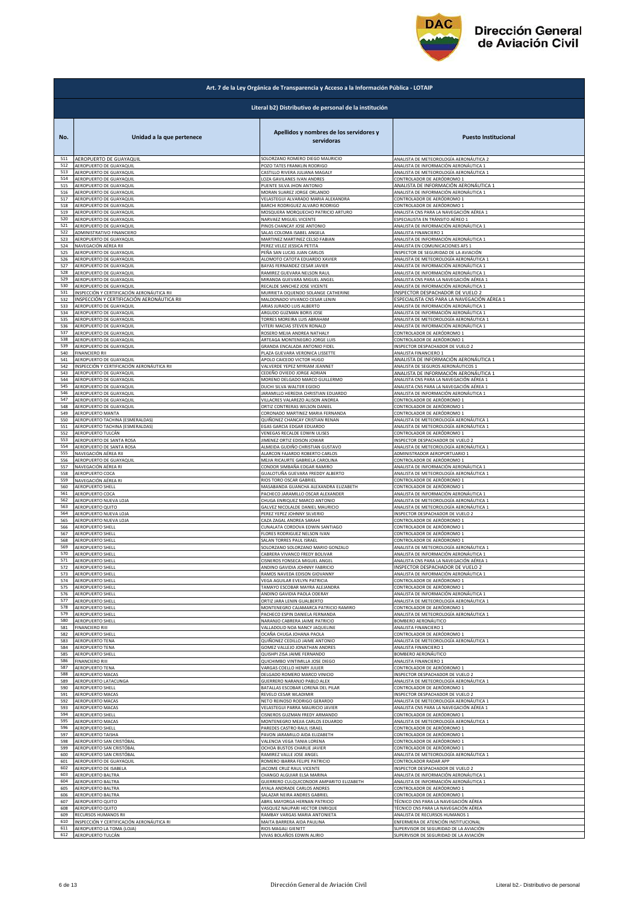| Art. 7 de la Ley Orgánica de Transparencia y Acceso a la Información Pública - LOTAIP | | | |
|---|---|---|---|
| Literal b2) Distributivo de personal de la institución | | | |
| No. | Unidad a la que pertenece | Apellidos y nombres de los servidores y servidoras | Puesto Institucional |
| 511 | AEROPUERTO DE GUAYAQUIL | SOLORZANO ROMERO DIEGO MAURICIO | ANALISTA DE METEOROLOGÍA AERONÁUTICA 2 |
| 512 | AEROPUERTO DE GUAYAQUIL | POZO TATES FRANKLIN RODRIGO | ANALISTA DE INFORMACIÓN AERONÁUTICA 1 |
| 513 | AEROPUERTO DE GUAYAQUIL | CASTILLO RIVERA JULIANA MAGALY | ANALISTA DE METEOROLOGÍA AERONÁUTICA 1 |
| 514 | AEROPUERTO DE GUAYAQUIL | LOZA GAVILANES IVAN ANDRES | CONTROLADOR DE AERÓDROMO 1 |
| 515 | AEROPUERTO DE GUAYAQUIL | PUENTE SILVA JHON ANTONIO | ANALISTA DE INFORMACIÓN AERONÁUTICA 1 |
| 516 | AEROPUERTO DE GUAYAQUIL | MORAN SUAREZ JORGE ORLANDO | ANALISTA DE INFORMACIÓN AERONÁUTICA 1 |
| 517 | AEROPUERTO DE GUAYAQUIL | VELASTEGUI ALVARADO MARIA ALEXANDRA | CONTROLADOR DE AERÓDROMO 1 |
| 518 | AEROPUERTO DE GUAYAQUIL | BARCHI RODRIGUEZ ALVARO RODRIGO | CONTROLADOR DE AERÓDROMO 1 |
| 519 | AEROPUERTO DE GUAYAQUIL | MOSQUERA MORQUECHO PATRICIO ARTURO | ANALISTA CNS PARA LA NAVEGACIÓN AÉREA 1 |
| 520 | AEROPUERTO DE GUAYAQUIL | NARVAEZ MIGUEL VICENTE | ESPECIALISTA EN TRÁNSITO AÉREO 1 |
| 521 | AEROPUERTO DE GUAYAQUIL | PINOS CHANCAY JOSE ANTONIO | ANALISTA DE INFORMACIÓN AERONÁUTICA 1 |
| 522 | ADMINISTRATIVO FINANCIERO | SALAS COLOMA ISABEL ANGELA | ANALISTA FINANCIERO 1 |
| 523 | AEROPUERTO DE GUAYAQUIL | MARTINEZ MARTINEZ CELSO FABIAN | ANALISTA DE INFORMACIÓN AERONÁUTICA 1 |
| 524 | NAVEGACIÓN AÉREA RII | PEREZ VELEZ JESSICA PETITA | ANALISTA EN COMUNICACIONES AFS 1 |
| 525 | AEROPUERTO DE GUAYAQUIL | PEÑA SAN LUCAS JUAN CARLOS | INSPECTOR DE SEGURIDAD DE LA AVIACIÓN |
| 526 | AEROPUERTO DE GUAYAQUIL | ALOMOTO CATOTA EDUARDO XAVIER | ANALISTA DE METEOROLOGÍA AERONÁUTICA 1 |
| 527 | AEROPUERTO DE GUAYAQUIL | BAYAS FERNANDEZ CESAR JAVIER | ANALISTA DE INFORMACIÓN AERONÁUTICA 1 |
| 528 | AEROPUERTO DE GUAYAQUIL | RAMIREZ GUEVARA NELSON RAUL | ANALISTA DE INFORMACIÓN AERONÁUTICA 1 |
| 529 | AEROPUERTO DE GUAYAQUIL | MIRANDA GUEVARA MIGUEL ANGEL | ANALISTA CNS PARA LA NAVEGACIÓN AÉREA 1 |
| 530 | AEROPUERTO DE GUAYAQUIL | RECALDE SANCHEZ JOSE VICENTE | ANALISTA DE INFORMACIÓN AERONÁUTICA 1 |
| 531 | INSPECCIÓN Y CERTIFICACIÓN AERONÁUTICA RII | MURRIETA OQUENDO SOLANGE CATHERINE | INSPECTOR DESPACHADOR DE VUELO 2 |
| 532 | INSPECCIÓN Y CERTIFICACIÓN AERONÁUTICA RII | MALDONADO VIVANCO CESAR LENIN | ESPECIALISTA CNS PARA LA NAVEGACIÓN AÉREA 1 |
| 533 | AEROPUERTO DE GUAYAQUIL | ARIAS JURADO LUIS ALBERTO | ANALISTA DE INFORMACIÓN AERONÁUTICA 1 |
| 534 | AEROPUERTO DE GUAYAQUIL | ARGUDO GUZMAN BORIS JOSE | ANALISTA DE INFORMACIÓN AERONÁUTICA 1 |
| 535 | AEROPUERTO DE GUAYAQUIL | TORRES MOREIRA LUIS ABRAHAM | ANALISTA DE METEOROLOGÍA AERONÁUTICA 1 |
| 536 | AEROPUERTO DE GUAYAQUIL | VITERI MACIAS STEVEN RONALD | ANALISTA DE INFORMACIÓN AERONÁUTICA 1 |
| 537 | AEROPUERTO DE GUAYAQUIL | ROSERO MEJIA ANDREA NATHALY | CONTROLADOR DE AERÓDROMO 1 |
| 538 | AEROPUERTO DE GUAYAQUIL | ARTEAGA MONTENEGRO JORGE LUIS | CONTROLADOR DE AERÓDROMO 1 |
| 539 | AEROPUERTO DE GUAYAQUIL | GRANDA ENCALADA ANTONIO FIDEL | INSPECTOR DESPACHADOR DE VUELO 2 |
| 540 | FINANCIERO RII | PLAZA GUEVARA VERONICA LISSETTE | ANALISTA FINANCIERO 1 |
| 541 | AEROPUERTO DE GUAYAQUIL | APOLO CAICEDO VICTOR HUGO | ANALISTA DE INFORMACIÓN AERONÁUTICA 1 |
| 542 | INSPECCIÓN Y CERTIFICACIÓN AERONÁUTICA RII | VALVERDE YEPEZ MYRIAM JEANNET | ANALISTA DE SEGUROS AERONÁUTICOS 1 |
| 543 | AEROPUERTO DE GUAYAQUIL | CEDEÑO OVIEDO JORGE ADRIAN | ANALISTA DE INFORMACIÓN AERONÁUTICA 1 |
| 544 | AEROPUERTO DE GUAYAQUIL | MORENO DELGADO MARCO GUILLERMO | ANALISTA CNS PARA LA NAVEGACIÓN AÉREA 1 |
| 545 | AEROPUERTO DE GUAYAQUIL | DUCHI SILVA WALTER EGIDIO | ANALISTA CNS PARA LA NAVEGACIÓN AÉREA 1 |
| 546 | AEROPUERTO DE GUAYAQUIL | JARAMILLO HEREDIA CHRISTIAN EDUARDO | ANALISTA DE INFORMACIÓN AERONÁUTICA 1 |
| 547 | AEROPUERTO DE GUAYAQUIL | VILLACRES VALAREZO ALISON ANDREA | CONTROLADOR DE AERÓDROMO 1 |
| 548 | AEROPUERTO DE GUAYAQUIL | ORTIZ CONTRERAS WILSON DANIEL | CONTROLADOR DE AERÓDROMO 1 |
| 549 | AEROPUERTO MANTA | CORONADO MARTINEZ MARIA FERNANDA | CONTROLADOR DE AERÓDROMO 1 |
| 550 | AEROPUERTO TACHINA (ESMERALDAS) | QUIÑONEZ CHANCAY CRISTIAN RENAN | ANALISTA DE METEOROLOGÍA AERONÁUTICA 1 |
| 551 | AEROPUERTO TACHINA (ESMERALDAS) | EGAS GARCIA EDGAR EDUARDO | ANALISTA DE METEOROLOGÍA AERONÁUTICA 1 |
| 552 | AEROPUERTO TULCÁN | VENEGAS RECALDE EDWIN ULISES | CONTROLADOR DE AERÓDROMO 1 |
| 553 | AEROPUERTO DE SANTA ROSA | JIMENEZ ORTIZ EDISON JOWAR | INSPECTOR DESPACHADOR DE VUELO 2 |
| 554 | AEROPUERTO DE SANTA ROSA | ALMEIDA GUDIÑO CHRISTIAN GUSTAVO | ANALISTA DE METEOROLOGÍA AERONÁUTICA 1 |
| 555 | NAVEGACIÓN AÉREA RII | ALARCON FAJARDO ROBERTO CARLOS | ADMINISTRADOR AEROPORTUARIO 1 |
| 556 | AEROPUERTO DE GUAYAQUIL | MEJIA RICAURTE GABRIELA CAROLINA | CONTROLADOR DE AERÓDROMO 1 |
| 557 | NAVEGACIÓN AÉREA RI | CONDOR SIMBAÑA EDGAR RAMIRO | ANALISTA DE INFORMACIÓN AERONÁUTICA 1 |
| 558 | AEROPUERTO COCA | GUALOTUÑA GUEVARA FREDDY ALBERTO | ANALISTA DE METEOROLOGÍA AERONÁUTICA 1 |
| 559 | NAVEGACIÓN AÉREA RI | RIOS TORO OSCAR GABRIEL | CONTROLADOR DE AERÓDROMO 1 |
| 560 | AEROPUERTO SHELL | MASABANDA GUANCHA ALEXANDRA ELIZABETH | CONTROLADOR DE AERÓDROMO 1 |
| 561 | AEROPUERTO COCA | PACHECO JARAMILLO OSCAR ALEXANDER | ANALISTA DE INFORMACIÓN AERONÁUTICA 1 |
| 562 | AEROPUERTO NUEVA LOJA | CHUGA ENRIQUEZ MARCO ANTONIO | ANALISTA DE METEOROLOGÍA AERONÁUTICA 1 |
| 563 | AEROPUERTO QUITO | GALVEZ NICOLALDE DANIEL MAURICIO | ANALISTA DE METEOROLOGÍA AERONÁUTICA 1 |
| 564 | AEROPUERTO NUEVA LOJA | PEREZ YEPEZ JOHNNY SILVERIO | INSPECTOR DESPACHADOR DE VUELO 2 |
| 565 | AEROPUERTO NUEVA LOJA | CAZA ZAGAL ANDREA SARAHI | CONTROLADOR DE AERÓDROMO 1 |
| 566 | AEROPUERTO SHELL | CUNALATA CORDOVA EDWIN SANTIAGO | CONTROLADOR DE AERÓDROMO 1 |
| 567 | AEROPUERTO SHELL | FLORES RODRIGUEZ NELSON IVAN | CONTROLADOR DE AERÓDROMO 1 |
| 568 | AEROPUERTO SHELL | SALAN TORRES PAUL ISRAEL | CONTROLADOR DE AERÓDROMO 1 |
| 569 | AEROPUERTO SHELL | SOLORZANO SOLORZANO MARIO GONZALO | ANALISTA DE METEOROLOGÍA AERONÁUTICA 1 |
| 570 | AEROPUERTO SHELL | CABRERA VIVANCO FREDY BOLIVAR | ANALISTA DE INFORMACIÓN AERONÁUTICA 1 |
| 571 | AEROPUERTO SHELL | CISNEROS FONSECA MIGUEL ANGEL | ANALISTA CNS PARA LA NAVEGACIÓN AÉREA 1 |
| 572 | AEROPUERTO SHELL | ANDINO GAVIDIA JOHNNY FABRICIO | INSPECTOR DESPACHADOR DE VUELO 2 |
| 573 | AEROPUERTO SHELL | RAMOS NAVEDA EDISON GIOVANNY | ANALISTA DE INFORMACIÓN AERONÁUTICA 1 |
| 574 | AEROPUERTO SHELL | VEGA AGUILAR EVELYN PATRICIA | CONTROLADOR DE AERÓDROMO 1 |
| 575 | AEROPUERTO SHELL | TAMAYO ESCOBAR MAYRA ALEJANDRA | CONTROLADOR DE AERÓDROMO 1 |
| 576 | AEROPUERTO SHELL | ANDINO GAVIDIA PAOLA ODERAY | ANALISTA DE INFORMACIÓN AERONÁUTICA 1 |
| 577 | AEROPUERTO SHELL | ORTIZ JARA LENIN GUALBERTO | ANALISTA DE METEOROLOGÍA AERONÁUTICA 1 |
| 578 | AEROPUERTO SHELL | MONTENEGRO CAJAMARCA PATRICIO RAMIRO | CONTROLADOR DE AERÓDROMO 1 |
| 579 | AEROPUERTO SHELL | PACHECO ESPIN DANIELA FERNANDA | ANALISTA DE METEOROLOGÍA AERONÁUTICA 1 |
| 580 | AEROPUERTO SHELL | NARANJO CABRERA JAIME PATRICIO | BOMBERO AERONÁUTICO |
| 581 | FINANCIERO RIII | VALLADOLID NOA NANCY JAQUELINE | ANALISTA FINANCIERO 1 |
| 582 | AEROPUERTO SHELL | OCAÑA CHUGA JOHANA PAOLA | CONTROLADOR DE AERÓDROMO 1 |
| 583 | AEROPUERTO TENA | QUIÑONEZ CEDILLO JAIME ANTONIO | ANALISTA DE METEOROLOGÍA AERONÁUTICA 1 |
| 584 | AEROPUERTO TENA | GOMEZ VALLEJO JONATHAN ANDRES | ANALISTA FINANCIERO 1 |
| 585 | AEROPUERTO SHELL | QUISHPI ZISA JAIME FERNANDO | BOMBERO AERONÁUTICO |
| 586 | FINANCIERO RIII | QUICHIMBO VINTIMILLA JOSE DIEGO | ANALISTA FINANCIERO 1 |
| 587 | AEROPUERTO TENA | VARGAS COELLO HENRY JULIER | CONTROLADOR DE AERÓDROMO 1 |
| 588 | AEROPUERTO MACAS | DELGADO ROMERO MARCO VINICIO | INSPECTOR DESPACHADOR DE VUELO 2 |
| 589 | AEROPUERTO LATACUNGA | GUERRERO NARANJO PABLO ALEX | ANALISTA DE METEOROLOGÍA AERONÁUTICA 1 |
| 590 | AEROPUERTO SHELL | BATALLAS ESCOBAR LORENA DEL PILAR | CONTROLADOR DE AERÓDROMO 1 |
| 591 | AEROPUERTO MACAS | REVELO CESAR WLADIMIR | INSPECTOR DESPACHADOR DE VUELO 2 |
| 592 | AEROPUERTO MACAS | NETO REINOSO RODRIGO GERARDO | ANALISTA DE METEOROLOGÍA AERONÁUTICA 1 |
| 593 | AEROPUERTO MACAS | VELASTEGUI PARRA MAURICIO JAVIER | ANALISTA CNS PARA LA NAVEGACIÓN AÉREA 1 |
| 594 | AEROPUERTO SHELL | CISNEROS GUZMAN FREDY ARMANDO | CONTROLADOR DE AERÓDROMO 1 |
| 595 | AEROPUERTO MACAS | MONTENEGRO MEJIA CARLOS EDUARDO | ANALISTA DE METEOROLOGÍA AERONÁUTICA 1 |
| 596 | AEROPUERTO SHELL | PAREDES CASTRO RAUL ISRAEL | CONTROLADOR DE AERÓDROMO 1 |
| 597 | AEROPUERTO TAISHA | PAVON JARAMILLO AIDA ELIZABETH | CONTROLADOR DE AERÓDROMO 1 |
| 598 | AEROPUERTO SAN CRISTÓBAL | VALENCIA VEGA TANIA LORENA | CONTROLADOR DE AERÓDROMO 1 |
| 599 | AEROPUERTO SAN CRISTÓBAL | OCHOA BUSTOS CHARLIE JAVIER | CONTROLADOR DE AERÓDROMO 1 |
| 600 | AEROPUERTO SAN CRISTÓBAL | RAMIREZ VALLE JOSE ANGEL | ANALISTA DE METEOROLOGÍA AERONÁUTICA 1 |
| 601 | AEROPUERTO DE GUAYAQUIL | ROMERO IBARRA FELIPE PATRICIO | CONTROLADOR RADAR APP |
| 602 | AEROPUERTO DE ISABELA | JACOME CRUZ RAUL VICENTE | INSPECTOR DESPACHADOR DE VUELO 2 |
| 603 | AEROPUERTO BALTRA | CHANGO ALGUIAR ELSA MARINA | ANALISTA DE INFORMACIÓN AERONÁUTICA 1 |
| 604 | AEROPUERTO BALTRA | GUERRERO CULQUICONDOR AMPARITO ELIZABETH | ANALISTA DE INFORMACIÓN AERONÁUTICA 1 |
| 605 | AEROPUERTO BALTRA | AYALA ANDRADE CARLOS ANDRES | CONTROLADOR DE AERÓDROMO 1 |
| 606 | AEROPUERTO BALTRA | SALAZAR NEIRA ANDRES GABRIEL | CONTROLADOR DE AERÓDROMO 1 |
| 607 | AEROPUERTO QUITO | ABRIL MAYORGA HERNAN PATRICIO | TÉCNICO CNS PARA LA NAVEGACIÓN AÉREA |
| 608 | AEROPUERTO QUITO | VASQUEZ NAUPARI HECTOR ENRIQUE | TÉCNICO CNS PARA LA NAVEGACIÓN AÉREA |
| 609 | RECURSOS HUMANOS RII | RAMBAY VARGAS MARIA ANTONIETA | ANALISTA DE RECURSOS HUMANOS 1 |
| 610 | INSPECCIÓN Y CERTIFICACIÓN AERONÁUTICA RI | MAITA BARRERA AIDA PAULINA | ENFERMERA DE ATENCIÓN INSTITUCIONAL |
| 611 | AEROPUERTO LA TOMA (LOJA) | RIOS MAGALI GIENITT | SUPERVISOR DE SEGURIDAD DE LA AVIACIÓN |
| 612 | AEROPUERTO TULCÁN | VIVAS BOLAÑOS EDWIN ALIRIO | SUPERVISOR DE SEGURIDAD DE LA AVIACIÓN |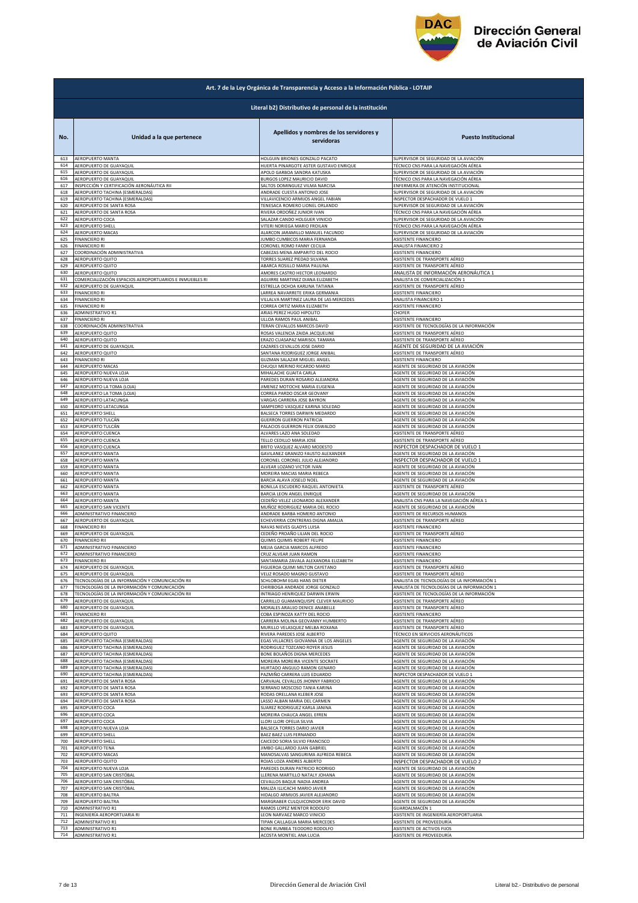**Dirección General de Aviación Civil**

| Art. 7 de la Ley Orgánica de Transparencia y Acceso a la Información Pública - LOTAIP | | | |
|---|---|---|---|
| **Literal b2) Distributivo de personal de la institución** | | | |
| **No.** | **Unidad a la que pertenece** | **Apellidos y nombres de los servidores y servidoras** | **Puesto Institucional** |
| 613 | AEROPUERTO MANTA | HOLGUIN BRIONES GONZALO PACATO | SUPERVISOR DE SEGURIDAD DE LA AVIACIÓN |
| 614 | AEROPUERTO DE GUAYAQUIL | HUERTA PINARGOTE ASTER GUSTAVO ENRIQUE | TÉCNICO CNS PARA LA NAVEGACIÓN AÉREA |
| 615 | AEROPUERTO DE GUAYAQUIL | APOLO GARBOA SANDRA KATUSKA | SUPERVISOR DE SEGURIDAD DE LA AVIACIÓN |
| 616 | AEROPUERTO DE GUAYAQUIL | BURGOS LOPEZ MAURICIO DAVID | TÉCNICO CNS PARA LA NAVEGACIÓN AÉREA |
| 617 | INSPECCIÓN Y CERTIFICACIÓN AERONÁUTICA RII | SALTOS DOMINGUEZ VILMA NARCISA | ENFERMERA DE ATENCIÓN INSTITUCIONAL |
| 618 | AEROPUERTO TACHINA (ESMERALDAS) | ANDRADE CUESTA ANTONIO JOSE | SUPERVISOR DE SEGURIDAD DE LA AVIACIÓN |
| 619 | AEROPUERTO TACHINA (ESMERALDAS) | VILLAVICENCIO ARMIJOS ANGEL FABIAN | INSPECTOR DESPACHADOR DE VUELO 1 |
| 620 | AEROPUERTO DE SANTA ROSA | TENESACA ROMERO LIONEL ORLANDO | SUPERVISOR DE SEGURIDAD DE LA AVIACIÓN |
| 621 | AEROPUERTO DE SANTA ROSA | RIVERA ORDOÑEZ JUNIOR IVAN | TÉCNICO CNS PARA LA NAVEGACIÓN AÉREA |
| 622 | AEROPUERTO COCA | SALAZAR CANDO HOLGUER VINICIO | SUPERVISOR DE SEGURIDAD DE LA AVIACIÓN |
| 623 | AEROPUERTO SHELL | VITERI NORIEGA MARIO FROILAN | TÉCNICO CNS PARA LA NAVEGACIÓN AÉREA |
| 624 | AEROPUERTO MACAS | ALARCON JARAMILLO MANUEL FACUNDO | SUPERVISOR DE SEGURIDAD DE LA AVIACIÓN |
| 625 | FINANCIERO RI | JUMBO CUMBICOS MARIA FERNANDA | ASISTENTE FINANCIERO |
| 626 | FINANCIERO RI | CORONEL ROMO FANNY CECILIA | ANALISTA FINANCIERO 2 |
| 627 | COORDINACIÓN ADMINISTRATIVA | CABEZAS MENA AMPARITO DEL ROCIO | ASISTENTE FINANCIERO |
| 628 | AEROPUERTO QUITO | TORRES SUAREZ PIEDAD SILVANA | ASISTENTE DE TRANSPORTE AÉREO |
| 629 | AEROPUERTO QUITO | ABARCA ROSILLO MARIA PAULINA | ASISTENTE DE TRANSPORTE AÉREO |
| 630 | AEROPUERTO QUITO | AMORES CASTRO HECTOR LEONARDO | ANALISTA DE INFORMACIÓN AERONÁUTICA 1 |
| 631 | COMERCIALIZACIÓN ESPACIOS AEROPORTUARIOS E INMUEBLES RI | AGUIRRE MARTINEZ DIANA ELIZABETH | ANALISTA DE COMERCIALIZACIÓN 1 |
| 632 | AEROPUERTO DE GUAYAQUIL | ESTRELLA OCHOA KARLINA TATIANA | ASISTENTE DE TRANSPORTE AÉREO |
| 633 | FINANCIERO RI | LARREA NAVARRETE ERIKA GERMANIA | ASISTENTE FINANCIERO |
| 634 | FINANCIERO RI | VILLALVA MARTINEZ LAURA DE LAS MERCEDES | ANALISTA FINANCIERO 1 |
| 635 | FINANCIERO RI | CORREA ORTIZ MARIA ELIZABETH | ASISTENTE FINANCIERO |
| 636 | ADMINISTRATIVO R1 | ARIAS PEREZ HUGO HIPOLITO | CHOFER |
| 637 | FINANCIERO RI | ULLOA RAMOS PAUL ANIBAL | ASISTENTE FINANCIERO |
| 638 | COORDINACIÓN ADMINISTRATIVA | TERAN CEVALLOS MARCOS DAVID | ASISTENTE DE TECNOLOGÍAS DE LA INFORMACIÓN |
| 639 | AEROPUERTO QUITO | ROSAS VALENCIA ZAIDA JACQUELINE | ASISTENTE DE TRANSPORTE AÉREO |
| 640 | AEROPUERTO QUITO | ERAZO CUASAPAZ MARISOL TAMARA | ASISTENTE DE TRANSPORTE AÉREO |
| 641 | AEROPUERTO DE GUAYAQUIL | CAZARES CEVALLOS JOSE DARIO | AGENTE DE SEGURIDAD DE LA AVIACIÓN |
| 642 | AEROPUERTO QUITO | SANTANA RODRIGUEZ JORGE ANIBAL | ASISTENTE DE TRANSPORTE AÉREO |
| 643 | FINANCIERO RI | GUZMAN SALAZAR MIGUEL ANGEL | ASISTENTE FINANCIERO |
| 644 | AEROPUERTO MACAS | CHUQUI MERINO RICARDO MARIO | AGENTE DE SEGURIDAD DE LA AVIACIÓN |
| 645 | AEROPUERTO NUEVA LOJA | MIHALACHE GUAITA CARLA | AGENTE DE SEGURIDAD DE LA AVIACIÓN |
| 646 | AEROPUERTO NUEVA LOJA | PAREDES DURAN ROSARIO ALEJANDRA | AGENTE DE SEGURIDAD DE LA AVIACIÓN |
| 647 | AEROPUERTO LA TOMA (LOJA) | JIMENEZ MOTOCHE MARIA EUGENIA | AGENTE DE SEGURIDAD DE LA AVIACIÓN |
| 648 | AEROPUERTO LA TOMA (LOJA) | CORREA PARDO OSCAR GEOVANY | AGENTE DE SEGURIDAD DE LA AVIACIÓN |
| 649 | AEROPUERTO LATACUNGA | VARGAS CARRERA JOSE BAYRON | AGENTE DE SEGURIDAD DE LA AVIACIÓN |
| 650 | AEROPUERTO LATACUNGA | SAMPEDRO VASQUEZ KARINA SOLEDAD | AGENTE DE SEGURIDAD DE LA AVIACIÓN |
| 651 | AEROPUERTO SHELL | BALSECA TORRES DARWIN MEDARDO | AGENTE DE SEGURIDAD DE LA AVIACIÓN |
| 652 | AEROPUERTO TULCÁN | GUERRON GUERRON PATRICIA | AGENTE DE SEGURIDAD DE LA AVIACIÓN |
| 653 | AEROPUERTO TULCÁN | PALACIOS GUERRON FELIX OSWALDO | AGENTE DE SEGURIDAD DE LA AVIACIÓN |
| 654 | AEROPUERTO CUENCA | ALVARES LAZO ANA SOLEDAD | ASISTENTE DE TRANSPORTE AÉREO |
| 655 | AEROPUERTO CUENCA | TELLO CEDILLO MARIA JOSE | ASISTENTE DE TRANSPORTE AÉREO |
| 656 | AEROPUERTO CUENCA | BRITO VASQUEZ ALVARO MODESTO | INSPECTOR DESPACHADOR DE VUELO 1 |
| 657 | AEROPUERTO MANTA | GAVILANEZ GRANIZO FAUSTO ALEXANDER | AGENTE DE SEGURIDAD DE LA AVIACIÓN |
| 658 | AEROPUERTO MANTA | CORONEL CORONEL JULIO ALEJANDRO | INSPECTOR DESPACHADOR DE VUELO 1 |
| 659 | AEROPUERTO MANTA | ALVEAR LOZANO VICTOR IVAN | AGENTE DE SEGURIDAD DE LA AVIACIÓN |
| 660 | AEROPUERTO MANTA | MOREIRA MACIAS MARIA REBECA | AGENTE DE SEGURIDAD DE LA AVIACIÓN |
| 661 | AEROPUERTO MANTA | BARCIA ALAVA JOSELO NOEL | AGENTE DE SEGURIDAD DE LA AVIACIÓN |
| 662 | AEROPUERTO MANTA | BONILLA ESCUDERO RAQUEL ANTONIETA | ASISTENTE DE TRANSPORTE AÉREO |
| 663 | AEROPUERTO MANTA | BARCIA LEON ANGEL ENRIQUE | AGENTE DE SEGURIDAD DE LA AVIACIÓN |
| 664 | AEROPUERTO MANTA | CEDEÑO VELEZ LEONARDO ALEXANDER | ANALISTA CNS PARA LA NAVEGACIÓN AÉREA 1 |
| 665 | AEROPUERTO SAN VICENTE | MUÑOZ RODRIGUEZ MARIA DEL ROCIO | AGENTE DE SEGURIDAD DE LA AVIACIÓN |
| 666 | ADMINISTRATIVO FINANCIERO | ANDRADE BARBA HOMERO ANTONIO | ASISTENTE DE RECURSOS HUMANOS |
| 667 | AEROPUERTO DE GUAYAQUIL | ECHEVERRIA CONTRERAS DIGNA AMALIA | ASISTENTE DE TRANSPORTE AÉREO |
| 668 | FINANCIERO RII | NAVAS NIEVES GLADYS LUISA | ASISTENTE FINANCIERO |
| 669 | AEROPUERTO DE GUAYAQUIL | CEDEÑO PROAÑO LILIAN DEL ROCIO | ASISTENTE DE TRANSPORTE AÉREO |
| 670 | FINANCIERO RII | QUIMIS QUIMIS ROBERT FELIPE | ASISTENTE FINANCIERO |
| 671 | ADMINISTRATIVO FINANCIERO | MEJIA GARCIA MARCOS ALFREDO | ASISTENTE FINANCIERO |
| 672 | ADMINISTRATIVO FINANCIERO | CRUZ ALVEAR JUAN RAMON | ASISTENTE FINANCIERO |
| 673 | FINANCIERO RII | SANTAMARIA ZAVALA ALEXANDRA ELIZABETH | ASISTENTE FINANCIERO |
| 674 | AEROPUERTO DE GUAYAQUIL | FIGUEROA QUIMI MILTON CAYETANO | ASISTENTE DE TRANSPORTE AÉREO |
| 675 | AEROPUERTO DE GUAYAQUIL | VELIZ ROSADO MAGNO GUSTAVO | ASISTENTE DE TRANSPORTE AÉREO |
| 676 | TECNOLOGÍAS DE LA INFORMACIÓN Y COMUNICACIÓN RII | SCHLOBOHM EGAS HANS DIETER | ANALISTA DE TECNOLOGÍAS DE LA INFORMACIÓN 1 |
| 677 | TECNOLOGÍAS DE LA INFORMACIÓN Y COMUNICACIÓN | CHIRIBOGA ANDRADE JORGE GONZALO | ANALISTA DE TECNOLOGÍAS DE LA INFORMACIÓN 1 |
| 678 | TECNOLOGÍAS DE LA INFORMACIÓN Y COMUNICACIÓN RII | INTRIAGO HENRIQUEZ DARWIN ERWIN | ASISTENTE DE TECNOLOGÍAS DE LA INFORMACIÓN |
| 679 | AEROPUERTO DE GUAYAQUIL | CARRILLO GUAMANQUISPE CLEVER MAURICIO | ASISTENTE DE TRANSPORTE AÉREO |
| 680 | AEROPUERTO DE GUAYAQUIL | MORALES ARAUJO DENICE ANABELLE | ASISTENTE DE TRANSPORTE AÉREO |
| 681 | FINANCIERO RII | COBA ESPINOZA KATTY DEL ROCIO | ASISTENTE FINANCIERO |
| 682 | AEROPUERTO DE GUAYAQUIL | CARRERA MOLINA GEOVANNY HUMBERTO | ASISTENTE DE TRANSPORTE AÉREO |
| 683 | AEROPUERTO DE GUAYAQUIL | MURILLO VELASQUEZ MELBA ROXANA | ASISTENTE DE TRANSPORTE AÉREO |
| 684 | AEROPUERTO QUITO | RIVERA PAREDES JOSE ALBERTO | TÉCNICO EN SERVICIOS AERONÁUTICOS |
| 685 | AEROPUERTO TACHINA (ESMERALDAS) | EGAS VILLACRES GIOVANNA DE LOS ANGELES | AGENTE DE SEGURIDAD DE LA AVIACIÓN |
| 686 | AEROPUERTO TACHINA (ESMERALDAS) | RODRIGUEZ TOZCANO ROYER JESUS | AGENTE DE SEGURIDAD DE LA AVIACIÓN |
| 687 | AEROPUERTO TACHINA (ESMERALDAS) | BONE BOLAÑOS DIGNA MERCEDES | AGENTE DE SEGURIDAD DE LA AVIACIÓN |
| 688 | AEROPUERTO TACHINA (ESMERALDAS) | MOREIRA MOREIRA VICENTE SOCRATE | AGENTE DE SEGURIDAD DE LA AVIACIÓN |
| 689 | AEROPUERTO TACHINA (ESMERALDAS) | HURTADO ANGULO RAMON GENARO | AGENTE DE SEGURIDAD DE LA AVIACIÓN |
| 690 | AEROPUERTO TACHINA (ESMERALDAS) | PAZMIÑO CARRERA LUIS EDUARDO | INSPECTOR DESPACHADOR DE VUELO 1 |
| 691 | AEROPUERTO DE SANTA ROSA | CARVAJAL CEVALLOS JHONNY FABRICIO | AGENTE DE SEGURIDAD DE LA AVIACIÓN |
| 692 | AEROPUERTO DE SANTA ROSA | SERRANO MOSCOSO TANIA KARINA | AGENTE DE SEGURIDAD DE LA AVIACIÓN |
| 693 | AEROPUERTO DE SANTA ROSA | RODAS ORELLANA KLEBER JOSE | AGENTE DE SEGURIDAD DE LA AVIACIÓN |
| 694 | AEROPUERTO DE SANTA ROSA | LASSO ALBAN MARIA DEL CARMEN | AGENTE DE SEGURIDAD DE LA AVIACIÓN |
| 695 | AEROPUERTO COCA | SUAREZ RODRIGUEZ KARLA JANINA | AGENTE DE SEGURIDAD DE LA AVIACIÓN |
| 696 | AEROPUERTO COCA | MOREIRA CHAUCA ANGEL EFREN | AGENTE DE SEGURIDAD DE LA AVIACIÓN |
| 697 | AEROPUERTO COCA | LLORI LLORI OFELIA SILVIA | AGENTE DE SEGURIDAD DE LA AVIACIÓN |
| 698 | AEROPUERTO NUEVA LOJA | BALSECA TORRES DARIO JAVIER | AGENTE DE SEGURIDAD DE LA AVIACIÓN |
| 699 | AEROPUERTO SHELL | BAEZ BAEZ LUIS FERNANDO | AGENTE DE SEGURIDAD DE LA AVIACIÓN |
| 700 | AEROPUERTO SHELL | CAICEDO SORIA SILVIO FRANCISCO | AGENTE DE SEGURIDAD DE LA AVIACIÓN |
| 701 | AEROPUERTO TENA | JIMBO GALLARDO JUAN GABRIEL | AGENTE DE SEGURIDAD DE LA AVIACIÓN |
| 702 | AEROPUERTO MACAS | MANOSALVAS SANGURIMA ALFREDA REBECA | AGENTE DE SEGURIDAD DE LA AVIACIÓN |
| 703 | AEROPUERTO QUITO | ROJAS LOZA ANDRES ALBERTO | INSPECTOR DESPACHADOR DE VUELO 2 |
| 704 | AEROPUERTO NUEVA LOJA | PAREDES DURAN PATRICIO RODRIGO | AGENTE DE SEGURIDAD DE LA AVIACIÓN |
| 705 | AEROPUERTO SAN CRISTÓBAL | LLERENA MARTILLO NATALY JOHANA | AGENTE DE SEGURIDAD DE LA AVIACIÓN |
| 706 | AEROPUERTO SAN CRISTÓBAL | CEVALLOS BAQUE NADIA ANDREA | AGENTE DE SEGURIDAD DE LA AVIACIÓN |
| 707 | AEROPUERTO SAN CRISTÓBAL | MALIZA ILLICACHI MARIO JAVIER | AGENTE DE SEGURIDAD DE LA AVIACIÓN |
| 708 | AEROPUERTO BALTRA | HIDALGO ARMIJOS JAVIER ALEJANDRO | AGENTE DE SEGURIDAD DE LA AVIACIÓN |
| 709 | AEROPUERTO BALTRA | MARGRABER CULQUICONDOR ERIK DAVID | AGENTE DE SEGURIDAD DE LA AVIACIÓN |
| 710 | ADMINISTRATIVO R1 | RAMOS LOPEZ MENTOR RODOLFO | GUARDALMACÉN 1 |
| 711 | INGENIERÍA AEROPORTUARIA RI | LEON NARVAEZ MARCO VINICIO | ASISTENTE DE INGENIERÍA AEROPORTUARIA |
| 712 | ADMINISTRATIVO R1 | TIPAN CAILLAGUA MARIA MERCEDES | ASISTENTE DE PROVEEDURÍA |
| 713 | ADMINISTRATIVO R1 | BONE RUMBEA TEODORO RODOLFO | ASISTENTE DE ACTIVOS FIJOS |
| 714 | ADMINISTRATIVO R1 | ACOSTA MONTIEL ANA LUCIA | ASISTENTE DE PROVEEDURÍA |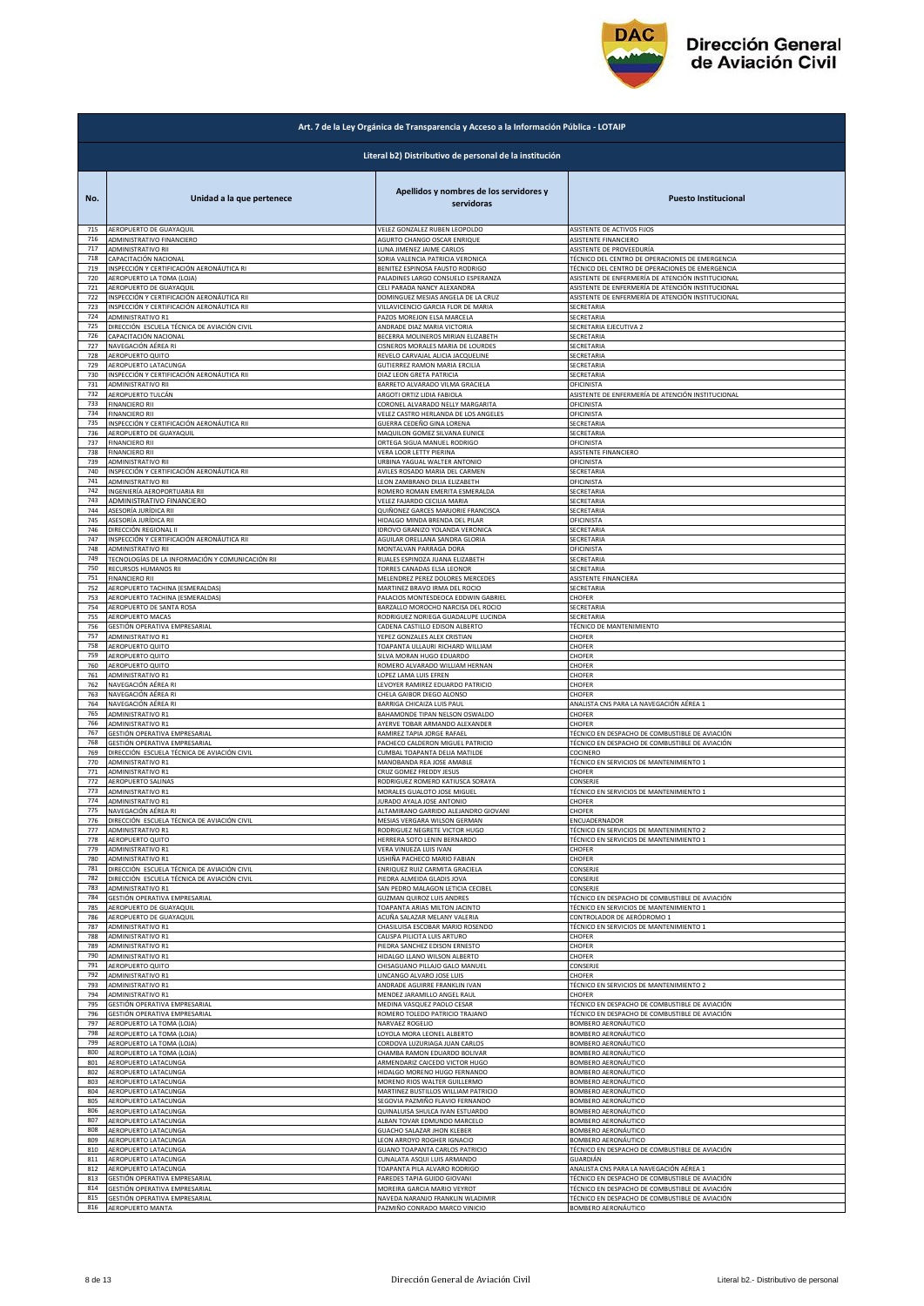## Art. 7 de la Ley Orgánica de Transparencia y Acceso a la Información Pública - LOTAIP

### Literal b2) Distributivo de personal de la institución

| No. | Unidad a la que pertenece | Apellidos y nombres de los servidores y servidoras | Puesto Institucional |
|---|---|---|---|
| 715 | AEROPUERTO DE GUAYAQUIL | VELEZ GONZALEZ RUBEN LEOPOLDO | ASISTENTE DE ACTIVOS FIJOS |
| 716 | ADMINISTRATIVO FINANCIERO | AGURTO CHANGO OSCAR ENRIQUE | ASISTENTE FINANCIERO |
| 717 | ADMINISTRATIVO RII | LUNA JIMENEZ JAIME CARLOS | ASISTENTE DE PROVEEDURÍA |
| 718 | CAPACITACIÓN NACIONAL | SORIA VALENCIA PATRICIA VERONICA | TÉCNICO DEL CENTRO DE OPERACIONES DE EMERGENCIA |
| 719 | INSPECCIÓN Y CERTIFICACIÓN AERONÁUTICA RI | BENITEZ ESPINOSA FAUSTO RODRIGO | TÉCNICO DEL CENTRO DE OPERACIONES DE EMERGENCIA |
| 720 | AEROPUERTO LA TOMA (LOJA) | PALADINES LARGO CONSUELO ESPERANZA | ASISTENTE DE ENFERMERÍA DE ATENCIÓN INSTITUCIONAL |
| 721 | AEROPUERTO DE GUAYAQUIL | CELI PARADA NANCY ALEXANDRA | ASISTENTE DE ENFERMERÍA DE ATENCIÓN INSTITUCIONAL |
| 722 | INSPECCIÓN Y CERTIFICACIÓN AERONÁUTICA RII | DOMINGUEZ MESIAS ANGELA DE LA CRUZ | ASISTENTE DE ENFERMERÍA DE ATENCIÓN INSTITUCIONAL |
| 723 | INSPECCIÓN Y CERTIFICACIÓN AERONÁUTICA RII | VILLAVICENCIO GARCIA FLOR DE MARIA | SECRETARIA |
| 724 | ADMINISTRATIVO R1 | PAZOS MOREJON ELSA MARCELA | SECRETARIA |
| 725 | DIRECCIÓN ESCUELA TÉCNICA DE AVIACIÓN CIVIL | ANDRADE DIAZ MARIA VICTORIA | SECRETARIA EJECUTIVA 2 |
| 726 | CAPACITACIÓN NACIONAL | BECERRA MOLINEROS MIRIAN ELIZABETH | SECRETARIA |
| 727 | NAVEGACIÓN AÉREA RI | CISNEROS MORALES MARIA DE LOURDES | SECRETARIA |
| 728 | AEROPUERTO QUITO | REVELO CARVAJAL ALICIA JACQUELINE | SECRETARIA |
| 729 | AEROPUERTO LATACUNGA | GUTIERREZ RAMON MARIA ERCILIA | SECRETARIA |
| 730 | INSPECCIÓN Y CERTIFICACIÓN AERONÁUTICA RII | DIAZ LEON GRETA PATRICIA | SECRETARIA |
| 731 | ADMINISTRATIVO RII | BARRETO ALVARADO VILMA GRACIELA | OFICINISTA |
| 732 | AEROPUERTO TULCÁN | ARGOTI ORTIZ LIDIA FABIOLA | ASISTENTE DE ENFERMERÍA DE ATENCIÓN INSTITUCIONAL |
| 733 | FINANCIERO RII | CORONEL ALVARADO NELLY MARGARITA | OFICINISTA |
| 734 | FINANCIERO RII | VELEZ CASTRO HERLANDA DE LOS ANGELES | OFICINISTA |
| 735 | INSPECCIÓN Y CERTIFICACIÓN AERONÁUTICA RII | GUERRA CEDEÑO GINA LORENA | SECRETARIA |
| 736 | AEROPUERTO DE GUAYAQUIL | MAQUILON GOMEZ SILVANA EUNICE | SECRETARIA |
| 737 | FINANCIERO RII | ORTEGA SIGUA MANUEL RODRIGO | OFICINISTA |
| 738 | FINANCIERO RII | VERA LOOR LETTY PIERINA | ASISTENTE FINANCIERO |
| 739 | ADMINISTRATIVO RII | URBINA YAGUAL WALTER ANTONIO | OFICINISTA |
| 740 | INSPECCIÓN Y CERTIFICACIÓN AERONÁUTICA RII | AVILES ROSADO MARIA DEL CARMEN | SECRETARIA |
| 741 | ADMINISTRATIVO RII | LEON ZAMBRANO DILIA ELIZABETH | OFICINISTA |
| 742 | INGENIERÍA AEROPORTUARIA RII | ROMERO ROMAN EMERITA ESMERALDA | SECRETARIA |
| 743 | ADMINISTRATIVO FINANCIERO | VELEZ FAJARDO CECILIA MARIA | SECRETARIA |
| 744 | ASESORÍA JURÍDICA RII | QUIÑONEZ GARCES MARJORIE FRANCISCA | SECRETARIA |
| 745 | ASESORÍA JURÍDICA RII | HIDALGO MINDA BRENDA DEL PILAR | OFICINISTA |
| 746 | DIRECCIÓN REGIONAL II | IDROVO GRANIZO YOLANDA VERONICA | SECRETARIA |
| 747 | INSPECCIÓN Y CERTIFICACIÓN AERONÁUTICA RII | AGUILAR ORELLANA SANDRA GLORIA | SECRETARIA |
| 748 | ADMINISTRATIVO RII | MONTALVAN PARRAGA DORA | OFICINISTA |
| 749 | TECNOLOGÍAS DE LA INFORMACIÓN Y COMUNICACIÓN RII | RUALES ESPINOZA JUANA ELIZABETH | SECRETARIA |
| 750 | RECURSOS HUMANOS RII | TORRES CANADAS ELSA LEONOR | SECRETARIA |
| 751 | FINANCIERO RII | MELENDREZ PEREZ DOLORES MERCEDES | ASISTENTE FINANCIERA |
| 752 | AEROPUERTO TACHINA (ESMERALDAS) | MARTINEZ BRAVO IRMA DEL ROCIO | SECRETARIA |
| 753 | AEROPUERTO TACHINA (ESMERALDAS) | PALACIOS MONTESDEOCA EDDWIN GABRIEL | CHOFER |
| 754 | AEROPUERTO DE SANTA ROSA | BARZALLO MOROCHO NARCISA DEL ROCIO | SECRETARIA |
| 755 | AEROPUERTO MACAS | RODRIGUEZ NORIEGA GUADALUPE LUCINDA | SECRETARIA |
| 756 | GESTIÓN OPERATIVA EMPRESARIAL | CADENA CASTILLO EDISON ALBERTO | TÉCNICO DE MANTENIMIENTO |
| 757 | ADMINISTRATIVO R1 | YEPEZ GONZALES ALEX CRISTIAN | CHOFER |
| 758 | AEROPUERTO QUITO | TOAPANTA ULLAURI RICHARD WILLIAM | CHOFER |
| 759 | AEROPUERTO QUITO | SILVA MORAN HUGO EDUARDO | CHOFER |
| 760 | AEROPUERTO QUITO | ROMERO ALVARADO WILLIAM HERNAN | CHOFER |
| 761 | ADMINISTRATIVO R1 | LOPEZ LAMA LUIS EFREN | CHOFER |
| 762 | NAVEGACIÓN AÉREA RI | LEVOYER RAMIREZ EDUARDO PATRICIO | CHOFER |
| 763 | NAVEGACIÓN AÉREA RI | CHELA GAIBOR DIEGO ALONSO | CHOFER |
| 764 | NAVEGACIÓN AÉREA RI | BARRIGA CHICAIZA LUIS PAUL | ANALISTA CNS PARA LA NAVEGACIÓN AÉREA 1 |
| 765 | ADMINISTRATIVO R1 | BAHAMONDE TIPAN NELSON OSWALDO | CHOFER |
| 766 | ADMINISTRATIVO R1 | AYERVE TOBAR ARMANDO ALEXANDER | CHOFER |
| 767 | GESTIÓN OPERATIVA EMPRESARIAL | RAMIREZ TAPIA JORGE RAFAEL | TÉCNICO EN DESPACHO DE COMBUSTIBLE DE AVIACIÓN |
| 768 | GESTIÓN OPERATIVA EMPRESARIAL | PACHECO CALDERON MIGUEL PATRICIO | TÉCNICO EN DESPACHO DE COMBUSTIBLE DE AVIACIÓN |
| 769 | DIRECCIÓN ESCUELA TÉCNICA DE AVIACIÓN CIVIL | CUMBAL TOAPANTA DELIA MATILDE | COCINERO |
| 770 | ADMINISTRATIVO R1 | MANOBANDA REA JOSE AMABLE | TÉCNICO EN SERVICIOS DE MANTENIMIENTO 1 |
| 771 | ADMINISTRATIVO R1 | CRUZ GOMEZ FREDDY JESUS | CHOFER |
| 772 | AEROPUERTO SALINAS | RODRIGUEZ ROMERO KATIUSCA SORAYA | CONSERJE |
| 773 | ADMINISTRATIVO R1 | MORALES GUALOTO JOSE MIGUEL | TÉCNICO EN SERVICIOS DE MANTENIMIENTO 1 |
| 774 | ADMINISTRATIVO R1 | JURADO AYALA JOSE ANTONIO | CHOFER |
| 775 | NAVEGACIÓN AÉREA RI | ALTAMIRANO GARRIDO ALEJANDRO GIOVANI | CHOFER |
| 776 | DIRECCIÓN ESCUELA TÉCNICA DE AVIACIÓN CIVIL | MESIAS VERGARA WILSON GERMAN | ENCUADERNADOR |
| 777 | ADMINISTRATIVO R1 | RODRIGUEZ NEGRETE VICTOR HUGO | TÉCNICO EN SERVICIOS DE MANTENIMIENTO 2 |
| 778 | AEROPUERTO QUITO | HERRERA SOTO LENIN BERNARDO | TÉCNICO EN SERVICIOS DE MANTENIMIENTO 1 |
| 779 | ADMINISTRATIVO R1 | VERA VINUEZA LUIS IVAN | CHOFER |
| 780 | ADMINISTRATIVO R1 | USHIÑA PACHECO MARIO FABIAN | CHOFER |
| 781 | DIRECCIÓN ESCUELA TÉCNICA DE AVIACIÓN CIVIL | ENRIQUEZ RUIZ CARMITA GRACIELA | CONSERJE |
| 782 | DIRECCIÓN ESCUELA TÉCNICA DE AVIACIÓN CIVIL | PIEDRA ALMEIDA GLADIS JOVA | CONSERJE |
| 783 | ADMINISTRATIVO R1 | SAN PEDRO MALAGON LETICIA CECIBEL | CONSERJE |
| 784 | GESTIÓN OPERATIVA EMPRESARIAL | GUZMAN QUIROZ LUIS ANDRES | TÉCNICO EN DESPACHO DE COMBUSTIBLE DE AVIACIÓN |
| 785 | AEROPUERTO DE GUAYAQUIL | TOAPANTA ARIAS MILTON JACINTO | TÉCNICO EN SERVICIOS DE MANTENIMIENTO 1 |
| 786 | AEROPUERTO DE GUAYAQUIL | ACUÑA SALAZAR MELANY VALERIA | CONTROLADOR DE AERÓDROMO 1 |
| 787 | ADMINISTRATIVO R1 | CHASILUISA ESCOBAR MARIO ROSENDO | TÉCNICO EN SERVICIOS DE MANTENIMIENTO 1 |
| 788 | ADMINISTRATIVO R1 | CALISPA PILICITA LUIS ARTURO | CHOFER |
| 789 | ADMINISTRATIVO R1 | PIEDRA SANCHEZ EDISON ERNESTO | CHOFER |
| 790 | ADMINISTRATIVO R1 | HIDALGO LLANO WILSON ALBERTO | CHOFER |
| 791 | AEROPUERTO QUITO | CHISAGUANO PILLAJO GALO MANUEL | CONSERJE |
| 792 | ADMINISTRATIVO R1 | LINCANGO ALVARO JOSE LUIS | CHOFER |
| 793 | ADMINISTRATIVO R1 | ANDRADE AGUIRRE FRANKLIN IVAN | TÉCNICO EN SERVICIOS DE MANTENIMIENTO 2 |
| 794 | ADMINISTRATIVO R1 | MENDEZ JARAMILLO ANGEL RAUL | CHOFER |
| 795 | GESTIÓN OPERATIVA EMPRESARIAL | MEDINA VASQUEZ PAOLO CESAR | TÉCNICO EN DESPACHO DE COMBUSTIBLE DE AVIACIÓN |
| 796 | GESTIÓN OPERATIVA EMPRESARIAL | ROMERO TOLEDO PATRICIO TRAJANO | TÉCNICO EN DESPACHO DE COMBUSTIBLE DE AVIACIÓN |
| 797 | AEROPUERTO LA TOMA (LOJA) | NARVAEZ ROGELIO | BOMBERO AERONÁUTICO |
| 798 | AEROPUERTO LA TOMA (LOJA) | LOYOLA MORA LEONEL ALBERTO | BOMBERO AERONÁUTICO |
| 799 | AEROPUERTO LA TOMA (LOJA) | CORDOVA LUZURIAGA JUAN CARLOS | BOMBERO AERONÁUTICO |
| 800 | AEROPUERTO LA TOMA (LOJA) | CHAMBA RAMON EDUARDO BOLIVAR | BOMBERO AERONÁUTICO |
| 801 | AEROPUERTO LATACUNGA | ARMENDARIZ CAICEDO VICTOR HUGO | BOMBERO AERONÁUTICO |
| 802 | AEROPUERTO LATACUNGA | HIDALGO MORENO HUGO FERNANDO | BOMBERO AERONÁUTICO |
| 803 | AEROPUERTO LATACUNGA | MORENO RIOS WALTER GUILLERMO | BOMBERO AERONÁUTICO |
| 804 | AEROPUERTO LATACUNGA | MARTINEZ BUSTILLOS WILLIAM PATRICIO | BOMBERO AERONÁUTICO |
| 805 | AEROPUERTO LATACUNGA | SEGOVIA PAZMIÑO FLAVIO FERNANDO | BOMBERO AERONÁUTICO |
| 806 | AEROPUERTO LATACUNGA | QUINALUISA SHULCA IVAN ESTUARDO | BOMBERO AERONÁUTICO |
| 807 | AEROPUERTO LATACUNGA | ALBAN TOVAR EDMUNDO MARCELO | BOMBERO AERONÁUTICO |
| 808 | AEROPUERTO LATACUNGA | GUACHO SALAZAR JHON KLEBER | BOMBERO AERONÁUTICO |
| 809 | AEROPUERTO LATACUNGA | LEON ARROYO ROGHER IGNACIO | BOMBERO AERONÁUTICO |
| 810 | AEROPUERTO LATACUNGA | GUANO TOAPANTA CARLOS PATRICIO | TÉCNICO EN DESPACHO DE COMBUSTIBLE DE AVIACIÓN |
| 811 | AEROPUERTO LATACUNGA | CUNALATA ASQUI LUIS ARMANDO | GUARDIÁN |
| 812 | AEROPUERTO LATACUNGA | TOAPANTA PILA ALVARO RODRIGO | ANALISTA CNS PARA LA NAVEGACIÓN AÉREA 1 |
| 813 | GESTIÓN OPERATIVA EMPRESARIAL | PAREDES TAPIA GUIDO GIOVANI | TÉCNICO EN DESPACHO DE COMBUSTIBLE DE AVIACIÓN |
| 814 | GESTIÓN OPERATIVA EMPRESARIAL | MOREIRA GARCIA MARIO VEYROT | TÉCNICO EN DESPACHO DE COMBUSTIBLE DE AVIACIÓN |
| 815 | GESTIÓN OPERATIVA EMPRESARIAL | NAVEDA NARANJO FRANKLIN WLADIMIR | TÉCNICO EN DESPACHO DE COMBUSTIBLE DE AVIACIÓN |
| 816 | AEROPUERTO MANTA | PAZMIÑO CONRADO MARCO VINICIO | BOMBERO AERONÁUTICO |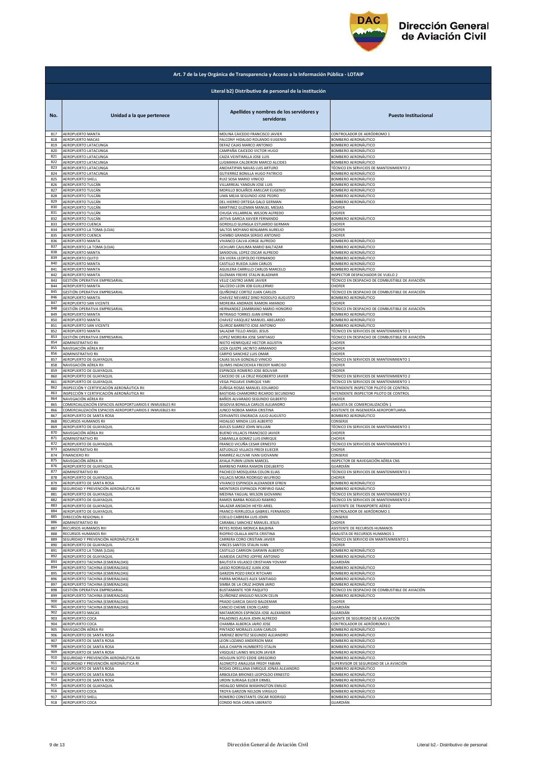| Art. 7 de la Ley Orgánica de Transparencia y Acceso a la Información Pública - LOTAIP | | | |
|---|---|---|---|
| Literal b2) Distributivo de personal de la institución | | | |
| No. | Unidad a la que pertenece | Apellidos y nombres de los servidores y servidoras | Puesto Institucional |
| 817 | AEROPUERTO MANTA | MOLINA CAICEDO FRANCISCO JAVIER | CONTROLADOR DE AERÓDROMO 1 |
| 818 | AEROPUERTO MACAS | FALCONY HIDALGO ROLANDO EUGENIO | BOMBERO AERONÁUTICO |
| 819 | AEROPUERTO LATACUNGA | DEFAZ CAJAS MARCO ANTONIO | BOMBERO AERONÁUTICO |
| 820 | AEROPUERTO LATACUNGA | CAMPAÑA CAICEDO VICTOR HUGO | BOMBERO AERONÁUTICO |
| 821 | AEROPUERTO LATACUNGA | CAIZA VEINTIMILLA JOSE LUIS | BOMBERO AERONÁUTICO |
| 822 | AEROPUERTO LATACUNGA | LUGMANIA CALDERON MARCO ALCIDES | BOMBERO AERONÁUTICO |
| 823 | AEROPUERTO LATACUNGA | ANCHATIPAN NAVAS LUIS ARTURO | TÉCNICO EN SERVICIOS DE MANTENIMIENTO 2 |
| 824 | AEROPUERTO LATACUNGA | GUTIERREZ BONILLA HUGO PATRICIO | BOMBERO AERONÁUTICO |
| 825 | AEROPUERTO SHELL | RUIZ SOSA MARIO VINICIO | BOMBERO AERONÁUTICO |
| 826 | AEROPUERTO TULCÁN | VILLARREAL YANDUN JOSE LUIS | BOMBERO AERONÁUTICO |
| 827 | AEROPUERTO TULCÁN | MORILLO BOLAÑOS AMILCAR EUGENIO | BOMBERO AERONÁUTICO |
| 828 | AEROPUERTO TULCÁN | LIMA MEJIA SEGUNDO JOSE PEDRO | BOMBERO AERONÁUTICO |
| 829 | AEROPUERTO TULCÁN | DEL HIERRO ORTEGA GALO GERMAN | BOMBERO AERONÁUTICO |
| 830 | AEROPUERTO TULCÁN | MARTINEZ GUZMAN MANUEL MESIAS | CHOFER |
| 831 | AEROPUERTO TULCÁN | CHUGA VILLARREAL WILSON ALFREDO | CHOFER |
| 832 | AEROPUERTO TULCÁN | JATIVA GARCIA XAVIER FERNANDO | BOMBERO AERONÁUTICO |
| 833 | AEROPUERTO CUENCA | GORDILLO GUINGLA ESTUARDO GERMAN | CHOFER |
| 834 | AEROPUERTO LA TOMA (LOJA) | SALTOS MOYANO BENJAMIN AURELIO | CHOFER |
| 835 | AEROPUERTO CUENCA | CHIMBO GRANDA SERGIO ANTONIO | CHOFER |
| 836 | AEROPUERTO MANTA | VIVANCO CALVA JORGE ALFREDO | BOMBERO AERONÁUTICO |
| 837 | AEROPUERTO LA TOMA (LOJA) | UCHUARI CAJILIMA MARIO BALTAZAR | BOMBERO AERONÁUTICO |
| 838 | AEROPUERTO MANTA | SANDOVAL LOPEZ OSCAR ALFREDO | BOMBERO AERONÁUTICO |
| 839 | AEROPUERTO QUITO | IZA VIERA LEOPOLDO FERNANDO | BOMBERO AERONÁUTICO |
| 840 | AEROPUERTO MANTA | CASTILLO RUEDA JUAN CARLOS | BOMBERO AERONÁUTICO |
| 841 | AEROPUERTO MANTA | AGUILERA CARRILLO CARLOS MARCELO | BOMBERO AERONÁUTICO |
| 842 | AEROPUERTO MANTA | GUZMAN FREIRE STALIN BLADIMIR | INSPECTOR DESPACHADOR DE VUELO 2 |
| 843 | GESTIÓN OPERATIVA EMPRESARIAL | VELIZ CASTRO JAIME JAVIER | TÉCNICO EN DESPACHO DE COMBUSTIBLE DE AVIACIÓN |
| 844 | AEROPUERTO MANTA | SALCEDO LEON JOB GUILLERMO | CHOFER |
| 845 | GESTIÓN OPERATIVA EMPRESARIAL | QUIÑONEZ CORTEZ JUAN CARLOS | TÉCNICO EN DESPACHO DE COMBUSTIBLE DE AVIACIÓN |
| 846 | AEROPUERTO MANTA | CHAVEZ NEVAREZ DINO RODOLFO AUGUSTO | BOMBERO AERONÁUTICO |
| 847 | AEROPUERTO SAN VICENTE | MOREIRA ANDRADE RAMON AMANDO | CHOFER |
| 848 | GESTIÓN OPERATIVA EMPRESARIAL | HERNANDEZ ZAMBRANO MARIO HONORIO | TÉCNICO EN DESPACHO DE COMBUSTIBLE DE AVIACIÓN |
| 849 | AEROPUERTO MANTA | INTRIAGO TORRES JUAN EFREN | BOMBERO AERONÁUTICO |
| 850 | AEROPUERTO MANTA | CHAVEZ VASQUEZ MANUEL ABELARDO | BOMBERO AERONÁUTICO |
| 851 | AEROPUERTO SAN VICENTE | QUIROZ BARRETO JOSE ANTONIO | BOMBERO AERONÁUTICO |
| 852 | AEROPUERTO MANTA | SALAZAR TELLO ANGEL JESUS | TÉCNICO EN SERVICIOS DE MANTENIMIENTO 1 |
| 853 | GESTIÓN OPERATIVA EMPRESARIAL | LOPEZ MOREIRA JOSE SANTIAGO | TÉCNICO EN DESPACHO DE COMBUSTIBLE DE AVIACIÓN |
| 854 | ADMINISTRATIVO RII | NIETO HENRIQUEZ HECTOR AGUSTIN | CHOFER |
| 855 | NAVEGACIÓN AÉREA RII | LOZA QUIZPE JACINTO ARMANDO | CHOFER |
| 856 | ADMINISTRATIVO RII | CARPIO SANCHEZ LUIS OMAR | CHOFER |
| 857 | AEROPUERTO DE GUAYAQUIL | CAJAS SILVA GONZALO VINICIO | TÉCNICO EN SERVICIOS DE MANTENIMIENTO 1 |
| 858 | NAVEGACIÓN AÉREA RII | QUIMIS INDACOCHEA FREDDY NARCISO | CHOFER |
| 859 | AEROPUERTO DE GUAYAQUIL | ESPINOZA ROMERO JOSE BOLIVAR | CHOFER |
| 860 | AEROPUERTO DE GUAYAQUIL | CAICEDO DE LA CRUZ RIGOBERTO JAVIER | TÉCNICO EN SERVICIOS DE MANTENIMIENTO 2 |
| 861 | AEROPUERTO DE GUAYAQUIL | VEGA PIGUAVE ENRIQUE YARI | TÉCNICO EN SERVICIOS DE MANTENIMIENTO 1 |
| 862 | INSPECCIÓN Y CERTIFICACIÓN AERONÁUTICA RII | ZUÑIGA ROSAS MANUEL EDUARDO | INTENDENTE INSPECTOR PILOTO DE CONTROL |
| 863 | INSPECCIÓN Y CERTIFICACIÓN AERONÁUTICA RII | BASTIDAS CHAMORRO RICARDO SECUNDINO | INTENDENTE INSPECTOR PILOTO DE CONTROL |
| 864 | NAVEGACIÓN AÉREA RII | BAÑOS ALVARADO SEGUNDO GILBERTO | CHOFER |
| 865 | COMERCIALIZACIÓN ESPACIOS AEROPORTUARIOS E INMUEBLES RII | SEGOVIA BONILLA CARLOS ALEJANDRO | ANALISTA DE COMERCIALIZACIÓN 1 |
| 866 | COMERCIALIZACIÓN ESPACIOS AEROPORTUARIOS E INMUEBLES RII | JUNCO NOBOA MARIA CRISTINA | ASISTENTE DE INGENIERÍA AEROPORTUARIA |
| 867 | AEROPUERTO DE SANTA ROSA | CERVANTES ENGRACIA JULIO AUGUSTO | BOMBERO AERONÁUTICO |
| 868 | RECURSOS HUMANOS RII | HIDALGO MINDA LUIS ALBERTO | CONSERJE |
| 869 | AEROPUERTO DE GUAYAQUIL | AVILES SUAREZ JOHN WILLIAN | TÉCNICO EN SERVICIOS DE MANTENIMIENTO 1 |
| 870 | NAVEGACIÓN AÉREA RII | BUENO VILLACIS FRANCISCO JAVIER | CHOFER |
| 871 | ADMINISTRATIVO RII | CABANILLA GOMEZ LUIS ENRIQUE | CHOFER |
| 872 | AEROPUERTO DE GUAYAQUIL | FRANCO VICUÑA CESAR ERNESTO | TÉCNICO EN SERVICIOS DE MANTENIMIENTO 1 |
| 873 | ADMINISTRATIVO RII | ASTUDILLO VILLACIS FREDI ELIECER | CHOFER |
| 874 | FINANCIERO RII | RAMIREZ ALCIVAR IVAN GIOVANNI | CONSERJE |
| 875 | NAVEGACIÓN AÉREA RI | AYALA PUNIN LENIN MARCEL | INSPECTOR DE NAVEGACIÓN AÉREA CNS |
| 876 | AEROPUERTO DE GUAYAQUIL | BARRENO PARRA RAMON EDELBERTO | GUARDIÁN |
| 877 | ADMINISTRATIVO RII | PACHECO MOSQUERA COLON ELIAS | TÉCNICO EN SERVICIOS DE MANTENIMIENTO 1 |
| 878 | AEROPUERTO DE GUAYAQUIL | VILLACIS MORA RODRIGO WILFRIDO | CHOFER |
| 879 | AEROPUERTO DE SANTA ROSA | VIVANCO ESPINOZA ALEXANDER EFREN | BOMBERO AERONÁUTICO |
| 880 | SEGURIDAD Y PREVENCIÓN AERONÁUTICA RII | MONTEROS ESPINOZA PORFIRIO ISAAC | BOMBERO AERONÁUTICO |
| 881 | AEROPUERTO DE GUAYAQUIL | MEDINA YAGUAL WILSON GIOVANNI | TÉCNICO EN SERVICIOS DE MANTENIMIENTO 2 |
| 882 | AEROPUERTO DE GUAYAQUIL | RAMOS BARBA ROGELIO RAMIRO | TÉCNICO EN SERVICIOS DE MANTENIMIENTO 2 |
| 883 | AEROPUERTO DE GUAYAQUIL | SALAZAR ANDACHI HEYDI ARIEL | ASISTENTE DE TRANSPORTE AÉREO |
| 884 | AEROPUERTO DE GUAYAQUIL | FRANCO FERRUZOLA GABRIEL FERNANDO | CONTROLADOR DE AERÓDROMO 1 |
| 885 | DIRECCIÓN REGIONAL II | COELLO CABRERA LUIS JOHN | CONSERJE |
| 886 | ADMINISTRATIVO RII | CARABALI SANCHEZ MANUEL JESUS | CHOFER |
| 887 | RECURSOS HUMANOS RIII | REYES RODAS MONICA BALBINA | ASISTENTE DE RECURSOS HUMANOS |
| 888 | RECURSOS HUMANOS RIII | RIOFRIO OLALLA ANITA CRISTINA | ANALISTA DE RECURSOS HUMANOS 1 |
| 889 | SEGURIDAD Y PREVENCIÓN AERONÁUTICA RI | CARRERA CORO CRISTIAN JAVIER | TÉCNICO EN SERVICIO EN MANTENIMIENTO 1 |
| 890 | AEROPUERTO DE GUAYAQUIL | VINCES SANTOS STALIN IVAN | CHOFER |
| 891 | AEROPUERTO LA TOMA (LOJA) | CASTILLO CARRION DARWIN ALBERTO | BOMBERO AERONÁUTICO |
| 892 | AEROPUERTO DE GUAYAQUIL | ALMEIDA CASTRO JOFFRE ANTONIO | BOMBERO AERONÁUTICO |
| 893 | AEROPUERTO TACHINA (ESMERALDAS) | BAUTISTA VELASCO CRISTHIAN YOVANY | GUARDIÁN |
| 894 | AEROPUERTO TACHINA (ESMERALDAS) | LASSO RODRIGUEZ JUAN JOSE | BOMBERO AERONÁUTICO |
| 895 | AEROPUERTO TACHINA (ESMERALDAS) | GARZON POZO ERICK RITCHARI | BOMBERO AERONÁUTICO |
| 896 | AEROPUERTO TACHINA (ESMERALDAS) | PARRA MORALES ALEX SANTIAGO | BOMBERO AERONÁUTICO |
| 897 | AEROPUERTO TACHINA (ESMERALDAS) | SIMBA DE LA CRUZ JHONN JAIRO | BOMBERO AERONÁUTICO |
| 898 | GESTIÓN OPERATIVA EMPRESARIAL | BUSTAMANTE YOR PAQUITO | TÉCNICO EN DESPACHO DE COMBUSTIBLE DE AVIACIÓN |
| 899 | AEROPUERTO TACHINA (ESMERALDAS) | QUIÑONEZ ANGULO NILSON CELIN | BOMBERO AERONÁUTICO |
| 900 | AEROPUERTO TACHINA (ESMERALDAS) | PRADO GARCIA DAVID BALDEMAR | CHOFER |
| 901 | AEROPUERTO TACHINA (ESMERALDAS) | CANCIO CHEME EXON CLARD | GUARDIÁN |
| 902 | AEROPUERTO MACAS | MATAMOROS ESPINOZA JOSE ALEXANDER | GUARDIÁN |
| 903 | AEROPUERTO COCA | PALADINES ALAVA JOHN ALFREDO | AGENTE DE SEGURIDAD DE LA AVIACIÓN |
| 904 | AEROPUERTO COCA | CHAMBA ALBERCA JAIRO JOSE | CONTROLADOR DE AERÓDROMO 1 |
| 905 | NAVEGACIÓN AÉREA RII | PINTADO MORALES JUAN CARLOS | BOMBERO AERONÁUTICO |
| 906 | AEROPUERTO DE SANTA ROSA | JIMENEZ BENITEZ SEGUNDO ALEJANDRO | BOMBERO AERONÁUTICO |
| 907 | AEROPUERTO DE SANTA ROSA | LEON LOZANO ANDERSON MAX | BOMBERO AERONÁUTICO |
| 908 | AEROPUERTO DE SANTA ROSA | AJILA CHAPIN HUMBERTO STALIN | BOMBERO AERONÁUTICO |
| 909 | AEROPUERTO DE SANTA ROSA | VASQUEZ LAINES WILSON JAVIER | BOMBERO AERONÁUTICO |
| 910 | SEGURIDAD Y PREVENCIÓN AERONÁUTICA RII | HOLGUIN SOTO EDDIE GREGORIO | BOMBERO AERONÁUTICO |
| 911 | SEGURIDAD Y PREVENCIÓN AERONÁUTICA RI | ALOMOTO ANALUISA FREDY FABIAN | SUPERVISOR DE SEGURIDAD DE LA AVIACIÓN |
| 912 | AEROPUERTO DE SANTA ROSA | RODAS ORELLANA ENRIQUE JONAS ALEJANDRO | BOMBERO AERONÁUTICO |
| 913 | AEROPUERTO DE SANTA ROSA | ARBOLEDA BRIONES LEOPOLDO ERNESTO | BOMBERO AERONÁUTICO |
| 914 | AEROPUERTO DE SANTA ROSA | URDIN SURIAGA ELDER ERMEL | BOMBERO AERONÁUTICO |
| 915 | AEROPUERTO DE GUAYAQUIL | HIDALGO MINDA WASHINGTON EMILIO | BOMBERO AERONÁUTICO |
| 916 | AEROPUERTO COCA | TROYA GARZON NELSON VIRGILIO | BOMBERO AERONÁUTICO |
| 917 | AEROPUERTO SHELL | ROMERO CONSTANTE OSCAR RODRIGO | BOMBERO AERONÁUTICO |
| 918 | AEROPUERTO COCA | CONDO NOA CARLIN LIBERATO | GUARDIÁN |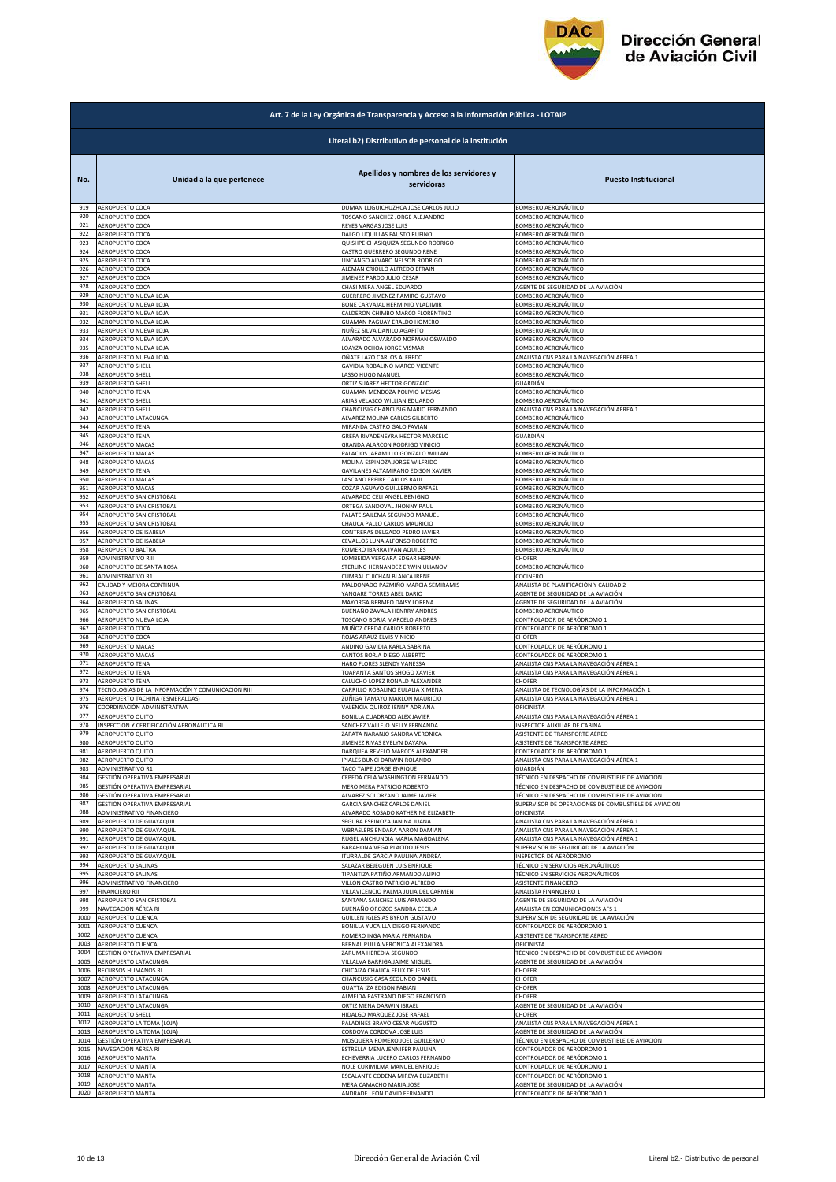## Art. 7 de la Ley Orgánica de Transparencia y Acceso a la Información Pública - LOTAIP

### Literal b2) Distributivo de personal de la institución

| No. | Unidad a la que pertenece | Apellidos y nombres de los servidores y servidoras | Puesto Institucional |
|---|---|---|---|
| 919 | AEROPUERTO COCA | DUMAN LLIGUICHUZHCA JOSE CARLOS JULIO | BOMBERO AERONÁUTICO |
| 920 | AEROPUERTO COCA | TOSCANO SANCHEZ JORGE ALEJANDRO | BOMBERO AERONÁUTICO |
| 921 | AEROPUERTO COCA | REYES VARGAS JOSE LUIS | BOMBERO AERONÁUTICO |
| 922 | AEROPUERTO COCA | DALGO UQUILLAS FAUSTO RUFINO | BOMBERO AERONÁUTICO |
| 923 | AEROPUERTO COCA | QUISHPE CHASIQUIZA SEGUNDO RODRIGO | BOMBERO AERONÁUTICO |
| 924 | AEROPUERTO COCA | CASTRO GUERRERO SEGUNDO RENE | BOMBERO AERONÁUTICO |
| 925 | AEROPUERTO COCA | LINCANGO ALVARO NELSON RODRIGO | BOMBERO AERONÁUTICO |
| 926 | AEROPUERTO COCA | ALEMAN CRIOLLO ALFREDO EFRAIN | BOMBERO AERONÁUTICO |
| 927 | AEROPUERTO COCA | JIMENEZ PARDO JULIO CESAR | BOMBERO AERONÁUTICO |
| 928 | AEROPUERTO COCA | CHASI MERA ANGEL EDUARDO | AGENTE DE SEGURIDAD DE LA AVIACIÓN |
| 929 | AEROPUERTO NUEVA LOJA | GUERRERO JIMENEZ RAMIRO GUSTAVO | BOMBERO AERONÁUTICO |
| 930 | AEROPUERTO NUEVA LOJA | BONE CARVAJAL HERMINIO VLADIMIR | BOMBERO AERONÁUTICO |
| 931 | AEROPUERTO NUEVA LOJA | CALDERON CHIMBO MARCO FLORENTINO | BOMBERO AERONÁUTICO |
| 932 | AEROPUERTO NUEVA LOJA | GUAMAN PAGUAY ERALDO HOMERO | BOMBERO AERONÁUTICO |
| 933 | AEROPUERTO NUEVA LOJA | NUÑEZ SILVA DANILO AGAPITO | BOMBERO AERONÁUTICO |
| 934 | AEROPUERTO NUEVA LOJA | ALVARADO ALVARADO NORMAN OSWALDO | BOMBERO AERONÁUTICO |
| 935 | AEROPUERTO NUEVA LOJA | LOAYZA OCHOA JORGE VISMAR | BOMBERO AERONÁUTICO |
| 936 | AEROPUERTO NUEVA LOJA | OÑATE LAZO CARLOS ALFREDO | ANALISTA CNS PARA LA NAVEGACIÓN AÉREA 1 |
| 937 | AEROPUERTO SHELL | GAVIDIA ROBALINO MARCO VICENTE | BOMBERO AERONÁUTICO |
| 938 | AEROPUERTO SHELL | LASSO HUGO MANUEL | BOMBERO AERONÁUTICO |
| 939 | AEROPUERTO SHELL | ORTIZ SUAREZ HECTOR GONZALO | GUARDIÁN |
| 940 | AEROPUERTO TENA | GUAMAN MENDOZA POLIVIO MESIAS | BOMBERO AERONÁUTICO |
| 941 | AEROPUERTO SHELL | ARIAS VELASCO WILLIAN EDUARDO | BOMBERO AERONÁUTICO |
| 942 | AEROPUERTO SHELL | CHANCUSIG CHANCUSIG MARIO FERNANDO | ANALISTA CNS PARA LA NAVEGACIÓN AÉREA 1 |
| 943 | AEROPUERTO LATACUNGA | ALVAREZ MOLINA CARLOS GILBERTO | BOMBERO AERONÁUTICO |
| 944 | AEROPUERTO TENA | MIRANDA CASTRO GALO FAVIAN | BOMBERO AERONÁUTICO |
| 945 | AEROPUERTO TENA | GREFA RIVADENEYRA HECTOR MARCELO | GUARDIÁN |
| 946 | AEROPUERTO MACAS | GRANDA ALARCON RODRIGO VINICIO | BOMBERO AERONÁUTICO |
| 947 | AEROPUERTO MACAS | PALACIOS JARAMILLO GONZALO WILLAN | BOMBERO AERONÁUTICO |
| 948 | AEROPUERTO MACAS | MOLINA ESPINOZA JORGE WILFRIDO | BOMBERO AERONÁUTICO |
| 949 | AEROPUERTO TENA | GAVILANES ALTAMIRANO EDISON XAVIER | BOMBERO AERONÁUTICO |
| 950 | AEROPUERTO MACAS | LASCANO FREIRE CARLOS RAUL | BOMBERO AERONÁUTICO |
| 951 | AEROPUERTO MACAS | COZAR AGUAYO GUILLERMO RAFAEL | BOMBERO AERONÁUTICO |
| 952 | AEROPUERTO SAN CRISTÓBAL | ALVARADO CELI ANGEL BENIGNO | BOMBERO AERONÁUTICO |
| 953 | AEROPUERTO SAN CRISTÓBAL | ORTEGA SANDOVAL JHONNY PAUL | BOMBERO AERONÁUTICO |
| 954 | AEROPUERTO SAN CRISTÓBAL | PALATE SAILEMA SEGUNDO MANUEL | BOMBERO AERONÁUTICO |
| 955 | AEROPUERTO SAN CRISTÓBAL | CHAUCA PALLO CARLOS MAURICIO | BOMBERO AERONÁUTICO |
| 956 | AEROPUERTO DE ISABELA | CONTRERAS DELGADO PEDRO JAVIER | BOMBERO AERONÁUTICO |
| 957 | AEROPUERTO DE ISABELA | CEVALLOS LUNA ALFONSO ROBERTO | BOMBERO AERONÁUTICO |
| 958 | AEROPUERTO BALTRA | ROMERO IBARRA IVAN AQUILES | BOMBERO AERONÁUTICO |
| 959 | ADMINISTRATIVO RIII | LOMBEIDA VERGARA EDGAR HERNAN | CHOFER |
| 960 | AEROPUERTO DE SANTA ROSA | STERLING HERNANDEZ ERWIN ULIANOV | BOMBERO AERONÁUTICO |
| 961 | ADMINISTRATIVO R1 | CUMBAL CUICHAN BLANCA IRENE | COCINERO |
| 962 | CALIDAD Y MEJORA CONTINUA | MALDONADO PAZMIÑO MARCIA SEMIRAMIS | ANALISTA DE PLANIFICACIÓN Y CALIDAD 2 |
| 963 | AEROPUERTO SAN CRISTÓBAL | YANGARE TORRES ABEL DARIO | AGENTE DE SEGURIDAD DE LA AVIACIÓN |
| 964 | AEROPUERTO SALINAS | MAYORGA BERMEO DAISY LORENA | AGENTE DE SEGURIDAD DE LA AVIACIÓN |
| 965 | AEROPUERTO SAN CRISTÓBAL | BUENAÑO ZAVALA HENRRY ANDRES | BOMBERO AERONÁUTICO |
| 966 | AEROPUERTO NUEVA LOJA | TOSCANO BORJA MARCELO ANDRES | CONTROLADOR DE AERÓDROMO 1 |
| 967 | AEROPUERTO COCA | MUÑOZ CERDA CARLOS ROBERTO | CONTROLADOR DE AERÓDROMO 1 |
| 968 | AEROPUERTO COCA | ROJAS ARAUZ ELVIS VINICIO | CHOFER |
| 969 | AEROPUERTO MACAS | ANDINO GAVIDIA KARLA SABRINA | CONTROLADOR DE AERÓDROMO 1 |
| 970 | AEROPUERTO MACAS | CANTOS BORJA DIEGO ALBERTO | CONTROLADOR DE AERÓDROMO 1 |
| 971 | AEROPUERTO TENA | HARO FLORES SLENDY VANESSA | ANALISTA CNS PARA LA NAVEGACIÓN AÉREA 1 |
| 972 | AEROPUERTO TENA | TOAPANTA SANTOS SHOGO XAVIER | ANALISTA CNS PARA LA NAVEGACIÓN AÉREA 1 |
| 973 | AEROPUERTO TENA | CALUCHO LOPEZ RONALD ALEXANDER | CHOFER |
| 974 | TECNOLOGÍAS DE LA INFORMACIÓN Y COMUNICACIÓN RIII | CARRILLO ROBALINO EULALIA XIMENA | ANALISTA DE TECNOLOGÍAS DE LA INFORMACIÓN 1 |
| 975 | AEROPUERTO TACHINA (ESMERALDAS) | ZUÑIGA TAMAYO MARLON MAURICIO | ANALISTA CNS PARA LA NAVEGACIÓN AÉREA 1 |
| 976 | COORDINACIÓN ADMINISTRATIVA | VALENCIA QUIROZ JENNY ADRIANA | OFICINISTA |
| 977 | AEROPUERTO QUITO | BONILLA CUADRADO ALEX JAVIER | ANALISTA CNS PARA LA NAVEGACIÓN AÉREA 1 |
| 978 | INSPECCIÓN Y CERTIFICACIÓN AERONÁUTICA RI | SANCHEZ VALLEJO NELLY FERNANDA | INSPECTOR AUXILIAR DE CABINA |
| 979 | AEROPUERTO QUITO | ZAPATA NARANJO SANDRA VERONICA | ASISTENTE DE TRANSPORTE AÉREO |
| 980 | AEROPUERTO QUITO | JIMENEZ RIVAS EVELYN DAYANA | ASISTENTE DE TRANSPORTE AÉREO |
| 981 | AEROPUERTO QUITO | DARQUEA REVELO MARCOS ALEXANDER | CONTROLADOR DE AERÓDROMO 1 |
| 982 | AEROPUERTO QUITO | IPIALES BUNCI DARWIN ROLANDO | ANALISTA CNS PARA LA NAVEGACIÓN AÉREA 1 |
| 983 | ADMINISTRATIVO R1 | TACO TAIPE JORGE ENRIQUE | GUARDIÁN |
| 984 | GESTIÓN OPERATIVA EMPRESARIAL | CEPEDA CELA WASHINGTON FERNANDO | TÉCNICO EN DESPACHO DE COMBUSTIBLE DE AVIACIÓN |
| 985 | GESTIÓN OPERATIVA EMPRESARIAL | MERO MERA PATRICIO ROBERTO | TÉCNICO EN DESPACHO DE COMBUSTIBLE DE AVIACIÓN |
| 986 | GESTIÓN OPERATIVA EMPRESARIAL | ALVAREZ SOLORZANO JAIME JAVIER | TÉCNICO EN DESPACHO DE COMBUSTIBLE DE AVIACIÓN |
| 987 | GESTIÓN OPERATIVA EMPRESARIAL | GARCIA SANCHEZ CARLOS DANIEL | SUPERVISOR DE OPERACIONES DE COMBUSTIBLE DE AVIACIÓN |
| 988 | ADMINISTRATIVO FINANCIERO | ALVARADO ROSADO KATHERINE ELIZABETH | OFICINISTA |
| 989 | AEROPUERTO DE GUAYAQUIL | SEGURA ESPINOZA JANINA JUANA | ANALISTA CNS PARA LA NAVEGACIÓN AÉREA 1 |
| 990 | AEROPUERTO DE GUAYAQUIL | WBRASLERS ENDARA AARON DAMIAN | ANALISTA CNS PARA LA NAVEGACIÓN AÉREA 1 |
| 991 | AEROPUERTO DE GUAYAQUIL | RUGEL ANCHUNDIA MARIA MAGDALENA | ANALISTA CNS PARA LA NAVEGACIÓN AÉREA 1 |
| 992 | AEROPUERTO DE GUAYAQUIL | BARAHONA VEGA PLACIDO JESUS | SUPERVISOR DE SEGURIDAD DE LA AVIACIÓN |
| 993 | AEROPUERTO DE GUAYAQUIL | ITURRALDE GARCIA PAULINA ANDREA | INSPECTOR DE AERÓDROMO |
| 994 | AEROPUERTO SALINAS | SALAZAR BEJEGUEN LUIS ENRIQUE | TÉCNICO EN SERVICIOS AERONÁUTICOS |
| 995 | AEROPUERTO SALINAS | TIPANTIZA PATIÑO ARMANDO ALIPIO | TÉCNICO EN SERVICIOS AERONÁUTICOS |
| 996 | ADMINISTRATIVO FINANCIERO | VILLON CASTRO PATRICIO ALFREDO | ASISTENTE FINANCIERO |
| 997 | FINANCIERO RII | VILLAVICENCIO PALMA JULIA DEL CARMEN | ANALISTA FINANCIERO 1 |
| 998 | AEROPUERTO SAN CRISTÓBAL | SANTANA SANCHEZ LUIS ARMANDO | AGENTE DE SEGURIDAD DE LA AVIACIÓN |
| 999 | NAVEGACIÓN AÉREA RI | BUENAÑO OROZCO SANDRA CECILIA | ANALISTA EN COMUNICACIONES AFS 1 |
| 1000 | AEROPUERTO CUENCA | GUILLEN IGLESIAS BYRON GUSTAVO | SUPERVISOR DE SEGURIDAD DE LA AVIACIÓN |
| 1001 | AEROPUERTO CUENCA | BONILLA YUCAILLA DIEGO FERNANDO | CONTROLADOR DE AERÓDROMO 1 |
| 1002 | AEROPUERTO CUENCA | ROMERO INGA MARIA FERNANDA | ASISTENTE DE TRANSPORTE AÉREO |
| 1003 | AEROPUERTO CUENCA | BERNAL PULLA VERONICA ALEXANDRA | OFICINISTA |
| 1004 | GESTIÓN OPERATIVA EMPRESARIAL | ZARUMA HEREDIA SEGUNDO | TÉCNICO EN DESPACHO DE COMBUSTIBLE DE AVIACIÓN |
| 1005 | AEROPUERTO LATACUNGA | VILLALVA BARRIGA JAIME MIGUEL | AGENTE DE SEGURIDAD DE LA AVIACIÓN |
| 1006 | RECURSOS HUMANOS RI | CHICAIZA CHAUCA FELIX DE JESUS | CHOFER |
| 1007 | AEROPUERTO LATACUNGA | CHANCUSIG CASA SEGUNDO DANIEL | CHOFER |
| 1008 | AEROPUERTO LATACUNGA | GUAYTA IZA EDISON FABIAN | CHOFER |
| 1009 | AEROPUERTO LATACUNGA | ALMEIDA PASTRANO DIEGO FRANCISCO | CHOFER |
| 1010 | AEROPUERTO LATACUNGA | ORTIZ MENA DARWIN ISRAEL | AGENTE DE SEGURIDAD DE LA AVIACIÓN |
| 1011 | AEROPUERTO SHELL | HIDALGO MARQUEZ JOSE RAFAEL | CHOFER |
| 1012 | AEROPUERTO LA TOMA (LOJA) | PALADINES BRAVO CESAR AUGUSTO | ANALISTA CNS PARA LA NAVEGACIÓN AÉREA 1 |
| 1013 | AEROPUERTO LA TOMA (LOJA) | CORDOVA CORDOVA JOSE LUIS | AGENTE DE SEGURIDAD DE LA AVIACIÓN |
| 1014 | GESTIÓN OPERATIVA EMPRESARIAL | MOSQUERA ROMERO JOEL GUILLERMO | TÉCNICO EN DESPACHO DE COMBUSTIBLE DE AVIACIÓN |
| 1015 | NAVEGACIÓN AÉREA RI | ESTRELLA MENA JENNIFER PAULINA | CONTROLADOR DE AERÓDROMO 1 |
| 1016 | AEROPUERTO MANTA | ECHEVERRIA LUCERO CARLOS FERNANDO | CONTROLADOR DE AERÓDROMO 1 |
| 1017 | AEROPUERTO MANTA | NOLE CURIMILMA MANUEL ENRIQUE | CONTROLADOR DE AERÓDROMO 1 |
| 1018 | AEROPUERTO MANTA | ESCALANTE CODENA MIREYA ELIZABETH | CONTROLADOR DE AERÓDROMO 1 |
| 1019 | AEROPUERTO MANTA | MERA CAMACHO MARIA JOSE | AGENTE DE SEGURIDAD DE LA AVIACIÓN |
| 1020 | AEROPUERTO MANTA | ANDRADE LEON DAVID FERNANDO | CONTROLADOR DE AERÓDROMO 1 |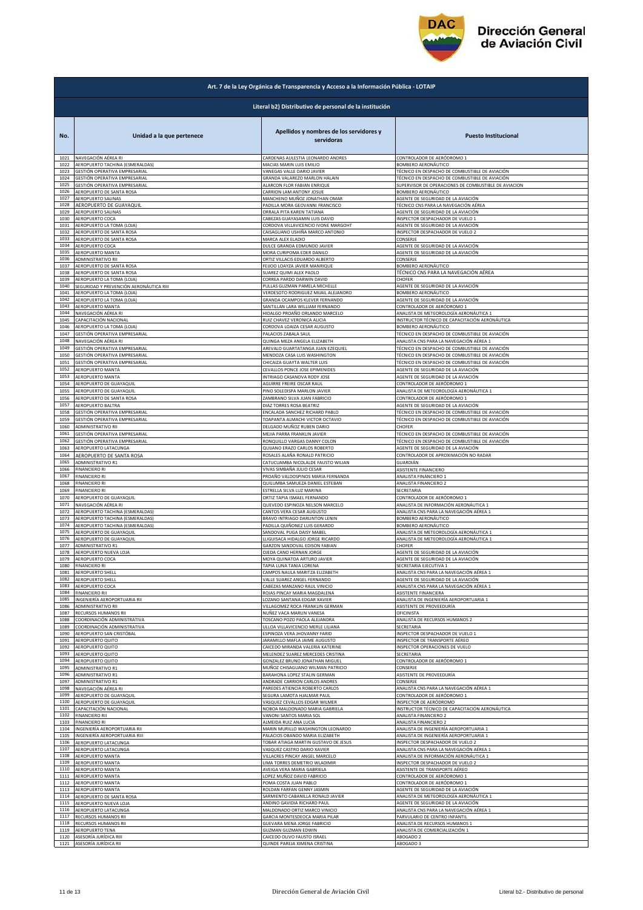Dirección General de Aviación Civil

## Art. 7 de la Ley Orgánica de Transparencia y Acceso a la Información Pública - LOTAIP

### Literal b2) Distributivo de personal de la institución

| No. | Unidad a la que pertenece | Apellidos y nombres de los servidores y servidoras | Puesto Institucional |
|---|---|---|---|
| 1021 | NAVEGACIÓN AÉREA RI | CARDENAS AULESTIA LEONARDO ANDRES | CONTROLADOR DE AERÓDROMO 1 |
| 1022 | AEROPUERTO TACHINA (ESMERALDAS) | MACIAS MARIN LUIS EMILIO | BOMBERO AERONÁUTICO |
| 1023 | GESTIÓN OPERATIVA EMPRESARIAL | VANEGAS VALLE DARIO JAVIER | TÉCNICO EN DESPACHO DE COMBUSTIBLE DE AVIACIÓN |
| 1024 | GESTIÓN OPERATIVA EMPRESARIAL | GRANDA VALAREZO MARLON HALAIN | TÉCNICO EN DESPACHO DE COMBUSTIBLE DE AVIACIÓN |
| 1025 | GESTIÓN OPERATIVA EMPRESARIAL | ALARCON FLOR FABIAN ENRIQUE | SUPERVISOR DE OPERACIONES DE COMBUSTIBLE DE AVIACION |
| 1026 | AEROPUERTO DE SANTA ROSA | CARRION LAM ANTONY JOSUE | BOMBERO AERONÁUTICO |
| 1027 | AEROPUERTO SALINAS | MANCHENO MUÑOZ JONATHAN OMAR | AGENTE DE SEGURIDAD DE LA AVIACIÓN |
| 1028 | AEROPUERTO DE GUAYAQUIL | PADILLA MORA GEOVANNI FRANCISCO | TÉCNICO CNS PARA LA NAVEGACIÓN AÉREA |
| 1029 | AEROPUERTO SALINAS | ORRALA PITA KAREN TATIANA | AGENTE DE SEGURIDAD DE LA AVIACIÓN |
| 1030 | AEROPUERTO COCA | CABEZAS GUAYASAMIN LUIS DAVID | INSPECTOR DESPACHADOR DE VUELO 1 |
| 1031 | AEROPUERTO LA TOMA (LOJA) | CORDOVA VILLAVICENCIO IVONE MARGOHT | AGENTE DE SEGURIDAD DE LA AVIACIÓN |
| 1032 | AEROPUERTO DE SANTA ROSA | CAISAGUANO USHIÑA MARCO ANTONIO | INSPECTOR DESPACHADOR DE VUELO 2 |
| 1033 | AEROPUERTO DE SANTA ROSA | MARCA ALEX ELADIO | CONSERJE |
| 1034 | AEROPUERTO COCA | DULCE GRANDA EDMUNDO JAVIER | AGENTE DE SEGURIDAD DE LA AVIACIÓN |
| 1035 | AEROPUERTO MANTA | MORA CURIPOMA EDER DANILO | AGENTE DE SEGURIDAD DE LA AVIACIÓN |
| 1036 | ADMINISTRATIVO RII | ORTIZ VILLACIS EDUARDO ALBERTO | CONSERJE |
| 1037 | AEROPUERTO DE SANTA ROSA | FEIJOO LOAYZA JAVIER MANRIQUE | BOMBERO AERONÁUTICO |
| 1038 | AEROPUERTO DE SANTA ROSA | SUAREZ QUIMI ALEX PAOLO | TÉCNICO CNS PARA LA NAVEGACIÓN AÉREA |
| 1039 | AEROPUERTO LA TOMA (LOJA) | CORREA PARDO DARWIN DAVID | CHOFER |
| 1040 | SEGURIDAD Y PREVENCIÓN AERONÁUTICA RIII | PULLAS GUZMAN PAMELA MICHELLE | AGENTE DE SEGURIDAD DE LA AVIACIÓN |
| 1041 | AEROPUERTO LA TOMA (LOJA) | VERDESOTO RODRIGUEZ MIJAIL ALEJANDRO | BOMBERO AERONÁUTICO |
| 1042 | AEROPUERTO LA TOMA (LOJA) | GRANDA OCAMPOS KLEVER FERNANDO | AGENTE DE SEGURIDAD DE LA AVIACIÓN |
| 1043 | AEROPUERTO MANTA | SANTILLAN LARA WILLIAM FERNANDO | CONTROLADOR DE AERÓDROMO 1 |
| 1044 | NAVEGACIÓN AÉREA RI | HIDALGO PROAÑO ORLANDO MARCELO | ANALISTA DE METEOROLOGÍA AERONÁUTICA 1 |
| 1045 | CAPACITACIÓN NACIONAL | RUIZ CHAVEZ VERONICA ALICIA | INSTRUCTOR TÉCNICO DE CAPACITACIÓN AERONÁUTICA |
| 1046 | AEROPUERTO LA TOMA (LOJA) | CORDOVA LOAIZA CESAR AUGUSTO | BOMBERO AERONÁUTICO |
| 1047 | GESTIÓN OPERATIVA EMPRESARIAL | PALACIOS ZABALA SAUL | TÉCNICO EN DESPACHO DE COMBUSTIBLE DE AVIACIÓN |
| 1048 | NAVEGACIÓN AÉREA RI | QUINGA MEZA ANGELA ELIZABETH | ANALISTA CNS PARA LA NAVEGACIÓN AÉREA 1 |
| 1049 | GESTIÓN OPERATIVA EMPRESARIAL | AREVALO GUARTATANGA JUAN EZEQUIEL | TÉCNICO EN DESPACHO DE COMBUSTIBLE DE AVIACIÓN |
| 1050 | GESTIÓN OPERATIVA EMPRESARIAL | MENDOZA CASA LUIS WASHINGTON | TÉCNICO EN DESPACHO DE COMBUSTIBLE DE AVIACIÓN |
| 1051 | GESTIÓN OPERATIVA EMPRESARIAL | CHICAIZA GUAYTA WALTER LUIS | TÉCNICO EN DESPACHO DE COMBUSTIBLE DE AVIACIÓN |
| 1052 | AEROPUERTO MANTA | CEVALLOS PONCE JOSE EPIMENIDES | AGENTE DE SEGURIDAD DE LA AVIACIÓN |
| 1053 | AEROPUERTO MANTA | INTRIAGO CASANOVA RODY JOSE | AGENTE DE SEGURIDAD DE LA AVIACIÓN |
| 1054 | AEROPUERTO DE GUAYAQUIL | AGUIRRE FREIRE OSCAR RAUL | CONTROLADOR DE AERÓDROMO 1 |
| 1055 | AEROPUERTO DE GUAYAQUIL | PINO SOLEDISPA MARLON JAVIER | ANALISTA DE METEOROLOGÍA AERONÁUTICA 1 |
| 1056 | AEROPUERTO DE SANTA ROSA | ZAMBRANO SILVA JUAN FABRICIO | CONTROLADOR DE AERÓDROMO 1 |
| 1057 | AEROPUERTO BALTRA | DIAZ TORRES ROSA BEATRIZ | AGENTE DE SEGURIDAD DE LA AVIACIÓN |
| 1058 | GESTIÓN OPERATIVA EMPRESARIAL | ENCALADA SANCHEZ RICHARD PABLO | TÉCNICO EN DESPACHO DE COMBUSTIBLE DE AVIACIÓN |
| 1059 | GESTIÓN OPERATIVA EMPRESARIAL | TOAPANTA ALMACHI VICTOR OCTAVIO | TÉCNICO EN DESPACHO DE COMBUSTIBLE DE AVIACIÓN |
| 1060 | ADMINISTRATIVO RII | DELGADO MUÑOZ RUBEN DARIO | CHOFER |
| 1061 | GESTIÓN OPERATIVA EMPRESARIAL | MEJIA PARRA FRANKLIN JAVIER | TÉCNICO EN DESPACHO DE COMBUSTIBLE DE AVIACIÓN |
| 1062 | GESTIÓN OPERATIVA EMPRESARIAL | RONQUILLO VARGAS DANNY COLON | TÉCNICO EN DESPACHO DE COMBUSTIBLE DE AVIACIÓN |
| 1063 | AEROPUERTO LATACUNGA | QUIJANO ERAZO CARLOS ROBERTO | AGENTE DE SEGURIDAD DE LA AVIACIÓN |
| 1064 | AEROPUERTO DE SANTA ROSA | ROSALES ALAÑA RONALD PATRICIO | CONTROLADOR DE APROXIMACIÓN NO RADAR |
| 1065 | ADMINISTRATIVO R1 | CATUCUAMBA NICOLALDE FAUSTO WILIAN | GUARDIÁN |
| 1066 | FINANCIERO RI | VIVAS SIMBAÑA JULIO CESAR | ASISTENTE FINANCIERO |
| 1067 | FINANCIERO RI | PROAÑO VALDOSPINOS MARIA FERNANDA | ANALISTA FINANCIERO 1 |
| 1068 | FINANCIERO RI | QUILUMBA SAMUEZA DANIEL ESTEBAN | ANALISTA FINANCIERO 2 |
| 1069 | FINANCIERO RI | ESTRELLA SILVA LUZ MARINA | SECRETARIA |
| 1070 | AEROPUERTO DE GUAYAQUIL | ORTIZ TAPIA ISMAEL FERNANDO | CONTROLADOR DE AERÓDROMO 1 |
| 1071 | NAVEGACIÓN AÉREA RI | QUEVEDO ESPINOZA NELSON MARCELO | ANALISTA DE INFORMACIÓN AERONÁUTICA 1 |
| 1072 | AEROPUERTO TACHINA (ESMERALDAS) | CANTOS VERA CESAR AUGUSTO | ANALISTA CNS PARA LA NAVEGACIÓN AÉREA 1 |
| 1073 | AEROPUERTO TACHINA (ESMERALDAS) | BRAVO INTRIAGO DARLINTON LENIN | BOMBERO AERONÁUTICO |
| 1074 | AEROPUERTO TACHINA (ESMERALDAS) | PADILLA QUIÑONEZ LUIS GERARDO | BOMBERO AERONÁUTICO |
| 1075 | AEROPUERTO DE GUAYAQUIL | SANDOVAL PUGA DAISY MABEL | ANALISTA DE METEOROLOGÍA AERONÁUTICA 1 |
| 1076 | AEROPUERTO DE GUAYAQUIL | LLIGUISACA HIDALGO JORGE RICARDO | ANALISTA DE METEOROLOGÍA AERONÁUTICA 1 |
| 1077 | ADMINISTRATIVO R1 | GARZON SANDOVAL EDISON FABIAN | CHOFER |
| 1078 | AEROPUERTO NUEVA LOJA | OJEDA CANO HERNAN JORGE | AGENTE DE SEGURIDAD DE LA AVIACIÓN |
| 1079 | AEROPUERTO COCA | MOYA QUINATOA ARTURO JAVIER | AGENTE DE SEGURIDAD DE LA AVIACIÓN |
| 1080 | FINANCIERO RI | TAPIA LUNA TANIA LORENA | SECRETARIA EJECUTIVA 1 |
| 1081 | AEROPUERTO SHELL | CAMPOS NAULA MARITZA ELIZABETH | ANALISTA CNS PARA LA NAVEGACIÓN AÉREA 1 |
| 1082 | AEROPUERTO SHELL | VALLE SUAREZ ANGEL FERNANDO | AGENTE DE SEGURIDAD DE LA AVIACIÓN |
| 1083 | AEROPUERTO COCA | CABEZAS MANZANO RAUL VINICIO | ANALISTA CNS PARA LA NAVEGACIÓN AÉREA 1 |
| 1084 | FINANCIERO RII | ROJAS PINCAY MARIA MAGDALENA | ASISTENTE FINANCIERA |
| 1085 | INGENIERÍA AEROPORTUARIA RII | LOZANO SANTANA EDGAR XAVIER | ANALISTA DE INGENIERÍA AEROPORTUARIA 1 |
| 1086 | ADMINISTRATIVO RII | VILLAGOMEZ ROCA FRANKLIN GERMAN | ASISTENTE DE PROVEEDURÍA |
| 1087 | RECURSOS HUMANOS RII | NUÑEZ VACA MARLIN VANESA | OFICINISTA |
| 1088 | COORDINACIÓN ADMINISTRATIVA | TOSCANO POZO PAOLA ALEJANDRA | ANALISTA DE RECURSOS HUMANOS 2 |
| 1089 | COORDINACIÓN ADMINISTRATIVA | ULLOA VILLAVICENCIO MERLE LILIANA | SECRETARIA |
| 1090 | AEROPUERTO SAN CRISTÓBAL | ESPINOZA VERA JHOVANNY FARID | INSPECTOR DESPACHADOR DE VUELO 1 |
| 1091 | AEROPUERTO QUITO | JARAMILLO MAFLA JAIME AUGUSTO | INSPECTOR DE TRANSPORTE AÉREO |
| 1092 | AEROPUERTO QUITO | CAICEDO MIRANDA VALERIA KATERINE | INSPECTOR OPERACIONES DE VUELO |
| 1093 | AEROPUERTO QUITO | MELENDEZ SUAREZ MERCEDES CRISTINA | SECRETARIA |
| 1094 | AEROPUERTO QUITO | GONZALEZ BRUNO JONATHAN MIGUEL | CONTROLADOR DE AERÓDROMO 1 |
| 1095 | ADMINISTRATIVO R1 | MUÑOZ CHISAGUANO WILMAN PATRICIO | CONSERJE |
| 1096 | ADMINISTRATIVO R1 | BARAHONA LOPEZ STALIN GERMAN | ASISTENTE DE PROVEEDURÍA |
| 1097 | ADMINISTRATIVO R1 | ANDRADE CARRION CARLOS ANDRES | CONSERJE |
| 1098 | NAVEGACIÓN AÉREA RI | PAREDES ATIENCIA ROBERTO CARLOS | ANALISTA CNS PARA LA NAVEGACIÓN AÉREA 1 |
| 1099 | AEROPUERTO DE GUAYAQUIL | SEGURA LAMOTA HJALMAR PAUL | CONTROLADOR DE AERÓDROMO 1 |
| 1100 | AEROPUERTO DE GUAYAQUIL | VASQUEZ CEVALLOS EDGAR WILMER | INSPECTOR DE AERÓDROMO |
| 1101 | CAPACITACIÓN NACIONAL | NOBOA MALDONADO MARIA GABRIELA | INSTRUCTOR TÉCNICO DE CAPACITACIÓN AERONÁUTICA |
| 1102 | FINANCIERO RII | VANONI SANTOS MARIA SOL | ANALISTA FINANCIERO 2 |
| 1103 | FINANCIERO RI | ALMEIDA RUIZ ANA LUCIA | ANALISTA FINANCIERO 2 |
| 1104 | INGENIERÍA AEROPORTUARIA RII | MARIN MURILLO WASHINGTON LEONARDO | ANALISTA DE INGENIERÍA AEROPORTUARIA 1 |
| 1105 | INGENIERÍA AEROPORTUARIA RIII | PALACIOS OBANDO MARIA ELIZABETH | ANALISTA DE INGENIERÍA AEROPORTUARIA 1 |
| 1106 | AEROPUERTO LATACUNGA | TOBAR ATIAGA MARTIN GUSTAVO DE JESUS | INSPECTOR DESPACHADOR DE VUELO 2 |
| 1107 | AEROPUERTO LATACUNGA | VASQUEZ CASTRO DARIO XAVIER | ANALISTA CNS PARA LA NAVEGACIÓN AÉREA 1 |
| 1108 | AEROPUERTO MANTA | VILLACRES PINCAY ANGEL MARCELO | ANALISTA DE INFORMACIÓN AERONÁUTICA 1 |
| 1109 | AEROPUERTO MANTA | LIMA TORRES DEMETRIO WLADIMIR | INSPECTOR DESPACHADOR DE VUELO 2 |
| 1110 | AEROPUERTO MANTA | AVEIGA VERA MARIA GABRIELA | ASISTENTE DE TRANSPORTE AÉREO |
| 1111 | AEROPUERTO MANTA | LOPEZ MUÑOZ DAVID FABRICIO | CONTROLADOR DE AERÓDROMO 1 |
| 1112 | AEROPUERTO MANTA | POMA COSTA JUAN PABLO | CONTROLADOR DE AERÓDROMO 1 |
| 1113 | AEROPUERTO MANTA | ROLDAN FARFAN GENNY JASMIN | AGENTE DE SEGURIDAD DE LA AVIACIÓN |
| 1114 | AEROPUERTO DE SANTA ROSA | SARMIENTO CABANILLA RONALD JAVIER | ANALISTA DE METEOROLOGÍA AERONÁUTICA 1 |
| 1115 | AEROPUERTO NUEVA LOJA | ANDINO GAVIDIA RICHARD PAUL | AGENTE DE SEGURIDAD DE LA AVIACIÓN |
| 1116 | AEROPUERTO LATACUNGA | MALDONADO ORTIZ MARCO VINICIO | ANALISTA CNS PARA LA NAVEGACIÓN AÉREA 1 |
| 1117 | RECURSOS HUMANOS RII | GARCIA MONTESDEOCA MARIA PILAR | PARVULARIO DE CENTRO INFANTIL |
| 1118 | RECURSOS HUMANOS RII | GUEVARA MENA JORGE FABRICIO | ANALISTA DE RECURSOS HUMANOS 1 |
| 1119 | AEROPUERTO TENA | GUZMAN GUZMAN EDWIN | ANALISTA DE COMERCIALIZACIÓN 1 |
| 1120 | ASESORÍA JURÍDICA RIII | CAICEDO OLIVO FAUSTO ISRAEL | ABOGADO 2 |
| 1121 | ASESORÍA JURÍDICA RII | QUINDE PAREJA XIMENA CRISTINA | ABOGADO 3 |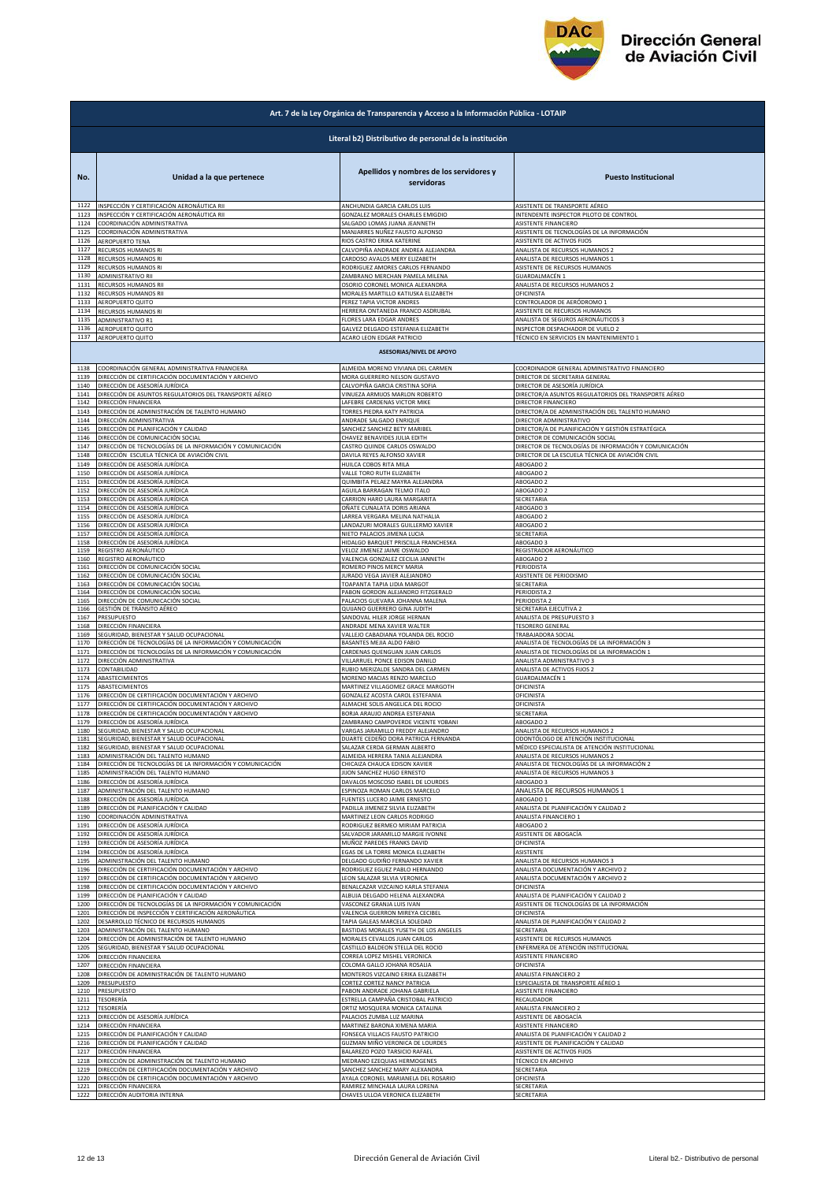**Dirección General de Aviación Civil**

## Art. 7 de la Ley Orgánica de Transparencia y Acceso a la Información Pública - LOTAIP

### Literal b2) Distributivo de personal de la institución

| No. | Unidad a la que pertenece | Apellidos y nombres de los servidores y servidoras | Puesto Institucional |
|---|---|---|---|
| 1122 | INSPECCIÓN Y CERTIFICACIÓN AERONÁUTICA RII | ANCHUNDIA GARCIA CARLOS LUIS | ASISTENTE DE TRANSPORTE AÉREO |
| 1123 | INSPECCIÓN Y CERTIFICACIÓN AERONÁUTICA RII | GONZALEZ MORALES CHARLES EMIGDIO | INTENDENTE INSPECTOR PILOTO DE CONTROL |
| 1124 | COORDINACIÓN ADMINISTRATIVA | SALGADO LOMAS JUANA JEANNETH | ASISTENTE FINANCIERO |
| 1125 | COORDINACIÓN ADMINISTRATIVA | MANJARRES NUÑEZ FAUSTO ALFONSO | ASISTENTE DE TECNOLOGÍAS DE LA INFORMACIÓN |
| 1126 | AEROPUERTO TENA | RIOS CASTRO ERIKA KATERINE | ASISTENTE DE ACTIVOS FIJOS |
| 1127 | RECURSOS HUMANOS RI | CALVOPIÑA ANDRADE ANDREA ALEJANDRA | ANALISTA DE RECURSOS HUMANOS 2 |
| 1128 | RECURSOS HUMANOS RI | CARDOSO AVALOS MERY ELIZABETH | ANALISTA DE RECURSOS HUMANOS 1 |
| 1129 | RECURSOS HUMANOS RI | RODRIGUEZ AMORES CARLOS FERNANDO | ASISTENTE DE RECURSOS HUMANOS |
| 1130 | ADMINISTRATIVO RII | ZAMBRANO MERCHAN PAMELA MILENA | GUARDALMACÉN 1 |
| 1131 | RECURSOS HUMANOS RII | OSORIO CORONEL MONICA ALEXANDRA | ANALISTA DE RECURSOS HUMANOS 2 |
| 1132 | RECURSOS HUMANOS RII | MORALES MARTILLO KATIUSKA ELIZABETH | OFICINISTA |
| 1133 | AEROPUERTO QUITO | PEREZ TAPIA VICTOR ANDRES | CONTROLADOR DE AERÓDROMO 1 |
| 1134 | RECURSOS HUMANOS RI | HERRERA ONTANEDA FRANCO ASDRUBAL | ASISTENTE DE RECURSOS HUMANOS |
| 1135 | ADMINISTRATIVO R1 | FLORES LARA EDGAR ANDRES | ANALISTA DE SEGUROS AERONÁUTICOS 3 |
| 1136 | AEROPUERTO QUITO | GALVEZ DELGADO ESTEFANIA ELIZABETH | INSPECTOR DESPACHADOR DE VUELO 2 |
| 1137 | AEROPUERTO QUITO | ACARO LEON EDGAR PATRICIO | TÉCNICO EN SERVICIOS EN MANTENIMIENTO 1 |
| | **ASESORIAS/NIVEL DE APOYO** | | |
| 1138 | COORDINACIÓN GENERAL ADMINISTRATIVA FINANCIERA | ALMEIDA MORENO VIVIANA DEL CARMEN | COORDINADOR GENERAL ADMINISTRATIVO FINANCIERO |
| 1139 | DIRECCIÓN DE CERTIFICACIÓN DOCUMENTACIÓN Y ARCHIVO | MORA GUERRERO NELSON GUSTAVO | DIRECTOR DE SECRETARIA GENERAL |
| 1140 | DIRECCIÓN DE ASESORÍA JURÍDICA | CALVOPIÑA GARCIA CRISTINA SOFIA | DIRECTOR DE ASESORÍA JURÍDICA |
| 1141 | DIRECCIÓN DE ASUNTOS REGULATORIOS DEL TRANSPORTE AÉREO | VINUEZA ARMIJOS MARLON ROBERTO | DIRECTOR/A ASUNTOS REGULATORIOS DEL TRANSPORTE AÉREO |
| 1142 | DIRECCIÓN FINANCIERA | LAFEBRE CARDENAS VICTOR MIKE | DIRECTOR FINANCIERO |
| 1143 | DIRECCIÓN DE ADMINISTRACIÓN DE TALENTO HUMANO | TORRES PIEDRA KATY PATRICIA | DIRECTOR/A DE ADMINISTRACIÓN DEL TALENTO HUMANO |
| 1144 | DIRECCIÓN ADMINISTRATIVA | ANDRADE SALGADO ENRIQUE | DIRECTOR ADMINISTRATIVO |
| 1145 | DIRECCIÓN DE PLANIFICACIÓN Y CALIDAD | SANCHEZ SANCHEZ BETY MARIBEL | DIRECTOR/A DE PLANIFICACIÓN Y GESTIÓN ESTRATÉGICA |
| 1146 | DIRECCIÓN DE COMUNICACIÓN SOCIAL | CHAVEZ BENAVIDES JULIA EDITH | DIRECTOR DE COMUNICACIÓN SOCIAL |
| 1147 | DIRECCIÓN DE TECNOLOGÍAS DE LA INFORMACIÓN Y COMUNICACIÓN | CASTRO QUINDE CARLOS OSWALDO | DIRECTOR DE TECNOLOGÍAS DE INFORMACIÓN Y COMUNICACIÓN |
| 1148 | DIRECCIÓN ESCUELA TÉCNICA DE AVIACIÓN CIVIL | DAVILA REYES ALFONSO XAVIER | DIRECTOR DE LA ESCUELA TÉCNICA DE AVIACIÓN CIVIL |
| 1149 | DIRECCIÓN DE ASESORÍA JURÍDICA | HUILCA COBOS RITA MILA | ABOGADO 2 |
| 1150 | DIRECCIÓN DE ASESORÍA JURÍDICA | VALLE TORO RUTH ELIZABETH | ABOGADO 2 |
| 1151 | DIRECCIÓN DE ASESORÍA JURÍDICA | QUIMBITA PELAEZ MAYRA ALEJANDRA | ABOGADO 2 |
| 1152 | DIRECCIÓN DE ASESORÍA JURÍDICA | AGUILA BARRAGAN TELMO ITALO | ABOGADO 2 |
| 1153 | DIRECCIÓN DE ASESORÍA JURÍDICA | CARRION HARO LAURA MARGARITA | SECRETARIA |
| 1154 | DIRECCIÓN DE ASESORÍA JURÍDICA | OÑATE CUNALATA DORIS ARIANA | ABOGADO 3 |
| 1155 | DIRECCIÓN DE ASESORÍA JURÍDICA | LARREA VERGARA MELINA NATHALIA | ABOGADO 2 |
| 1156 | DIRECCIÓN DE ASESORÍA JURÍDICA | LANDAZURI MORALES GUILLERMO XAVIER | ABOGADO 2 |
| 1157 | DIRECCIÓN DE ASESORÍA JURÍDICA | NIETO PALACIOS JIMENA LUCIA | SECRETARIA |
| 1158 | DIRECCIÓN DE ASESORÍA JURÍDICA | HIDALGO BARQUET PRISCILLA FRANCHESKA | ABOGADO 3 |
| 1159 | REGISTRO AERONÁUTICO | VELOZ JIMENEZ JAIME OSWALDO | REGISTRADOR AERONÁUTICO |
| 1160 | REGISTRO AERONÁUTICO | VALENCIA GONZALEZ CECILIA JANNETH | ABOGADO 2 |
| 1161 | DIRECCIÓN DE COMUNICACIÓN SOCIAL | ROMERO PINOS MERCY MARIA | PERIODISTA |
| 1162 | DIRECCIÓN DE COMUNICACIÓN SOCIAL | JURADO VEGA JAVIER ALEJANDRO | ASISTENTE DE PERIODISMO |
| 1163 | DIRECCIÓN DE COMUNICACIÓN SOCIAL | TOAPANTA TAPIA LIDIA MARGOT | SECRETARIA |
| 1164 | DIRECCIÓN DE COMUNICACIÓN SOCIAL | PABON GORDON ALEJANDRO FITZGERALD | PERIODISTA 2 |
| 1165 | DIRECCIÓN DE COMUNICACIÓN SOCIAL | PALACIOS GUEVARA JOHANNA MALENA | PERIODISTA 2 |
| 1166 | GESTIÓN DE TRÁNSITO AÉREO | QUIJANO GUERRERO GINA JUDITH | SECRETARIA EJECUTIVA 2 |
| 1167 | PRESUPUESTO | SANDOVAL HILER JORGE HERNAN | ANALISTA DE PRESUPUESTO 3 |
| 1168 | DIRECCIÓN FINANCIERA | ANDRADE MENA XAVIER WALTER | TESORERO GENERAL |
| 1169 | SEGURIDAD, BIENESTAR Y SALUD OCUPACIONAL | VALLEJO CABADIANA YOLANDA DEL ROCIO | TRABAJADORA SOCIAL |
| 1170 | DIRECCIÓN DE TECNOLOGÍAS DE LA INFORMACIÓN Y COMUNICACIÓN | BASANTES MEJIA ALDO FABIO | ANALISTA DE TECNOLOGÍAS DE LA INFORMACIÓN 3 |
| 1171 | DIRECCIÓN DE TECNOLOGÍAS DE LA INFORMACIÓN Y COMUNICACIÓN | CARDENAS QUENGUAN JUAN CARLOS | ANALISTA DE TECNOLOGÍAS DE LA INFORMACIÓN 1 |
| 1172 | DIRECCIÓN ADMINISTRATIVA | VILLARRUEL PONCE EDISON DANILO | ANALISTA ADMINISTRATIVO 3 |
| 1173 | CONTABILIDAD | RUBIO MERIZALDE SANDRA DEL CARMEN | ANALISTA DE ACTIVOS FIJOS 2 |
| 1174 | ABASTECIMIENTOS | MORENO MACIAS RENZO MARCELO | GUARDALMACÉN 1 |
| 1175 | ABASTECIMIENTOS | MARTINEZ VILLAGOMEZ GRACE MARGOTH | OFICINISTA |
| 1176 | DIRECCIÓN DE CERTIFICACIÓN DOCUMENTACIÓN Y ARCHIVO | GONZALEZ ACOSTA CAROL ESTEFANIA | OFICINISTA |
| 1177 | DIRECCIÓN DE CERTIFICACIÓN DOCUMENTACIÓN Y ARCHIVO | ALMACHE SOLIS ANGELICA DEL ROCIO | OFICINISTA |
| 1178 | DIRECCIÓN DE CERTIFICACIÓN DOCUMENTACIÓN Y ARCHIVO | BORJA ARAUJO ANDREA ESTEFANIA | SECRETARIA |
| 1179 | DIRECCIÓN DE ASESORÍA JURÍDICA | ZAMBRANO CAMPOVERDE VICENTE YOBANI | ABOGADO 2 |
| 1180 | SEGURIDAD, BIENESTAR Y SALUD OCUPACIONAL | VARGAS JARAMILLO FREDDY ALEJANDRO | ANALISTA DE RECURSOS HUMANOS 2 |
| 1181 | SEGURIDAD, BIENESTAR Y SALUD OCUPACIONAL | DUARTE CEDEÑO DORA PATRICIA FERNANDA | ODONTÓLOGO DE ATENCIÓN INSTITUCIONAL |
| 1182 | SEGURIDAD, BIENESTAR Y SALUD OCUPACIONAL | SALAZAR CERDA GERMAN ALBERTO | MÉDICO ESPECIALISTA DE ATENCIÓN INSTITUCIONAL |
| 1183 | ADMINISTRACIÓN DEL TALENTO HUMANO | ALMEIDA HERRERA TANIA ALEJANDRA | ANALISTA DE RECURSOS HUMANOS 2 |
| 1184 | DIRECCIÓN DE TECNOLOGÍAS DE LA INFORMACIÓN Y COMUNICACIÓN | CHICAIZA CHAUCA EDISON XAVIER | ANALISTA DE TECNOLOGÍAS DE LA INFORMACIÓN 2 |
| 1185 | ADMINISTRACIÓN DEL TALENTO HUMANO | JIJON SANCHEZ HUGO ERNESTO | ANALISTA DE RECURSOS HUMANOS 3 |
| 1186 | DIRECCIÓN DE ASESORÍA JURÍDICA | DAVALOS MOSCOSO ISABEL DE LOURDES | ABOGADO 3 |
| 1187 | ADMINISTRACIÓN DEL TALENTO HUMANO | ESPINOZA ROMAN CARLOS MARCELO | ANALISTA DE RECURSOS HUMANOS 1 |
| 1188 | DIRECCIÓN DE ASESORÍA JURÍDICA | FUENTES LUCERO JAIME ERNESTO | ABOGADO 1 |
| 1189 | DIRECCIÓN DE PLANIFICACIÓN Y CALIDAD | PADILLA JIMENEZ SILVIA ELIZABETH | ANALISTA DE PLANIFICACIÓN Y CALIDAD 2 |
| 1190 | COORDINACIÓN ADMINISTRATIVA | MARTINEZ LEON CARLOS RODRIGO | ANALISTA FINANCIERO 1 |
| 1191 | DIRECCIÓN DE ASESORÍA JURÍDICA | RODRIGUEZ BERMEO MIRIAM PATRICIA | ABOGADO 2 |
| 1192 | DIRECCIÓN DE ASESORÍA JURÍDICA | SALVADOR JARAMILLO MARGIE IVONNE | ASISTENTE DE ABOGACÍA |
| 1193 | DIRECCIÓN DE ASESORÍA JURÍDICA | MUÑOZ PAREDES FRANKS DAVID | OFICINISTA |
| 1194 | DIRECCIÓN DE ASESORÍA JURÍDICA | EGAS DE LA TORRE MONICA ELIZABETH | ASISTENTE |
| 1195 | ADMINISTRACIÓN DEL TALENTO HUMANO | DELGADO GUDIÑO FERNANDO XAVIER | ANALISTA DE RECURSOS HUMANOS 3 |
| 1196 | DIRECCIÓN DE CERTIFICACIÓN DOCUMENTACIÓN Y ARCHIVO | RODRIGUEZ EGUEZ PABLO HERNANDO | ANALISTA DOCUMENTACIÓN Y ARCHIVO 2 |
| 1197 | DIRECCIÓN DE CERTIFICACIÓN DOCUMENTACIÓN Y ARCHIVO | LEON SALAZAR SILVIA VERONICA | ANALISTA DOCUMENTACIÓN Y ARCHIVO 2 |
| 1198 | DIRECCIÓN DE CERTIFICACIÓN DOCUMENTACIÓN Y ARCHIVO | BENALCAZAR VIZCAINO KARLA STEFANIA | OFICINISTA |
| 1199 | DIRECCIÓN DE PLANIFICACIÓN Y CALIDAD | ALBUJA DELGADO HELENA ALEXANDRA | ANALISTA DE PLANIFICACIÓN Y CALIDAD 2 |
| 1200 | DIRECCIÓN DE TECNOLOGÍAS DE LA INFORMACIÓN Y COMUNICACIÓN | VASCONEZ GRANJA LUIS IVAN | ASISTENTE DE TECNOLOGÍAS DE LA INFORMACIÓN |
| 1201 | DIRECCIÓN DE INSPECCIÓN Y CERTIFICACIÓN AERONÁUTICA | VALENCIA GUERRON MIREYA CECIBEL | OFICINISTA |
| 1202 | DESARROLLO TÉCNICO DE RECURSOS HUMANOS | TAPIA GALEAS MARCELA SOLEDAD | ANALISTA DE PLANIFICACIÓN Y CALIDAD 2 |
| 1203 | ADMINISTRACIÓN DEL TALENTO HUMANO | BASTIDAS MORALES YUSETH DE LOS ANGELES | SECRETARIA |
| 1204 | DIRECCIÓN DE ADMINISTRACIÓN DE TALENTO HUMANO | MORALES CEVALLOS JUAN CARLOS | ASISTENTE DE RECURSOS HUMANOS |
| 1205 | SEGURIDAD, BIENESTAR Y SALUD OCUPACIONAL | CASTILLO BALDEON STELLA DEL ROCIO | ENFERMERA DE ATENCIÓN INSTITUCIONAL |
| 1206 | DIRECCIÓN FINANCIERA | CORREA LOPEZ MISHEL VERONICA | ASISTENTE FINANCIERO |
| 1207 | DIRECCIÓN FINANCIERA | COLOMA GALLO JOHANA ROSALIA | OFICINISTA |
| 1208 | DIRECCIÓN DE ADMINISTRACIÓN DE TALENTO HUMANO | MONTEROS VIZCAINO ERIKA ELIZABETH | ANALISTA FINANCIERO 2 |
| 1209 | PRESUPUESTO | CORTEZ CORTEZ NANCY PATRICIA | ESPECIALISTA DE TRANSPORTE AÉREO 1 |
| 1210 | PRESUPUESTO | PABON ANDRADE JOHANA GABRIELA | ASISTENTE FINANCIERO |
| 1211 | TESORERÍA | ESTRELLA CAMPAÑA CRISTOBAL PATRICIO | RECAUDADOR |
| 1212 | TESORERÍA | ORTIZ MOSQUERA MONICA CATALINA | ANALISTA FINANCIERO 2 |
| 1213 | DIRECCIÓN DE ASESORÍA JURÍDICA | PALACIOS ZUMBA LUZ MARINA | ASISTENTE DE ABOGACÍA |
| 1214 | DIRECCIÓN FINANCIERA | MARTINEZ BARONA XIMENA MARIA | ASISTENTE FINANCIERO |
| 1215 | DIRECCIÓN DE PLANIFICACIÓN Y CALIDAD | FONSECA VILLACIS FAUSTO PATRICIO | ANALISTA DE PLANIFICACIÓN Y CALIDAD 2 |
| 1216 | DIRECCIÓN DE PLANIFICACIÓN Y CALIDAD | GUZMAN MIÑO VERONICA DE LOURDES | ASISTENTE DE PLANIFICACIÓN Y CALIDAD |
| 1217 | DIRECCIÓN FINANCIERA | BALAREZO POZO TARSICIO RAFAEL | ASISTENTE DE ACTIVOS FIJOS |
| 1218 | DIRECCIÓN DE ADMINISTRACIÓN DE TALENTO HUMANO | MEDRANO EZEQUIAS HERMOGENES | TÉCNICO EN ARCHIVO |
| 1219 | DIRECCIÓN DE CERTIFICACIÓN DOCUMENTACIÓN Y ARCHIVO | SANCHEZ SANCHEZ MARY ALEXANDRA | SECRETARIA |
| 1220 | DIRECCIÓN DE CERTIFICACIÓN DOCUMENTACIÓN Y ARCHIVO | AYALA CORONEL MARIANELA DEL ROSARIO | OFICINISTA |
| 1221 | DIRECCIÓN FINANCIERA | RAMIREZ MINCHALA LAURA LORENA | SECRETARIA |
| 1222 | DIRECCIÓN AUDITORIA INTERNA | CHAVES ULLOA VERONICA ELIZABETH | SECRETARIA |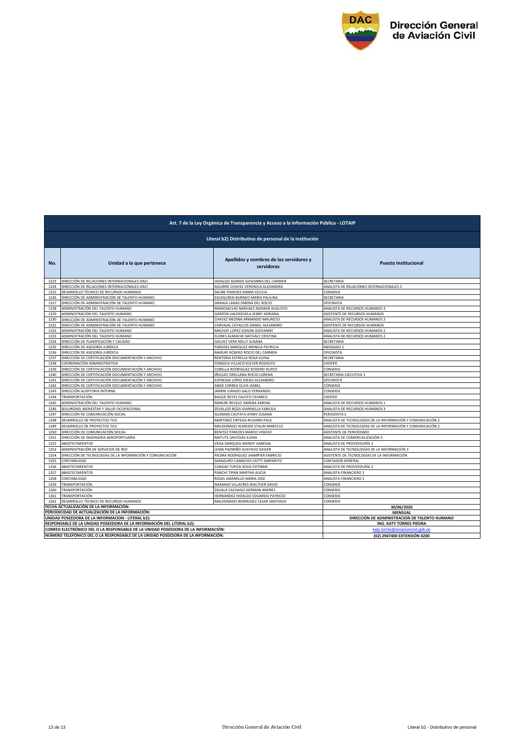**Dirección General de Aviación Civil**

| Art. 7 de la Ley Orgánica de Transparencia y Acceso a la Información Pública - LOTAIP | | | |
|---|---|---|---|
| Literal b2) Distributivo de personal de la institución | | | |
| No. | Unidad a la que pertenece | Apellidos y nombres de los servidores y servidoras | Puesto Institucional |
| 1223 | DIRECCIÓN DE RELACIONES INTERNACIONALES OACI | HIDALGO AZANZA GIOVANNA DEL CARMEN | SECRETARIA |
| 1224 | DIRECCIÓN DE RELACIONES INTERNACIONALES OACI | AGUIRRE CHAVEZ VERONICA ALEXANDRA | ANALISTA DE RELACIONES INTERNACIONALES 3 |
| 1225 | DESARROLLO TÉCNICO DE RECURSOS HUMANOS | SALME PAREDES EMMA CECILIA | CONSERJE |
| 1226 | DIRECCIÓN DE ADMINISTRACIÓN DE TALENTO HUMANO | EGUIGUREN BURNEO MARIA PAULINA | SECRETARIA |
| 1227 | DIRECCIÓN DE ADMINISTRACIÓN DE TALENTO HUMANO | GRANJA LANAS JIMENA DEL ROCIO | OFICINISTA |
| 1228 | ADMINISTRACIÓN DEL TALENTO HUMANO | MANOSALVAS NARVAEZ ADEMAR AUGUSTO | ANALISTA DE RECURSOS HUMANOS 3 |
| 1229 | ADMINISTRACIÓN DEL TALENTO HUMANO | GARZON VALENZUELA JENNY ADRIANA | ASISTENTE DE RECURSOS HUMANOS |
| 1230 | DIRECCIÓN DE ADMINISTRACIÓN DE TALENTO HUMANO | CHAVEZ MEDINA ARMANDO MAURICIO | ANALISTA DE RECURSOS HUMANOS 2 |
| 1231 | DIRECCIÓN DE ADMINISTRACIÓN DE TALENTO HUMANO | CARVAJAL CEVALLOS DANIEL ALEJANDRO | ASISTENTE DE RECURSOS HUMANOS |
| 1232 | ADMINISTRACIÓN DEL TALENTO HUMANO | MACHAY LOPEZ EDISON GIOVANNY | ANALISTA DE RECURSOS HUMANOS 2 |
| 1233 | ADMINISTRACIÓN DEL TALENTO HUMANO | FLORES ALMACHE NATHALY CRISTINA | ANALISTA DE RECURSOS HUMANOS 2 |
| 1234 | DIRECCIÓN DE PLANIFICACIÓN Y CALIDAD | GALVEZ VERA NELLY SUSANA | SECRETARIA |
| 1235 | DIRECCIÓN DE ASESORÍA JURÍDICA | PAREDES MARQUEZ MONICA PATRICIA | ABOGADO 2 |
| 1236 | DIRECCIÓN DE ASESORÍA JURÍDICA | MARURI ROSERO ROCIO DEL CARMEN | OFICINISTA |
| 1237 | DIRECCIÓN DE CERTIFICACIÓN DOCUMENTACIÓN Y ARCHIVO | RENTERIA ESTRELLA ROSA ELENA | SECRETARIA |
| 1238 | COORDINACIÓN ADMINISTRATIVA | FONSECA VILLACIS KLEVER RODOLFO | CHOFER |
| 1239 | DIRECCIÓN DE CERTIFICACIÓN DOCUMENTACIÓN Y ARCHIVO | CORELLA RODRIGUEZ RODDNY RUFFO | CONSERJE |
| 1240 | DIRECCIÓN DE CERTIFICACIÓN DOCUMENTACIÓN Y ARCHIVO | IÑIGUEZ ORELLANA ROCIO LORENA | SECRETARIA EJECUTIVA 1 |
| 1241 | DIRECCIÓN DE CERTIFICACIÓN DOCUMENTACIÓN Y ARCHIVO | ESPINOSA LOPEZ DIEGO ALEJANDRO | OFICINISTA |
| 1242 | DIRECCIÓN DE CERTIFICACIÓN DOCUMENTACIÓN Y ARCHIVO | ABAD CORREA ELVIA ISABEL | CONSERJE |
| 1243 | DIRECCIÓN AUDITORIA INTERNA | JARRIN JURADO GALO FERNANDO | CONSERJE |
| 1244 | TRANSPORTACIÓN | BAQUE REYES FAUSTO CESAREO | CHOFER |
| 1245 | ADMINISTRACIÓN DEL TALENTO HUMANO | MARURI REVELO XIMENA KARINA | ANALISTA DE RECURSOS HUMANOS 1 |
| 1246 | SEGURIDAD, BIENESTAR Y SALUD OCUPACIONAL | ZEVALLOS BOZA GIANNELLA FABIOLA | ANALISTA DE RECURSOS HUMANOS 3 |
| 1247 | DIRECCIÓN DE COMUNICACIÓN SOCIAL | GUZMAN CACPATA JENNY SUSANA | PERIODISTA 2 |
| 1248 | DESARROLLO DE PROYECTOS TICS | MARTINEZ ORTEGA RICHARD PAUL | ANALISTA DE TECNOLOGÍAS DE LA INFORMACIÓN Y COMUNICACIÓN 2 |
| 1249 | DESARROLLO DE PROYECTOS TICS | MALDONADO ALMEIDA STALIN MARCELO | ANALISTA DE TECNOLOGÍAS DE LA INFORMACIÓN Y COMUNICACIÓN 2 |
| 1250 | DIRECCIÓN DE COMUNICACIÓN SOCIAL | BENITEZ PAREDES MARCO VINICIO | ASISTENTE DE PERIODISMO |
| 1251 | DIRECCIÓN DE INGENIERÍA AEROPORTUARIA | MATUTE SAVICKAS ELENA | ANALISTA DE COMERCIALIZACIÓN 3 |
| 1252 | ABASTECIMIENTOS | VEGA DARQUEA WENDY VANESSA | ANALISTA DE PROVEEDURÍA 2 |
| 1253 | ADMINISTRACIÓN DE SERVICIOS DE RED | LEMA PAZMIÑO GUSTAVO XAVIER | ANALISTA DE TECNOLOGÍAS DE LA INFORMACIÓN 3 |
| 1254 | DIRECCIÓN DE TECNOLOGÍAS DE LA INFORMACIÓN Y COMUNICACIÓN | PIEDRA RODRIGUEZ JHAMPIER FABRICIO | ASISTENTE DE TECNOLOGÍAS DE LA INFORMACIÓN |
| 1255 | CONTABILIDAD | SARAGURO CAMACHO CATTY AMPARITO | CONTADOR GENERAL |
| 1256 | ABASTECIMIENTOS | CANGAS TUPIZA JESUS ESTEBAN | ANALISTA DE PROVEEDURÍA 2 |
| 1257 | ABASTECIMIENTOS | PANCHI TIPAN MARTHA ALICIA | ANALISTA FINANCIERO 1 |
| 1258 | CONTABILIDAD | ROJAS JARAMILLO MARIA JOSE | ANALISTA FINANCIERO 2 |
| 1259 | TRANSPORTACIÓN | NARANJO VILLACRES WALTHER DAVID | CONSERJE |
| 1260 | TRANSPORTACIÓN | ZAVALA CACHAGO GERMAN ANDRES | CONSERJE |
| 1261 | TRANSPORTACIÓN | HERNANDEZ HIDALGO EDUARDO PATRICIO | CONSERJE |
| 1262 | DESARROLLO TÉCNICO DE RECURSOS HUMANOS | MALDONADO BERMUDEZ CESAR SANTIAGO | CONSERJE |
| FECHA ACTUALIZACIÓN DE LA INFORMACIÓN: | | | 30/06/2020 |
| PERIODICIDAD DE ACTUALIZACIÓN DE LA INFORMACIÓN: | | | MENSUAL |
| UNIDAD POSEEDORA DE LA INFORMACION - LITERAL b2): | | | DIRECCIÓN DE ADMINISTRACION DE TALENTO HUMANO |
| RESPONSABLE DE LA UNIDAD POSEEDORA DE LA INFORMACIÓN DEL LITERAL b2): | | | ING. KATY TORRES PIEDRA |
| CORREO ELECTRÓNICO DEL O LA RESPONSABLE DE LA UNIDAD POSEEDORA DE LA INFORMACIÓN: | | | katy.torres@aviacioncivil.gob.ec |
| NÚMERO TELEFÓNICO DEL O LA RESPONSABLE DE LA UNIDAD POSEEDORA DE LA INFORMACIÓN: | | | (02) 2947400 EXTENSIÓN 4200 |